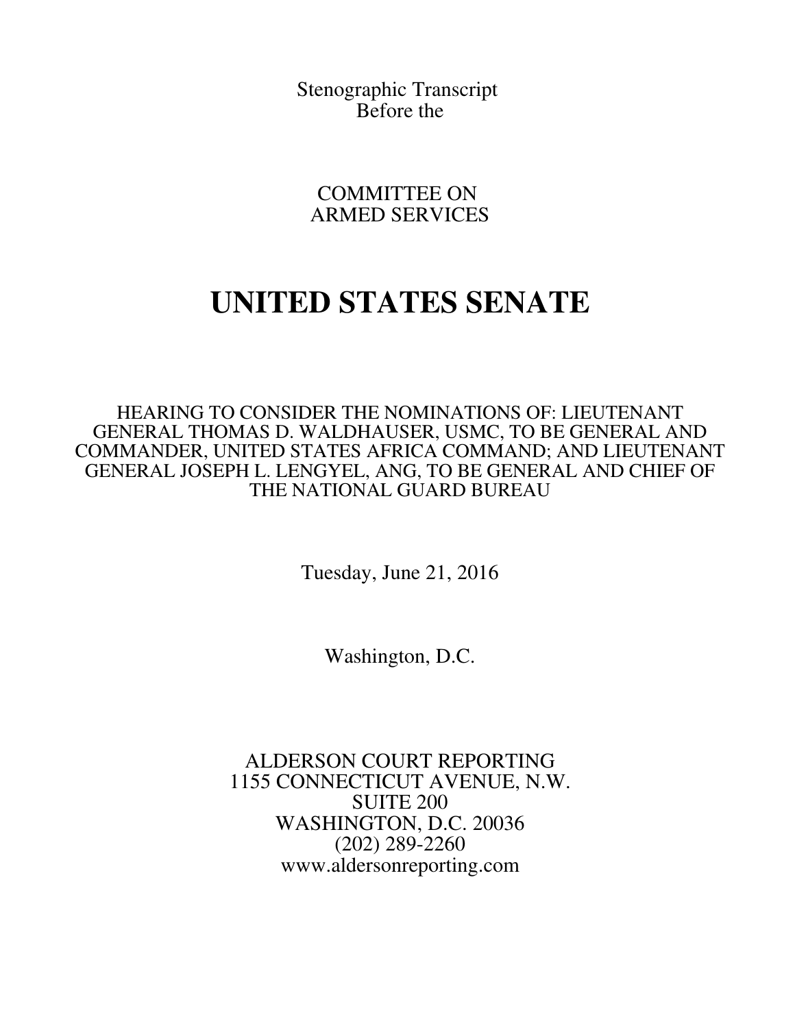Stenographic Transcript
Before the

COMMITTEE ON
ARMED SERVICES

# UNITED STATES SENATE

HEARING TO CONSIDER THE NOMINATIONS OF: LIEUTENANT GENERAL THOMAS D. WALDHAUSER, USMC, TO BE GENERAL AND COMMANDER, UNITED STATES AFRICA COMMAND; AND LIEUTENANT GENERAL JOSEPH L. LENGYEL, ANG, TO BE GENERAL AND CHIEF OF THE NATIONAL GUARD BUREAU

Tuesday, June 21, 2016

Washington, D.C.

ALDERSON COURT REPORTING
1155 CONNECTICUT AVENUE, N.W.
SUITE 200
WASHINGTON, D.C. 20036
(202) 289-2260
www.aldersonreporting.com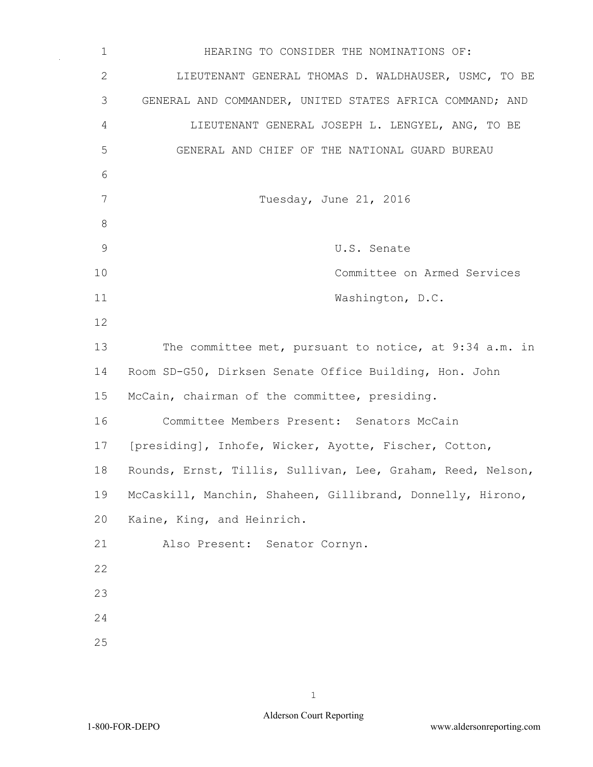HEARING TO CONSIDER THE NOMINATIONS OF:
LIEUTENANT GENERAL THOMAS D. WALDHAUSER, USMC, TO BE
GENERAL AND COMMANDER, UNITED STATES AFRICA COMMAND; AND
LIEUTENANT GENERAL JOSEPH L. LENGYEL, ANG, TO BE
GENERAL AND CHIEF OF THE NATIONAL GUARD BUREAU

Tuesday, June 21, 2016

U.S. Senate
Committee on Armed Services
Washington, D.C.

The committee met, pursuant to notice, at 9:34 a.m. in Room SD-G50, Dirksen Senate Office Building, Hon. John McCain, chairman of the committee, presiding.

Committee Members Present: Senators McCain [presiding], Inhofe, Wicker, Ayotte, Fischer, Cotton, Rounds, Ernst, Tillis, Sullivan, Lee, Graham, Reed, Nelson, McCaskill, Manchin, Shaheen, Gillibrand, Donnelly, Hirono, Kaine, King, and Heinrich.

Also Present: Senator Cornyn.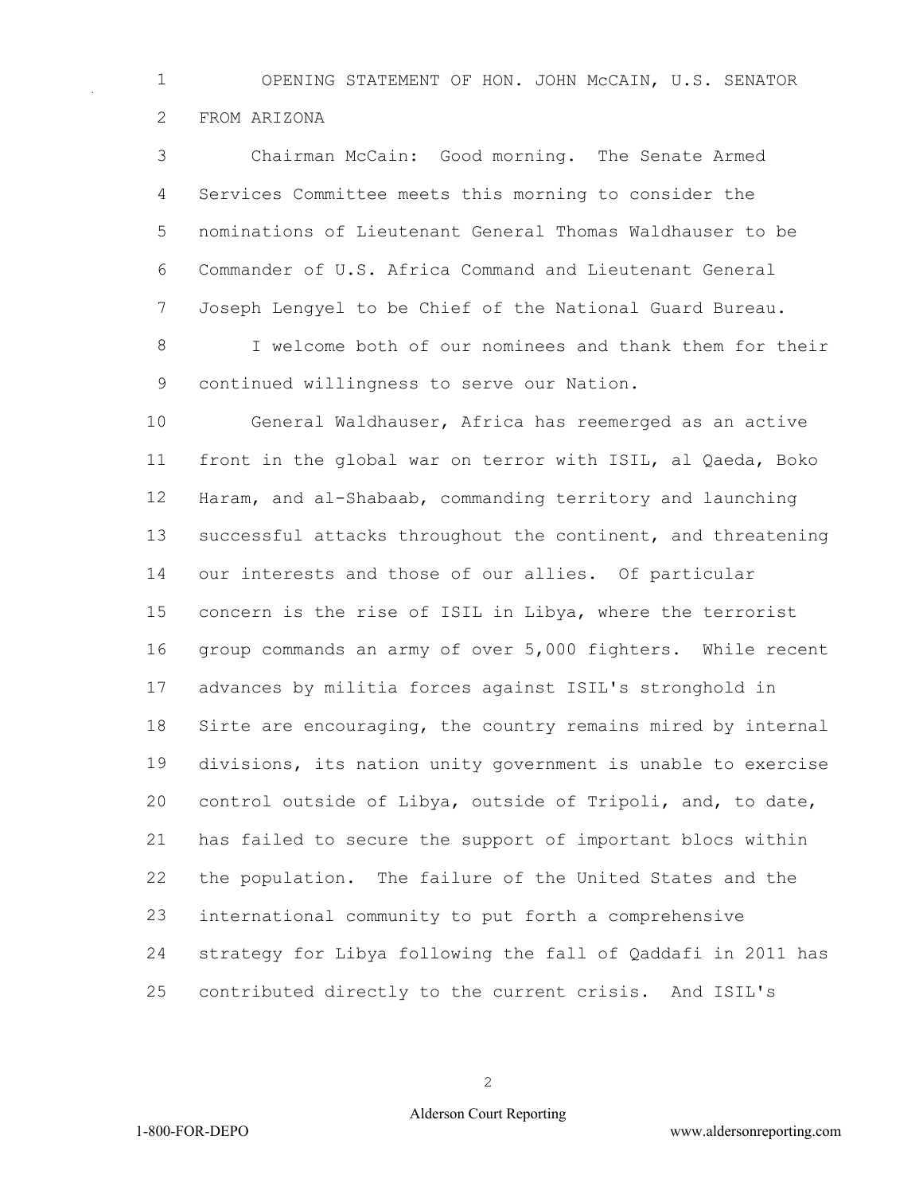OPENING STATEMENT OF HON. JOHN McCAIN, U.S. SENATOR FROM ARIZONA

Chairman McCain: Good morning. The Senate Armed Services Committee meets this morning to consider the nominations of Lieutenant General Thomas Waldhauser to be Commander of U.S. Africa Command and Lieutenant General Joseph Lengyel to be Chief of the National Guard Bureau.

I welcome both of our nominees and thank them for their continued willingness to serve our Nation.

General Waldhauser, Africa has reemerged as an active front in the global war on terror with ISIL, al Qaeda, Boko Haram, and al-Shabaab, commanding territory and launching successful attacks throughout the continent, and threatening our interests and those of our allies. Of particular concern is the rise of ISIL in Libya, where the terrorist group commands an army of over 5,000 fighters. While recent advances by militia forces against ISIL's stronghold in Sirte are encouraging, the country remains mired by internal divisions, its nation unity government is unable to exercise control outside of Libya, outside of Tripoli, and, to date, has failed to secure the support of important blocs within the population. The failure of the United States and the international community to put forth a comprehensive strategy for Libya following the fall of Qaddafi in 2011 has contributed directly to the current crisis. And ISIL's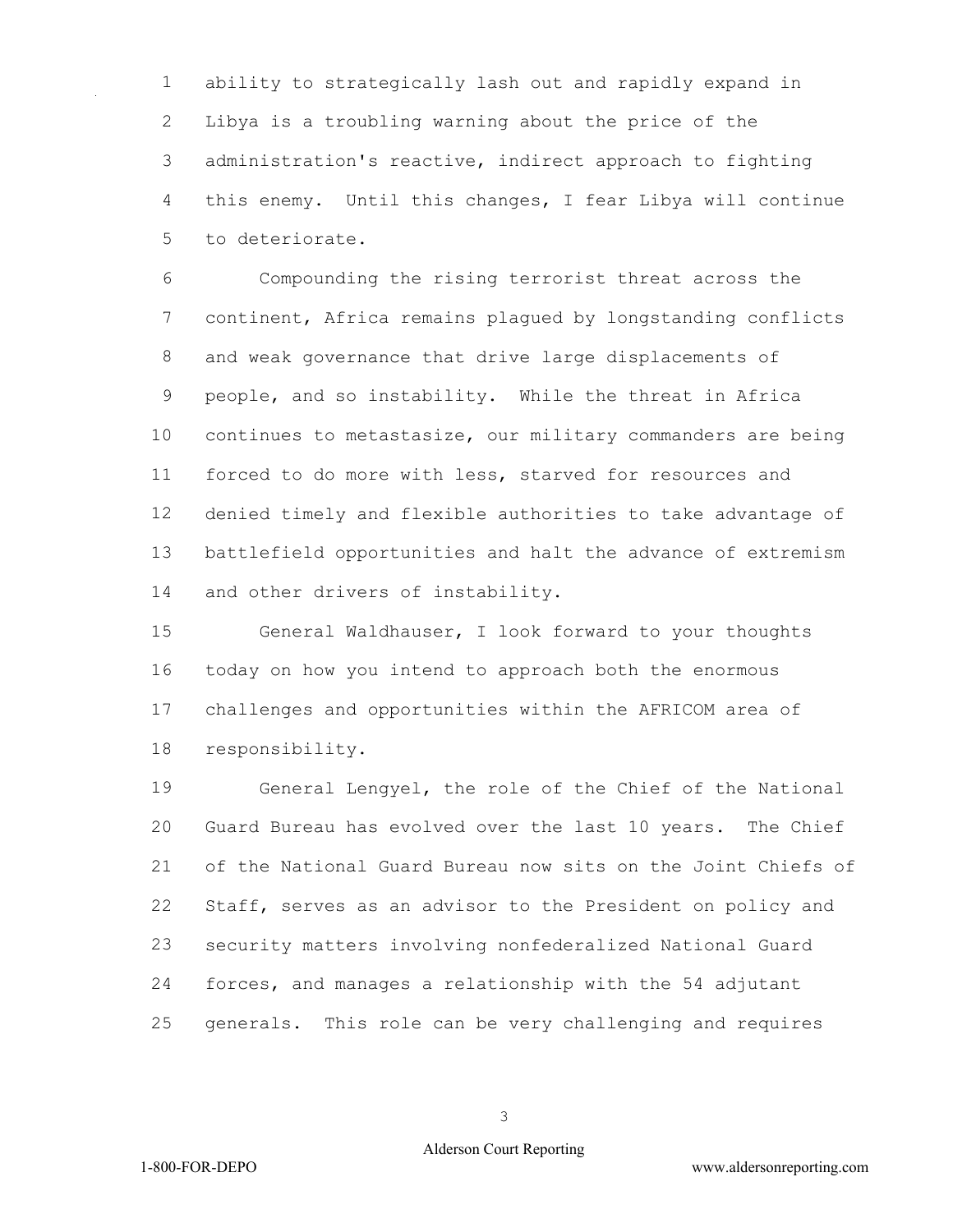ability to strategically lash out and rapidly expand in Libya is a troubling warning about the price of the administration's reactive, indirect approach to fighting this enemy. Until this changes, I fear Libya will continue to deteriorate.

Compounding the rising terrorist threat across the continent, Africa remains plagued by longstanding conflicts and weak governance that drive large displacements of people, and so instability. While the threat in Africa continues to metastasize, our military commanders are being forced to do more with less, starved for resources and denied timely and flexible authorities to take advantage of battlefield opportunities and halt the advance of extremism and other drivers of instability.

General Waldhauser, I look forward to your thoughts today on how you intend to approach both the enormous challenges and opportunities within the AFRICOM area of responsibility.

General Lengyel, the role of the Chief of the National Guard Bureau has evolved over the last 10 years. The Chief of the National Guard Bureau now sits on the Joint Chiefs of Staff, serves as an advisor to the President on policy and security matters involving nonfederalized National Guard forces, and manages a relationship with the 54 adjutant generals. This role can be very challenging and requires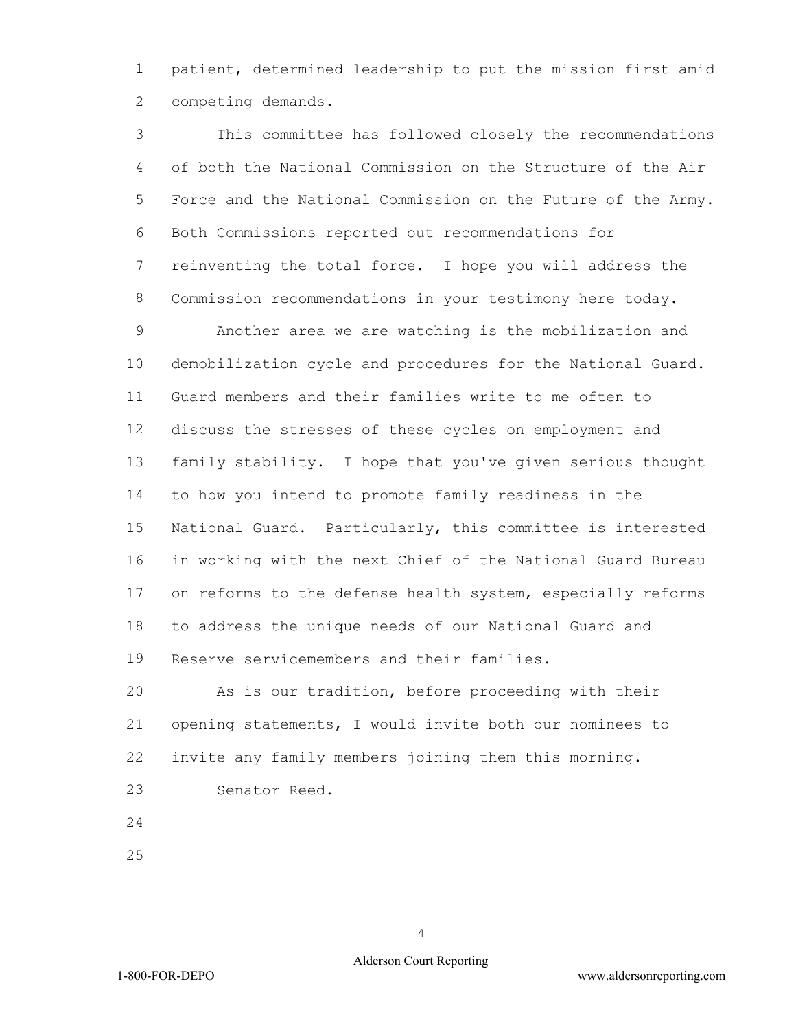patient, determined leadership to put the mission first amid competing demands.

This committee has followed closely the recommendations of both the National Commission on the Structure of the Air Force and the National Commission on the Future of the Army. Both Commissions reported out recommendations for reinventing the total force. I hope you will address the Commission recommendations in your testimony here today.

Another area we are watching is the mobilization and demobilization cycle and procedures for the National Guard. Guard members and their families write to me often to discuss the stresses of these cycles on employment and family stability. I hope that you've given serious thought to how you intend to promote family readiness in the National Guard. Particularly, this committee is interested in working with the next Chief of the National Guard Bureau on reforms to the defense health system, especially reforms to address the unique needs of our National Guard and Reserve servicemembers and their families.

As is our tradition, before proceeding with their opening statements, I would invite both our nominees to invite any family members joining them this morning.

Senator Reed.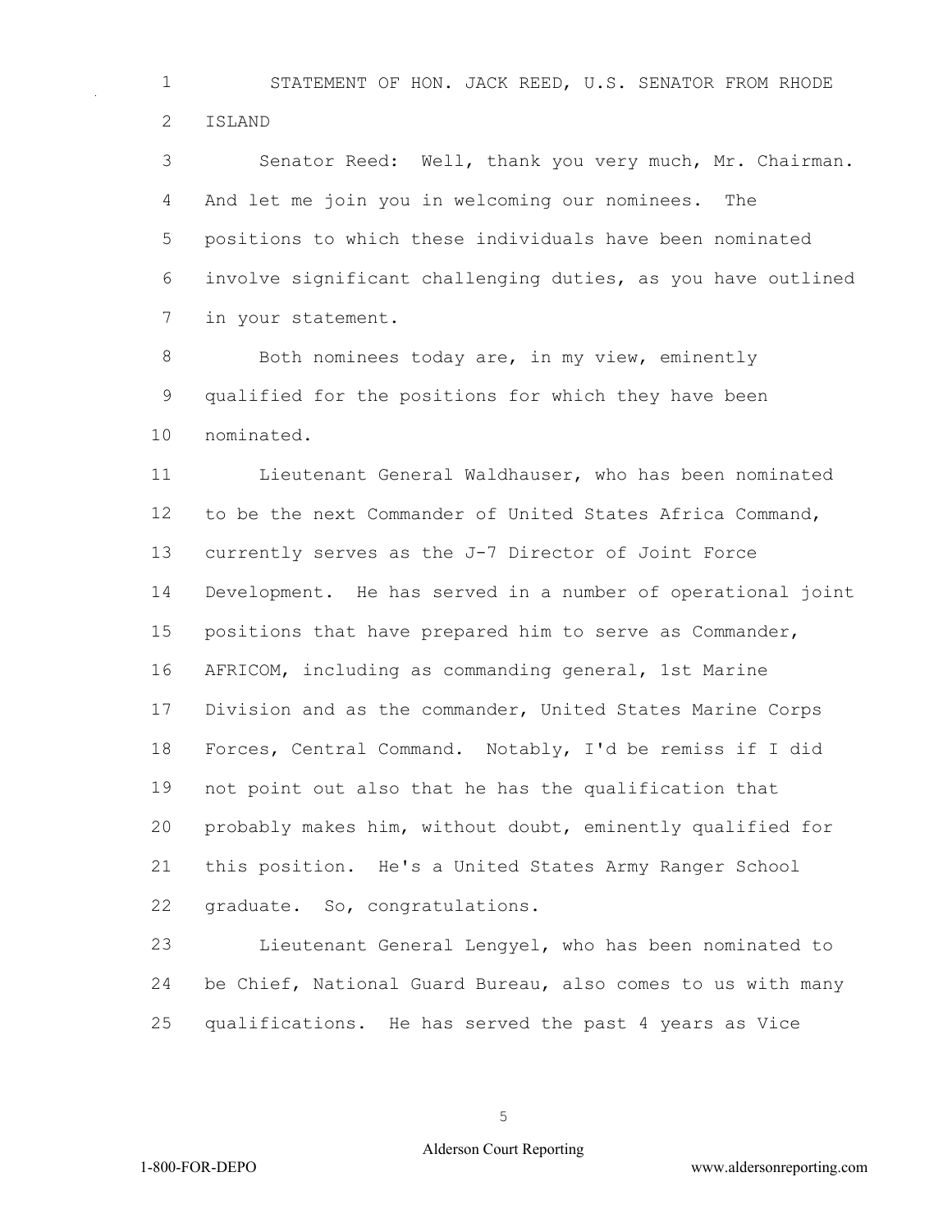STATEMENT OF HON. JACK REED, U.S. SENATOR FROM RHODE ISLAND

Senator Reed: Well, thank you very much, Mr. Chairman. And let me join you in welcoming our nominees. The positions to which these individuals have been nominated involve significant challenging duties, as you have outlined in your statement.

Both nominees today are, in my view, eminently qualified for the positions for which they have been nominated.

Lieutenant General Waldhauser, who has been nominated to be the next Commander of United States Africa Command, currently serves as the J-7 Director of Joint Force Development. He has served in a number of operational joint positions that have prepared him to serve as Commander, AFRICOM, including as commanding general, 1st Marine Division and as the commander, United States Marine Corps Forces, Central Command. Notably, I'd be remiss if I did not point out also that he has the qualification that probably makes him, without doubt, eminently qualified for this position. He's a United States Army Ranger School graduate. So, congratulations.

Lieutenant General Lengyel, who has been nominated to be Chief, National Guard Bureau, also comes to us with many qualifications. He has served the past 4 years as Vice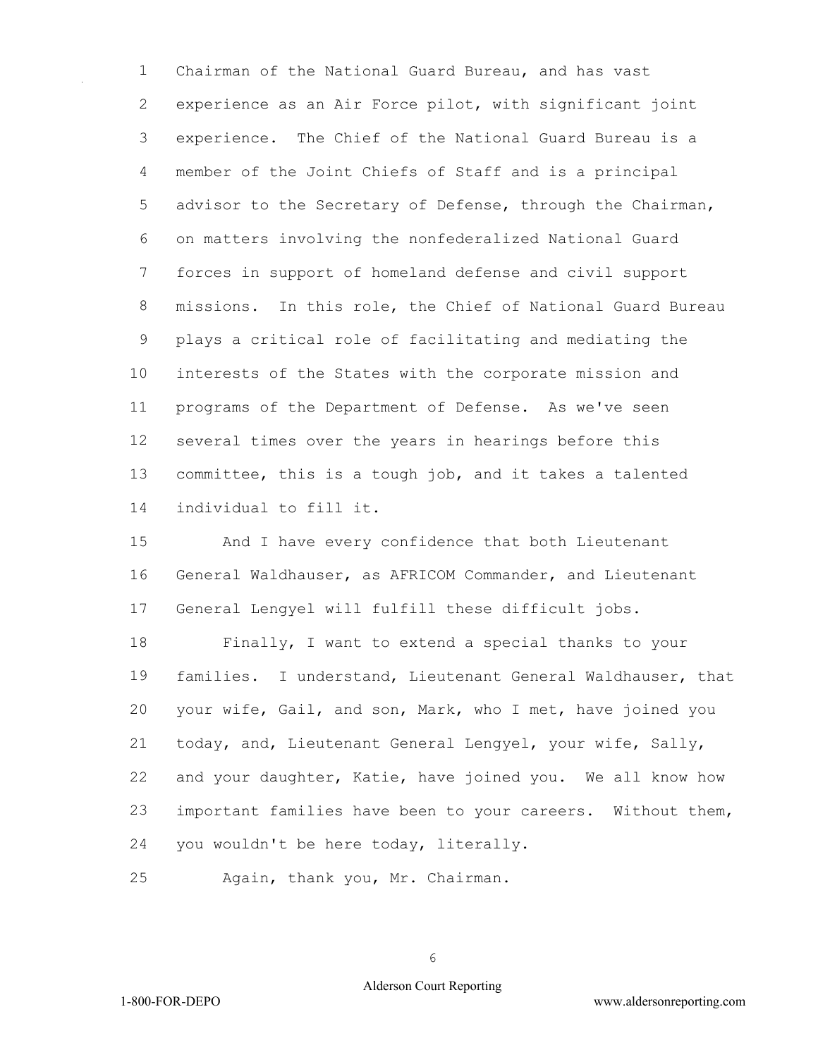Chairman of the National Guard Bureau, and has vast experience as an Air Force pilot, with significant joint experience. The Chief of the National Guard Bureau is a member of the Joint Chiefs of Staff and is a principal advisor to the Secretary of Defense, through the Chairman, on matters involving the nonfederalized National Guard forces in support of homeland defense and civil support missions. In this role, the Chief of National Guard Bureau plays a critical role of facilitating and mediating the interests of the States with the corporate mission and programs of the Department of Defense. As we've seen several times over the years in hearings before this committee, this is a tough job, and it takes a talented individual to fill it.

And I have every confidence that both Lieutenant General Waldhauser, as AFRICOM Commander, and Lieutenant General Lengyel will fulfill these difficult jobs.

Finally, I want to extend a special thanks to your families. I understand, Lieutenant General Waldhauser, that your wife, Gail, and son, Mark, who I met, have joined you today, and, Lieutenant General Lengyel, your wife, Sally, and your daughter, Katie, have joined you. We all know how important families have been to your careers. Without them, you wouldn't be here today, literally.

Again, thank you, Mr. Chairman.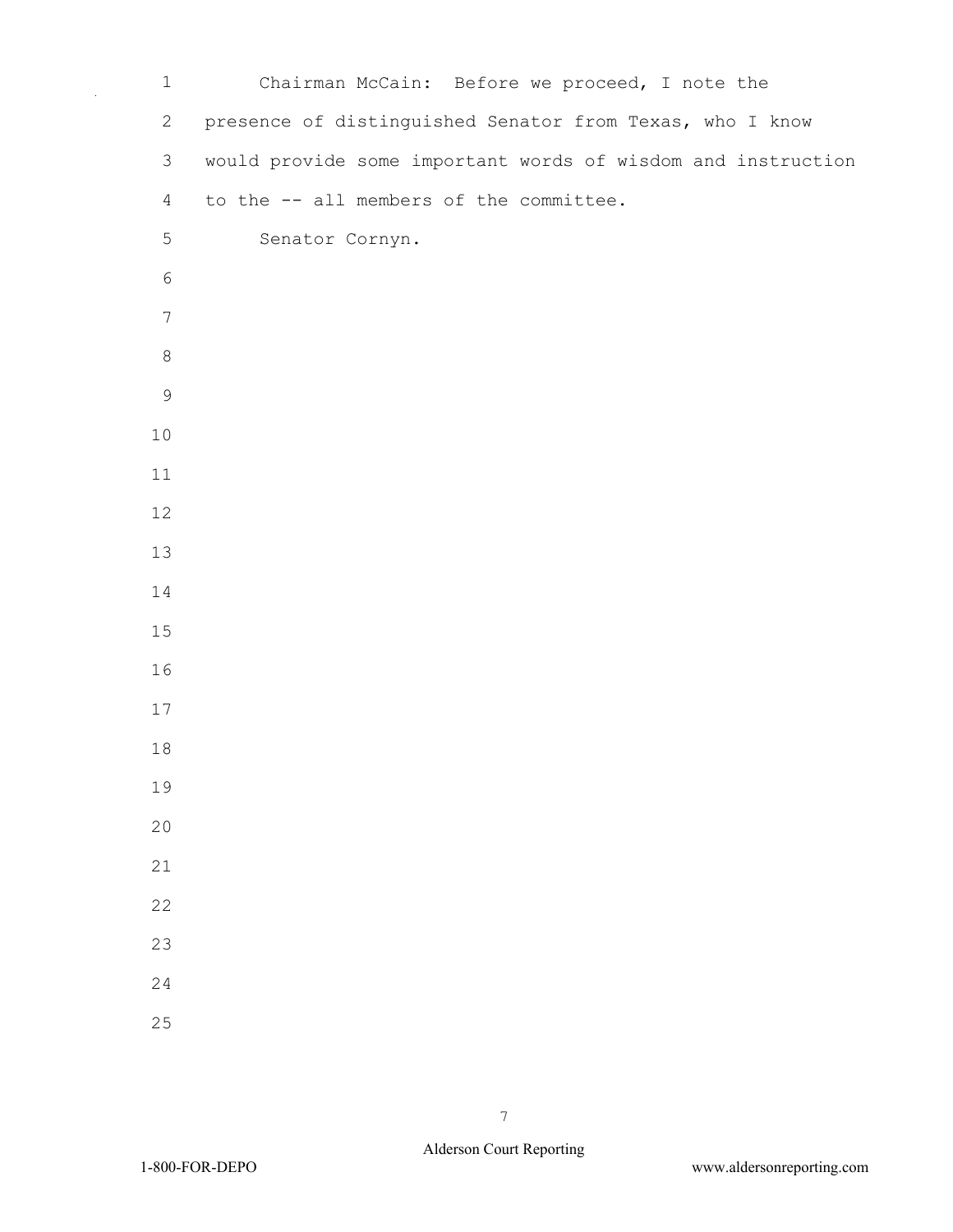Chairman McCain: Before we proceed, I note the presence of distinguished Senator from Texas, who I know would provide some important words of wisdom and instruction to the -- all members of the committee.

Senator Cornyn.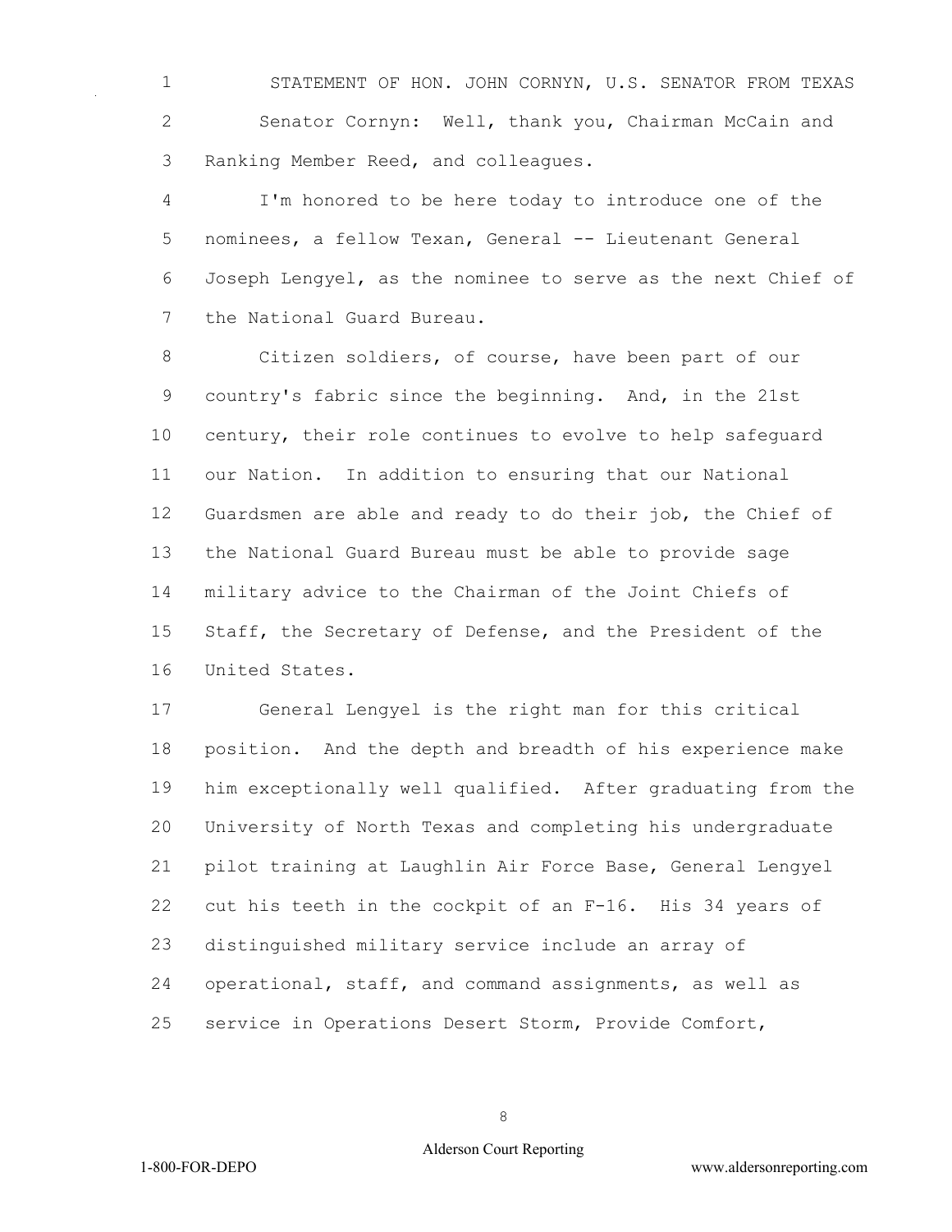STATEMENT OF HON. JOHN CORNYN, U.S. SENATOR FROM TEXAS

Senator Cornyn: Well, thank you, Chairman McCain and Ranking Member Reed, and colleagues.

I'm honored to be here today to introduce one of the nominees, a fellow Texan, General -- Lieutenant General Joseph Lengyel, as the nominee to serve as the next Chief of the National Guard Bureau.

Citizen soldiers, of course, have been part of our country's fabric since the beginning. And, in the 21st century, their role continues to evolve to help safeguard our Nation. In addition to ensuring that our National Guardsmen are able and ready to do their job, the Chief of the National Guard Bureau must be able to provide sage military advice to the Chairman of the Joint Chiefs of Staff, the Secretary of Defense, and the President of the United States.

General Lengyel is the right man for this critical position. And the depth and breadth of his experience make him exceptionally well qualified. After graduating from the University of North Texas and completing his undergraduate pilot training at Laughlin Air Force Base, General Lengyel cut his teeth in the cockpit of an F-16. His 34 years of distinguished military service include an array of operational, staff, and command assignments, as well as service in Operations Desert Storm, Provide Comfort,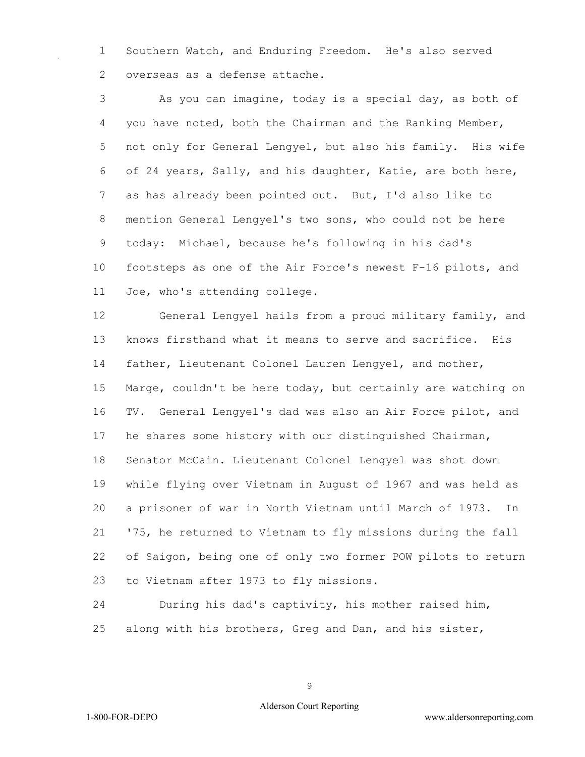Southern Watch, and Enduring Freedom. He's also served overseas as a defense attache.

As you can imagine, today is a special day, as both of you have noted, both the Chairman and the Ranking Member, not only for General Lengyel, but also his family. His wife of 24 years, Sally, and his daughter, Katie, are both here, as has already been pointed out. But, I'd also like to mention General Lengyel's two sons, who could not be here today: Michael, because he's following in his dad's footsteps as one of the Air Force's newest F-16 pilots, and Joe, who's attending college.

General Lengyel hails from a proud military family, and knows firsthand what it means to serve and sacrifice. His father, Lieutenant Colonel Lauren Lengyel, and mother, Marge, couldn't be here today, but certainly are watching on TV. General Lengyel's dad was also an Air Force pilot, and he shares some history with our distinguished Chairman, Senator McCain. Lieutenant Colonel Lengyel was shot down while flying over Vietnam in August of 1967 and was held as a prisoner of war in North Vietnam until March of 1973. In '75, he returned to Vietnam to fly missions during the fall of Saigon, being one of only two former POW pilots to return to Vietnam after 1973 to fly missions.

During his dad's captivity, his mother raised him, along with his brothers, Greg and Dan, and his sister,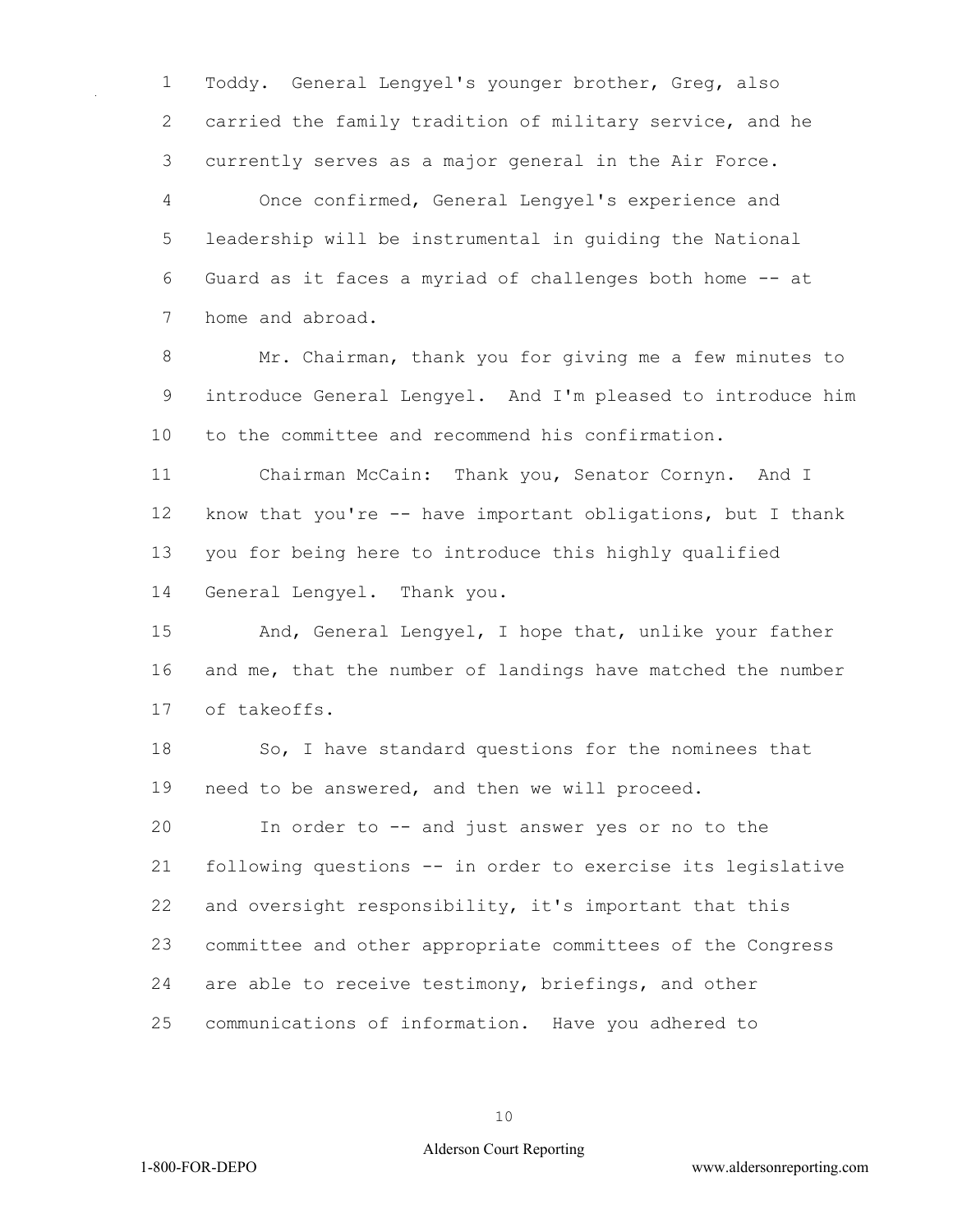Toddy. General Lengyel's younger brother, Greg, also carried the family tradition of military service, and he currently serves as a major general in the Air Force.

Once confirmed, General Lengyel's experience and leadership will be instrumental in guiding the National Guard as it faces a myriad of challenges both home -- at home and abroad.

Mr. Chairman, thank you for giving me a few minutes to introduce General Lengyel. And I'm pleased to introduce him to the committee and recommend his confirmation.

Chairman McCain: Thank you, Senator Cornyn. And I know that you're -- have important obligations, but I thank you for being here to introduce this highly qualified General Lengyel. Thank you.

And, General Lengyel, I hope that, unlike your father and me, that the number of landings have matched the number of takeoffs.

So, I have standard questions for the nominees that need to be answered, and then we will proceed.

In order to -- and just answer yes or no to the following questions -- in order to exercise its legislative and oversight responsibility, it's important that this committee and other appropriate committees of the Congress are able to receive testimony, briefings, and other communications of information. Have you adhered to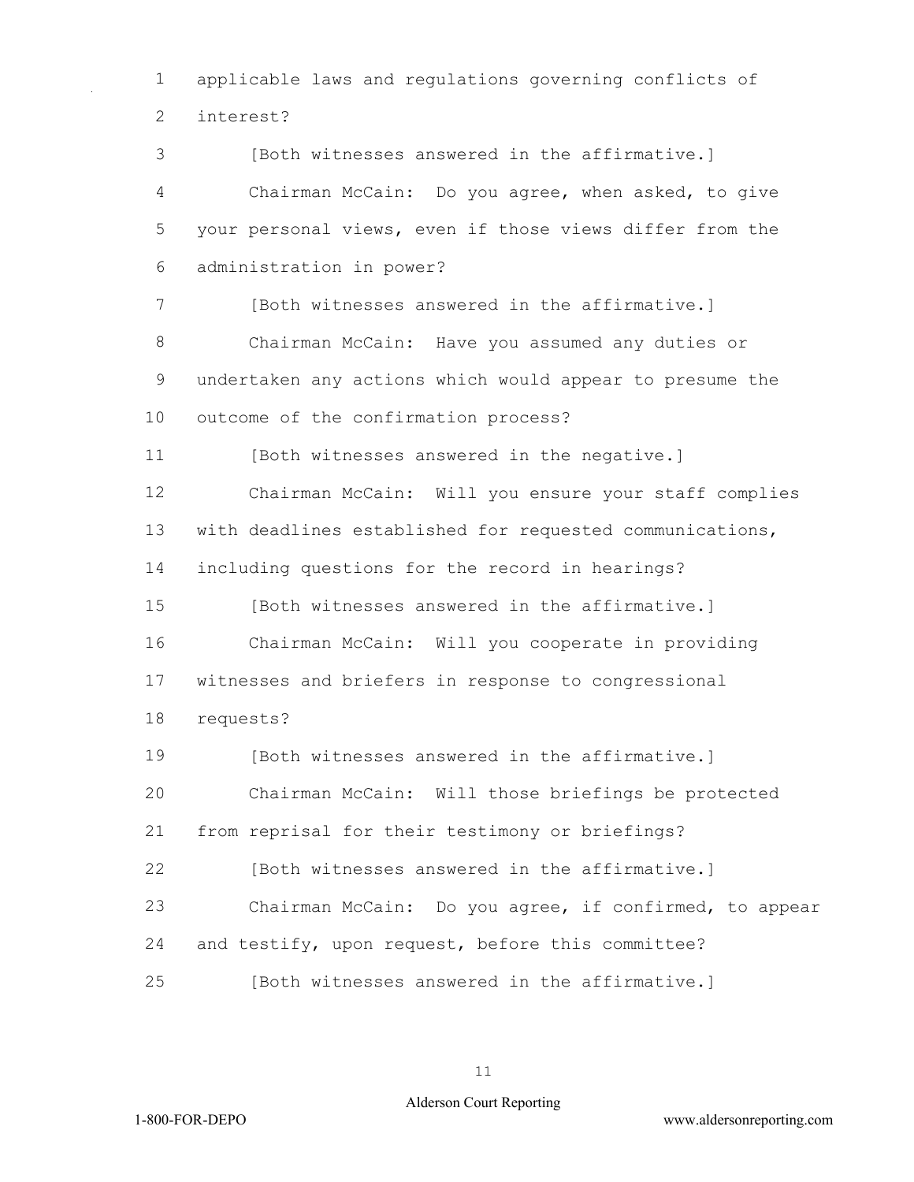applicable laws and regulations governing conflicts of interest?

[Both witnesses answered in the affirmative.]

Chairman McCain: Do you agree, when asked, to give your personal views, even if those views differ from the administration in power?

[Both witnesses answered in the affirmative.]

Chairman McCain: Have you assumed any duties or undertaken any actions which would appear to presume the outcome of the confirmation process?

[Both witnesses answered in the negative.]

Chairman McCain: Will you ensure your staff complies with deadlines established for requested communications, including questions for the record in hearings?

[Both witnesses answered in the affirmative.]

Chairman McCain: Will you cooperate in providing witnesses and briefers in response to congressional requests?

[Both witnesses answered in the affirmative.]

Chairman McCain: Will those briefings be protected from reprisal for their testimony or briefings?

[Both witnesses answered in the affirmative.]

Chairman McCain: Do you agree, if confirmed, to appear and testify, upon request, before this committee?

[Both witnesses answered in the affirmative.]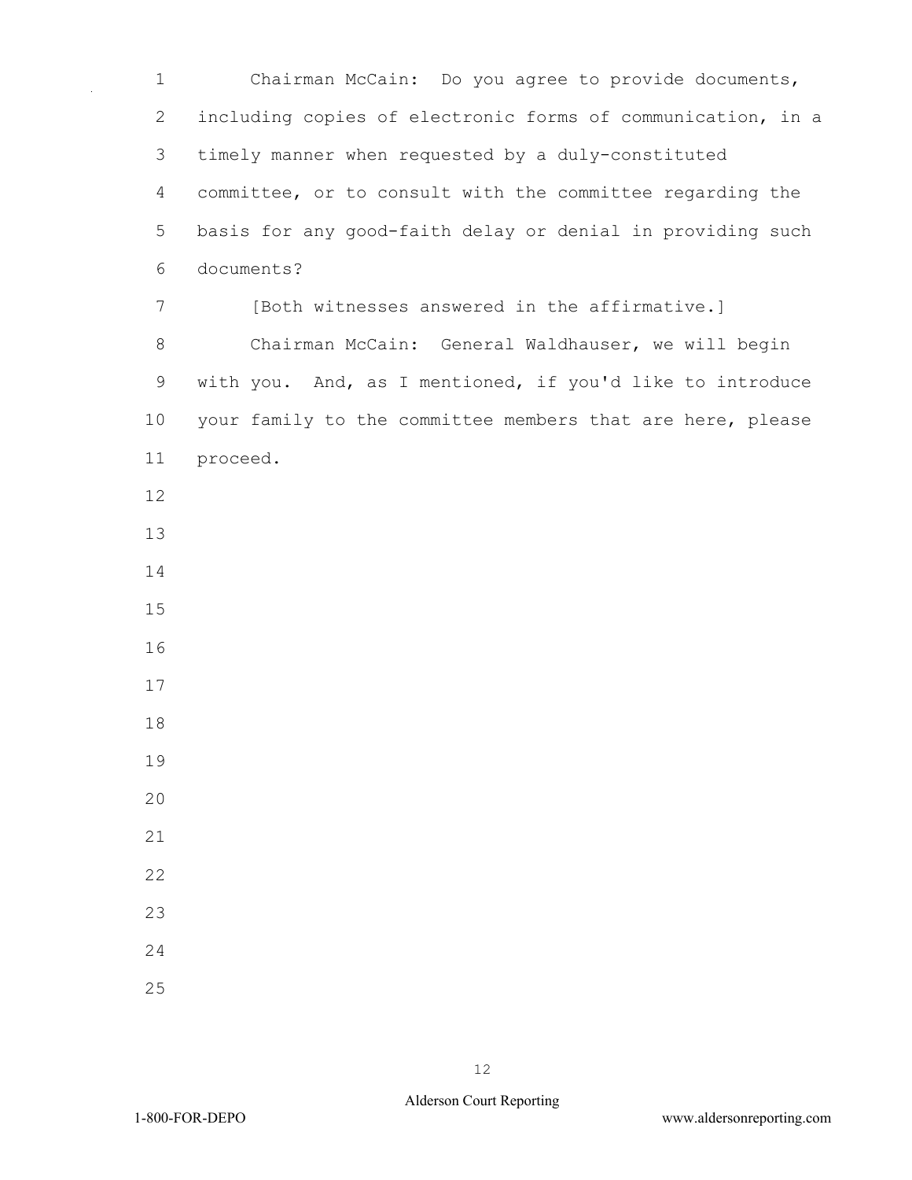Chairman McCain: Do you agree to provide documents, including copies of electronic forms of communication, in a timely manner when requested by a duly-constituted committee, or to consult with the committee regarding the basis for any good-faith delay or denial in providing such documents?

[Both witnesses answered in the affirmative.]

Chairman McCain: General Waldhauser, we will begin with you. And, as I mentioned, if you'd like to introduce your family to the committee members that are here, please proceed.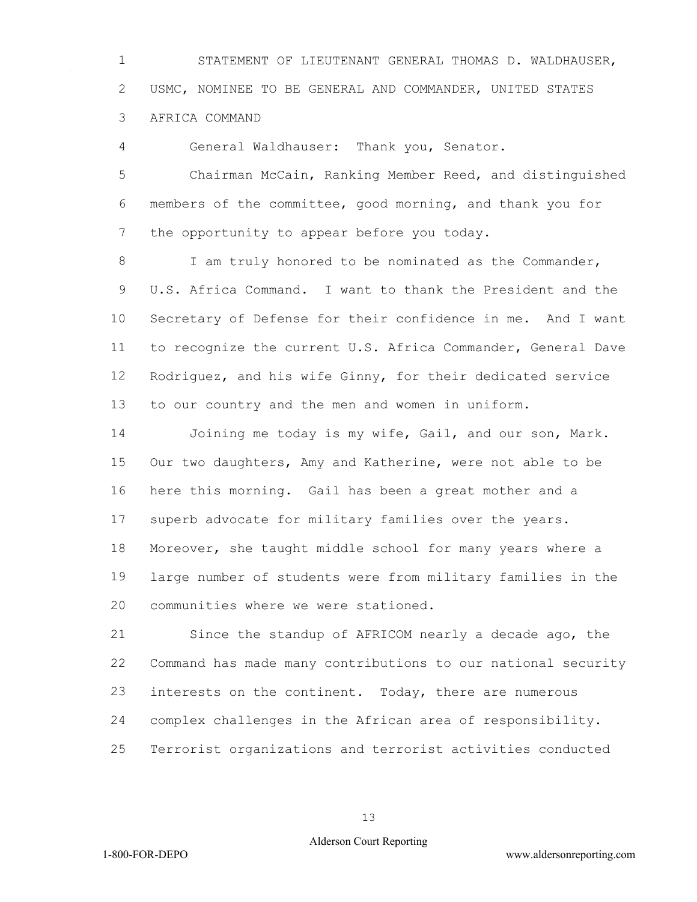STATEMENT OF LIEUTENANT GENERAL THOMAS D. WALDHAUSER, USMC, NOMINEE TO BE GENERAL AND COMMANDER, UNITED STATES AFRICA COMMAND

General Waldhauser: Thank you, Senator.

Chairman McCain, Ranking Member Reed, and distinguished members of the committee, good morning, and thank you for the opportunity to appear before you today.

I am truly honored to be nominated as the Commander, U.S. Africa Command. I want to thank the President and the Secretary of Defense for their confidence in me. And I want to recognize the current U.S. Africa Commander, General Dave Rodriguez, and his wife Ginny, for their dedicated service to our country and the men and women in uniform.

Joining me today is my wife, Gail, and our son, Mark. Our two daughters, Amy and Katherine, were not able to be here this morning. Gail has been a great mother and a superb advocate for military families over the years. Moreover, she taught middle school for many years where a large number of students were from military families in the communities where we were stationed.

Since the standup of AFRICOM nearly a decade ago, the Command has made many contributions to our national security interests on the continent. Today, there are numerous complex challenges in the African area of responsibility. Terrorist organizations and terrorist activities conducted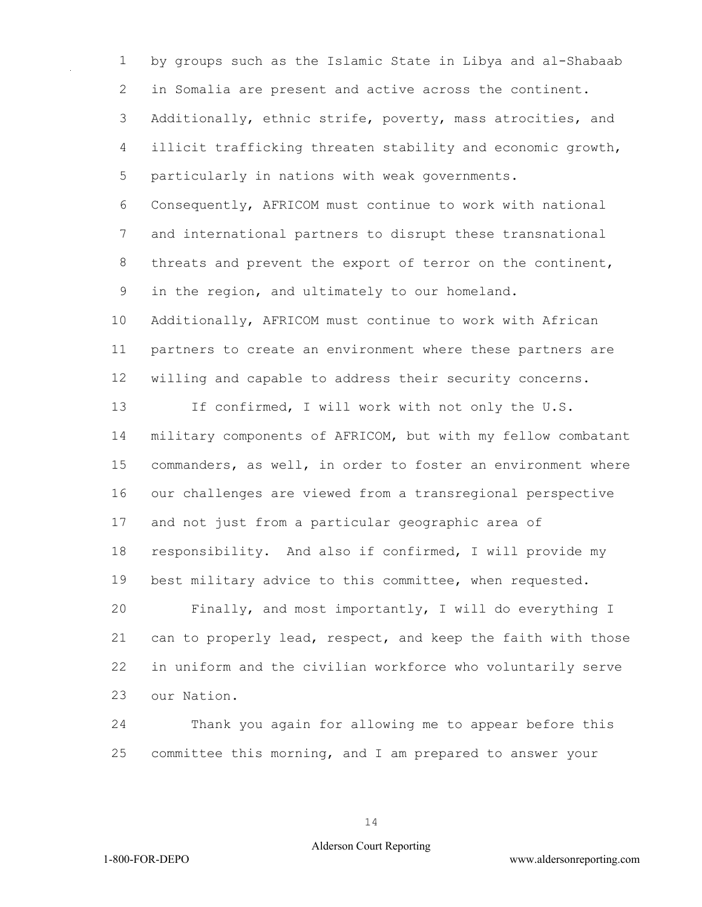by groups such as the Islamic State in Libya and al-Shabaab in Somalia are present and active across the continent. Additionally, ethnic strife, poverty, mass atrocities, and illicit trafficking threaten stability and economic growth, particularly in nations with weak governments. Consequently, AFRICOM must continue to work with national and international partners to disrupt these transnational threats and prevent the export of terror on the continent, in the region, and ultimately to our homeland. Additionally, AFRICOM must continue to work with African partners to create an environment where these partners are willing and capable to address their security concerns.

If confirmed, I will work with not only the U.S. military components of AFRICOM, but with my fellow combatant commanders, as well, in order to foster an environment where our challenges are viewed from a transregional perspective and not just from a particular geographic area of responsibility. And also if confirmed, I will provide my best military advice to this committee, when requested.

Finally, and most importantly, I will do everything I can to properly lead, respect, and keep the faith with those in uniform and the civilian workforce who voluntarily serve our Nation.

Thank you again for allowing me to appear before this committee this morning, and I am prepared to answer your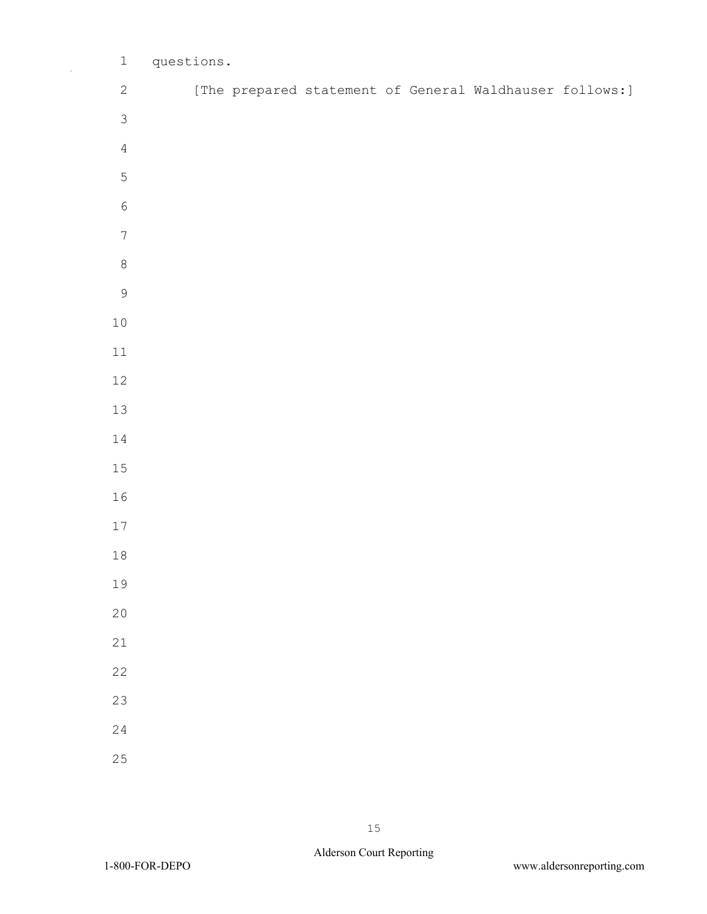questions.

[The prepared statement of General Waldhauser follows:]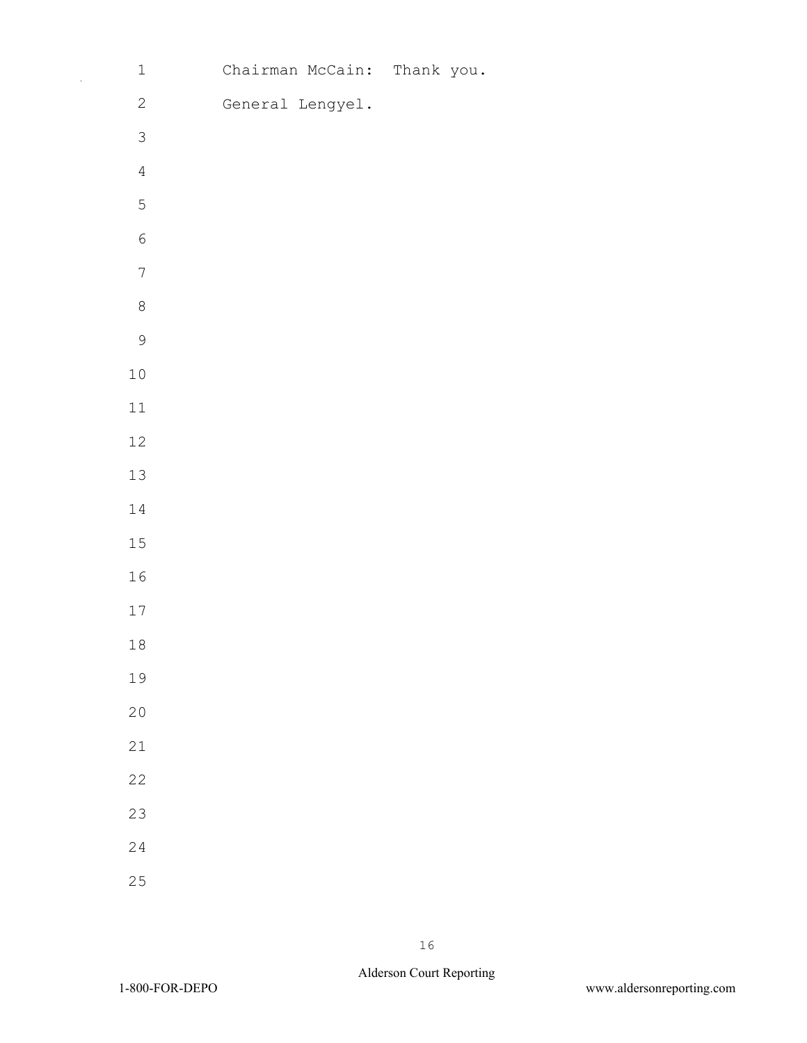Chairman McCain: Thank you.

General Lengyel.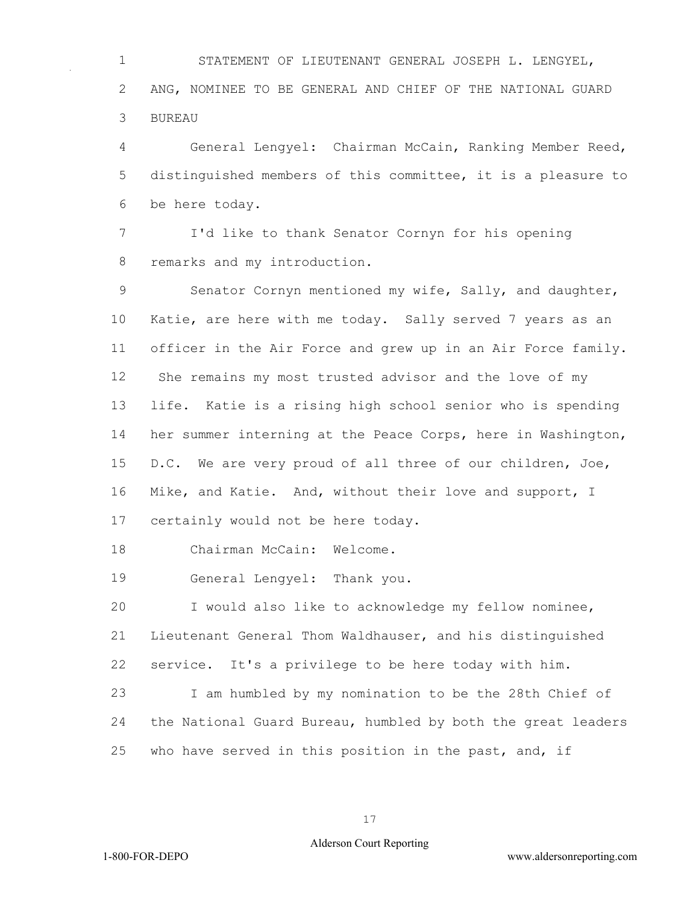STATEMENT OF LIEUTENANT GENERAL JOSEPH L. LENGYEL, ANG, NOMINEE TO BE GENERAL AND CHIEF OF THE NATIONAL GUARD BUREAU

General Lengyel: Chairman McCain, Ranking Member Reed, distinguished members of this committee, it is a pleasure to be here today.

I'd like to thank Senator Cornyn for his opening remarks and my introduction.

Senator Cornyn mentioned my wife, Sally, and daughter, Katie, are here with me today. Sally served 7 years as an officer in the Air Force and grew up in an Air Force family. She remains my most trusted advisor and the love of my life. Katie is a rising high school senior who is spending her summer interning at the Peace Corps, here in Washington, D.C. We are very proud of all three of our children, Joe, Mike, and Katie. And, without their love and support, I certainly would not be here today.

Chairman McCain: Welcome.

General Lengyel: Thank you.

I would also like to acknowledge my fellow nominee, Lieutenant General Thom Waldhauser, and his distinguished service. It's a privilege to be here today with him.

I am humbled by my nomination to be the 28th Chief of the National Guard Bureau, humbled by both the great leaders who have served in this position in the past, and, if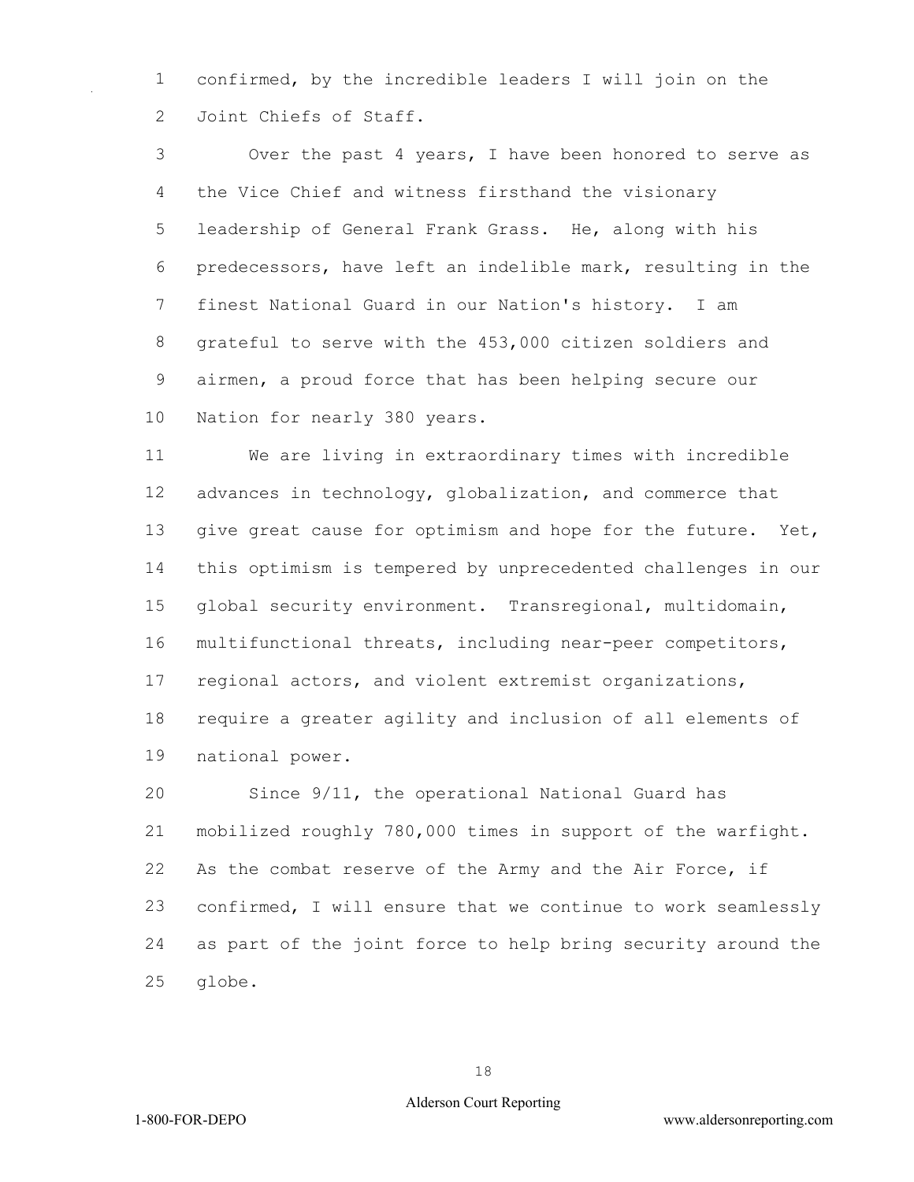confirmed, by the incredible leaders I will join on the Joint Chiefs of Staff.

Over the past 4 years, I have been honored to serve as the Vice Chief and witness firsthand the visionary leadership of General Frank Grass. He, along with his predecessors, have left an indelible mark, resulting in the finest National Guard in our Nation's history. I am grateful to serve with the 453,000 citizen soldiers and airmen, a proud force that has been helping secure our Nation for nearly 380 years.

We are living in extraordinary times with incredible advances in technology, globalization, and commerce that give great cause for optimism and hope for the future. Yet, this optimism is tempered by unprecedented challenges in our global security environment. Transregional, multidomain, multifunctional threats, including near-peer competitors, regional actors, and violent extremist organizations, require a greater agility and inclusion of all elements of national power.

Since 9/11, the operational National Guard has mobilized roughly 780,000 times in support of the warfight. As the combat reserve of the Army and the Air Force, if confirmed, I will ensure that we continue to work seamlessly as part of the joint force to help bring security around the globe.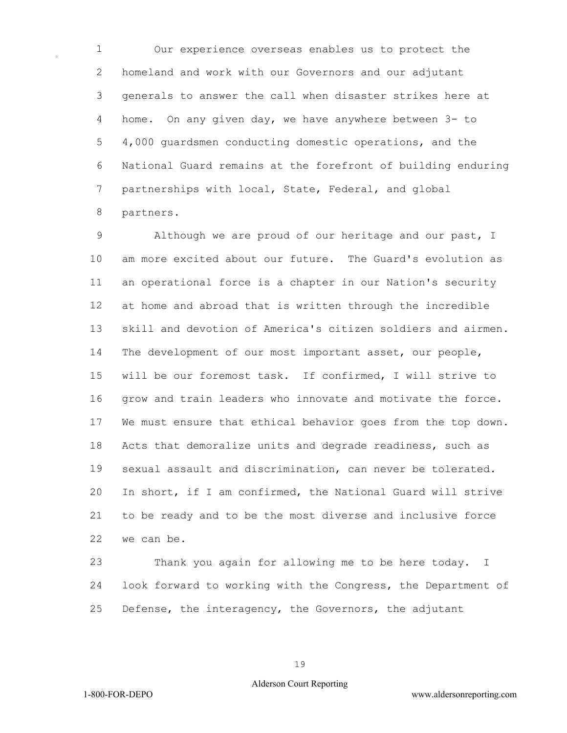Our experience overseas enables us to protect the homeland and work with our Governors and our adjutant generals to answer the call when disaster strikes here at home. On any given day, we have anywhere between 3- to 4,000 guardsmen conducting domestic operations, and the National Guard remains at the forefront of building enduring partnerships with local, State, Federal, and global partners.

Although we are proud of our heritage and our past, I am more excited about our future. The Guard's evolution as an operational force is a chapter in our Nation's security at home and abroad that is written through the incredible skill and devotion of America's citizen soldiers and airmen. The development of our most important asset, our people, will be our foremost task. If confirmed, I will strive to grow and train leaders who innovate and motivate the force. We must ensure that ethical behavior goes from the top down. Acts that demoralize units and degrade readiness, such as sexual assault and discrimination, can never be tolerated. In short, if I am confirmed, the National Guard will strive to be ready and to be the most diverse and inclusive force we can be.

Thank you again for allowing me to be here today. I look forward to working with the Congress, the Department of Defense, the interagency, the Governors, the adjutant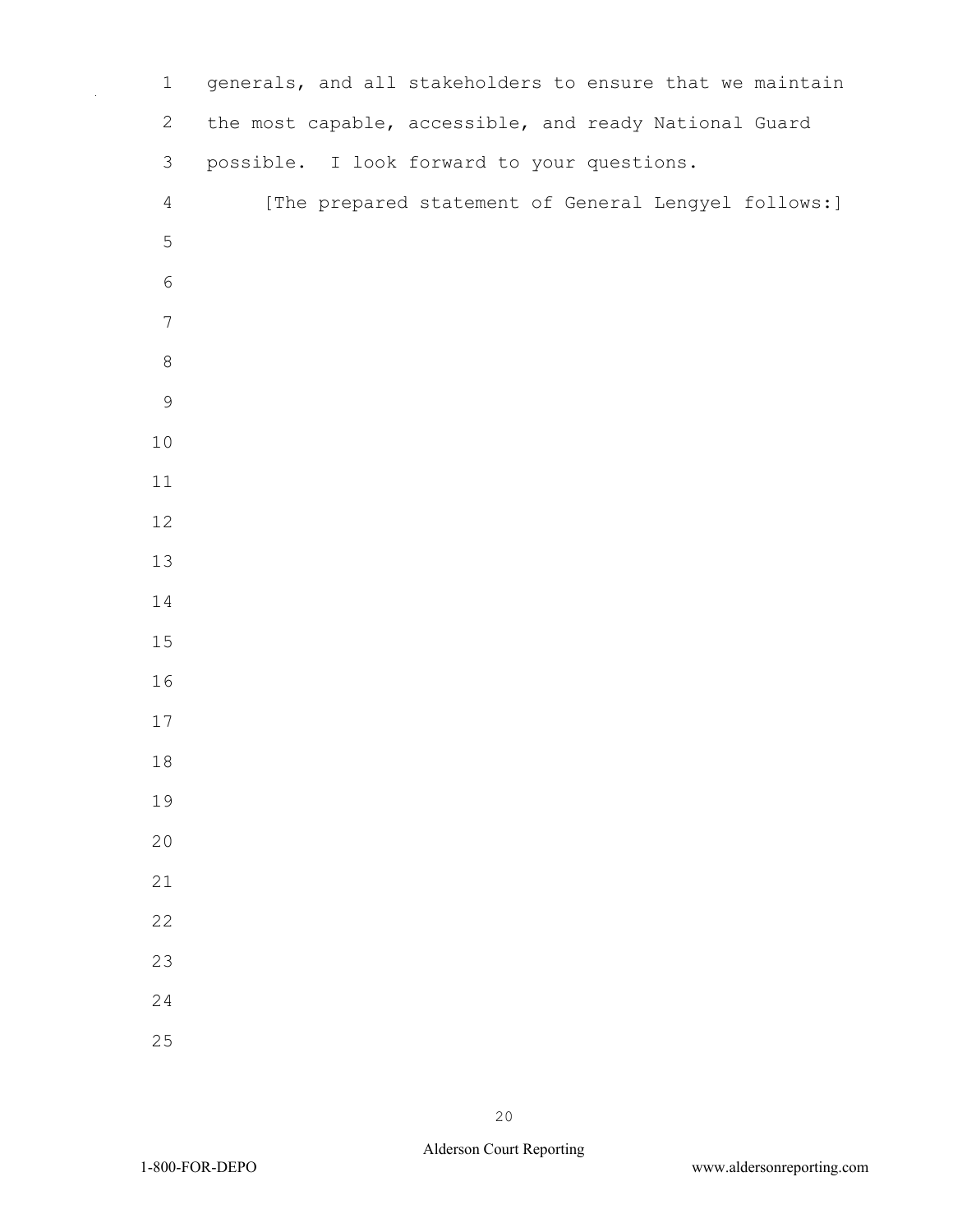generals, and all stakeholders to ensure that we maintain the most capable, accessible, and ready National Guard possible. I look forward to your questions.

[The prepared statement of General Lengyel follows:]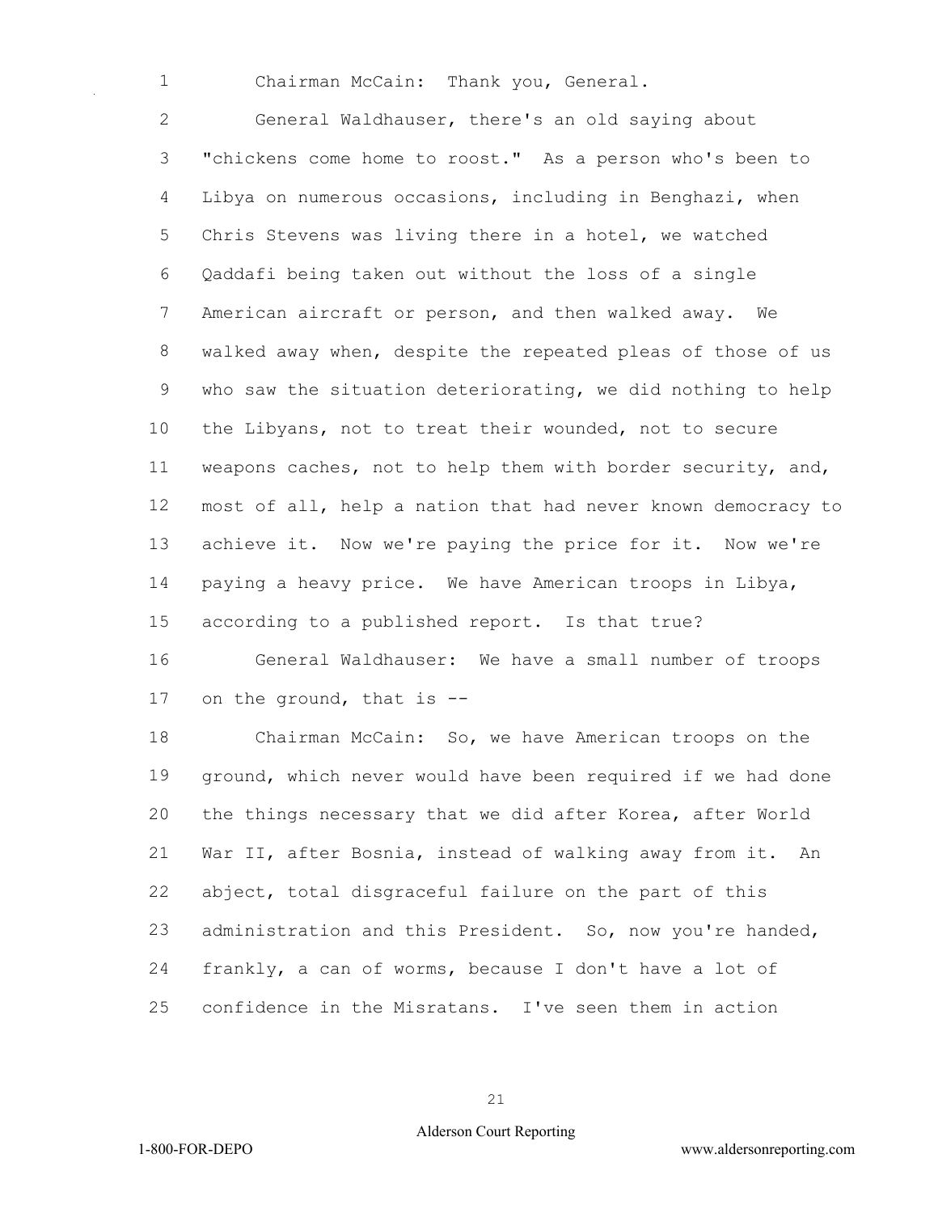Chairman McCain: Thank you, General.

General Waldhauser, there's an old saying about "chickens come home to roost." As a person who's been to Libya on numerous occasions, including in Benghazi, when Chris Stevens was living there in a hotel, we watched Qaddafi being taken out without the loss of a single American aircraft or person, and then walked away. We walked away when, despite the repeated pleas of those of us who saw the situation deteriorating, we did nothing to help the Libyans, not to treat their wounded, not to secure weapons caches, not to help them with border security, and, most of all, help a nation that had never known democracy to achieve it. Now we're paying the price for it. Now we're paying a heavy price. We have American troops in Libya, according to a published report. Is that true?

General Waldhauser: We have a small number of troops on the ground, that is --

Chairman McCain: So, we have American troops on the ground, which never would have been required if we had done the things necessary that we did after Korea, after World War II, after Bosnia, instead of walking away from it. An abject, total disgraceful failure on the part of this administration and this President. So, now you're handed, frankly, a can of worms, because I don't have a lot of confidence in the Misratans. I've seen them in action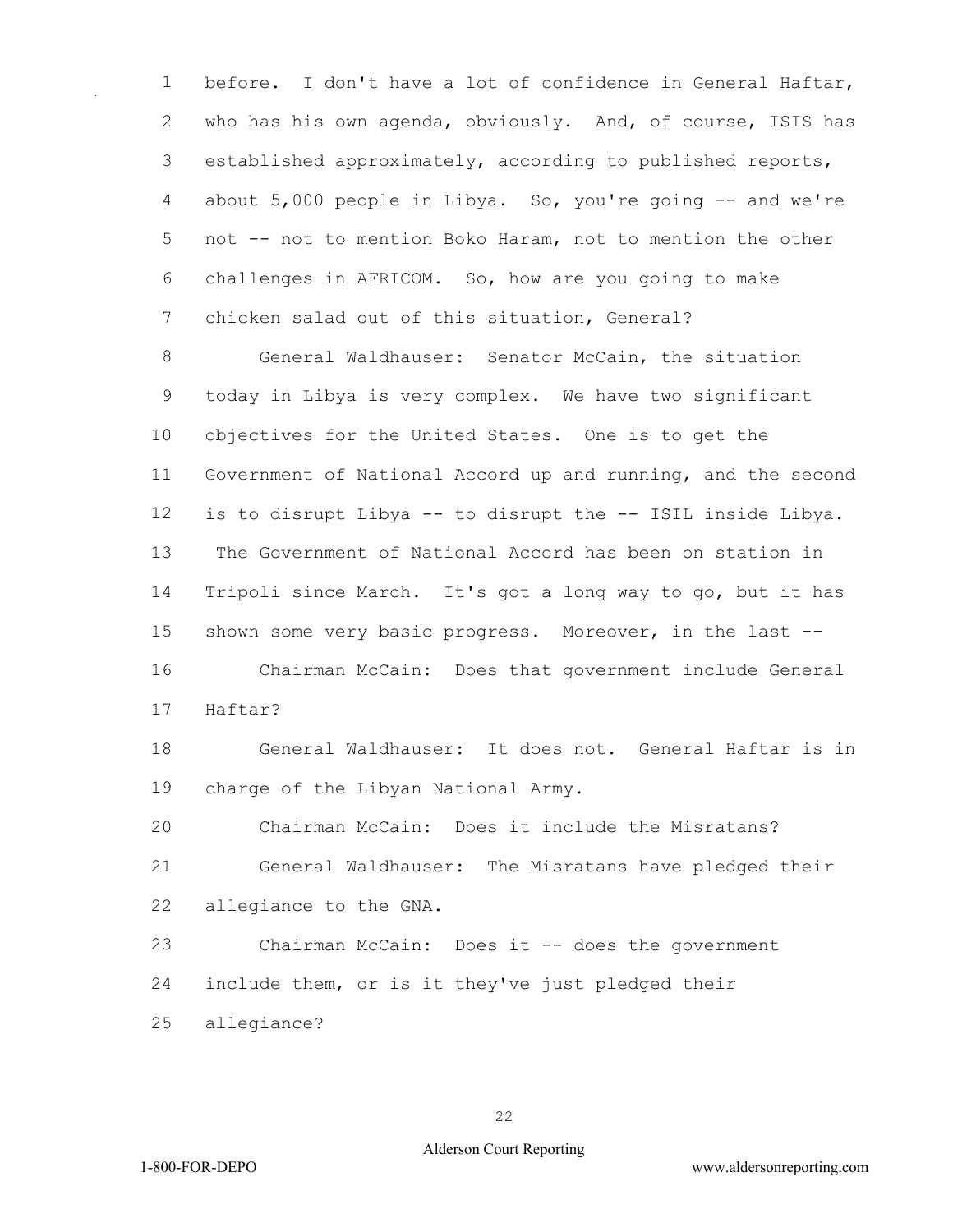before. I don't have a lot of confidence in General Haftar, who has his own agenda, obviously. And, of course, ISIS has established approximately, according to published reports, about 5,000 people in Libya. So, you're going -- and we're not -- not to mention Boko Haram, not to mention the other challenges in AFRICOM. So, how are you going to make chicken salad out of this situation, General?

General Waldhauser: Senator McCain, the situation today in Libya is very complex. We have two significant objectives for the United States. One is to get the Government of National Accord up and running, and the second is to disrupt Libya -- to disrupt the -- ISIL inside Libya. The Government of National Accord has been on station in Tripoli since March. It's got a long way to go, but it has shown some very basic progress. Moreover, in the last --

Chairman McCain: Does that government include General Haftar?

General Waldhauser: It does not. General Haftar is in charge of the Libyan National Army.

Chairman McCain: Does it include the Misratans?

General Waldhauser: The Misratans have pledged their allegiance to the GNA.

Chairman McCain: Does it -- does the government include them, or is it they've just pledged their allegiance?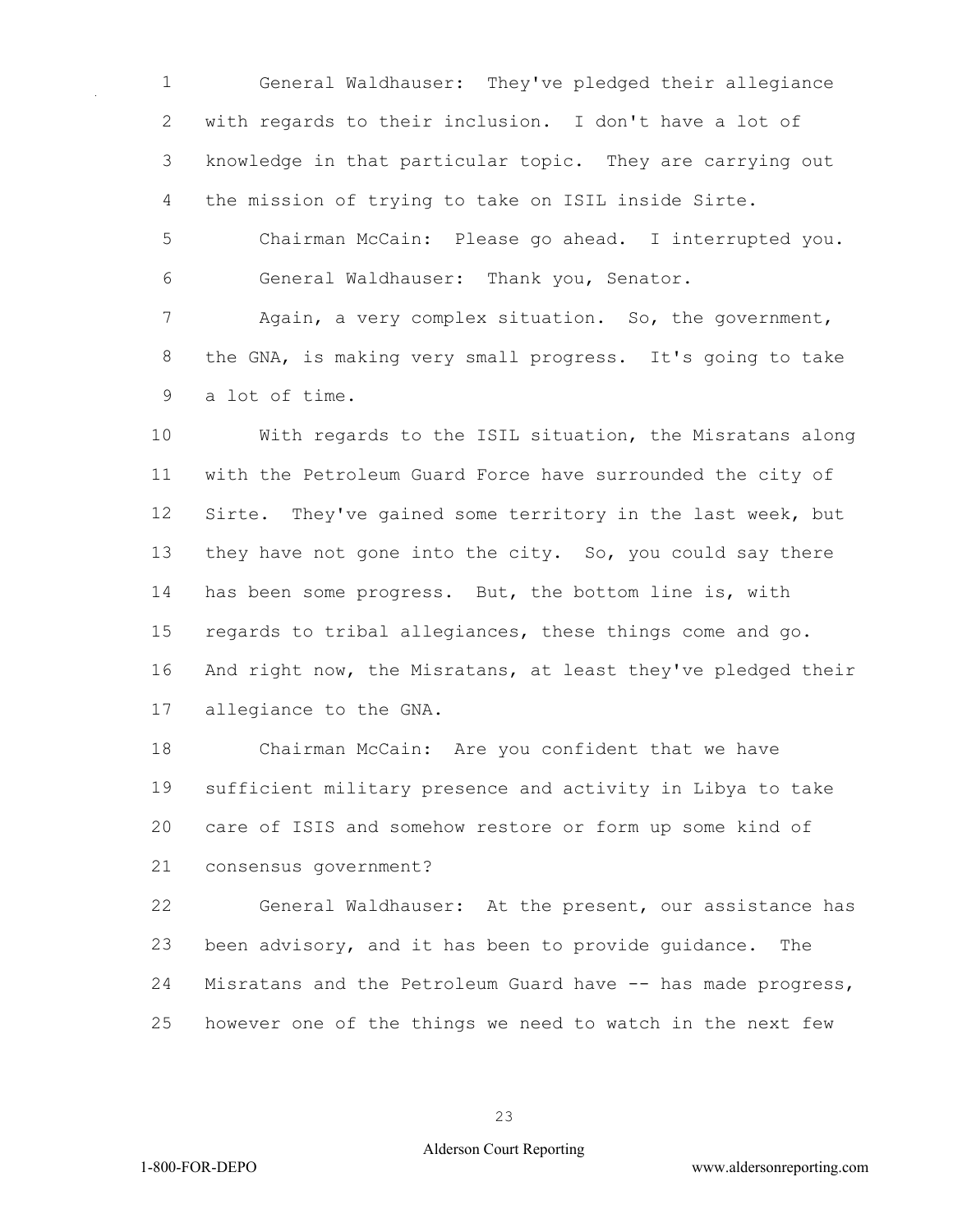General Waldhauser: They've pledged their allegiance with regards to their inclusion. I don't have a lot of knowledge in that particular topic. They are carrying out the mission of trying to take on ISIL inside Sirte.

Chairman McCain: Please go ahead. I interrupted you.

General Waldhauser: Thank you, Senator.

Again, a very complex situation. So, the government, the GNA, is making very small progress. It's going to take a lot of time.

With regards to the ISIL situation, the Misratans along with the Petroleum Guard Force have surrounded the city of Sirte. They've gained some territory in the last week, but they have not gone into the city. So, you could say there has been some progress. But, the bottom line is, with regards to tribal allegiances, these things come and go. And right now, the Misratans, at least they've pledged their allegiance to the GNA.

Chairman McCain: Are you confident that we have sufficient military presence and activity in Libya to take care of ISIS and somehow restore or form up some kind of consensus government?

General Waldhauser: At the present, our assistance has been advisory, and it has been to provide guidance. The Misratans and the Petroleum Guard have -- has made progress, however one of the things we need to watch in the next few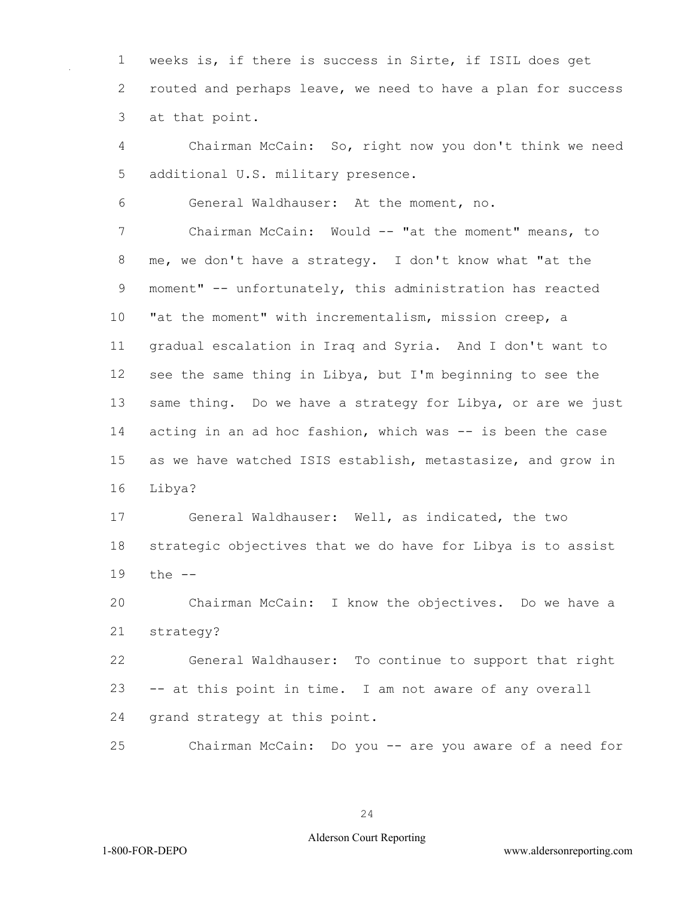weeks is, if there is success in Sirte, if ISIL does get routed and perhaps leave, we need to have a plan for success at that point.

Chairman McCain: So, right now you don't think we need additional U.S. military presence.

General Waldhauser: At the moment, no.

Chairman McCain: Would -- "at the moment" means, to me, we don't have a strategy. I don't know what "at the moment" -- unfortunately, this administration has reacted "at the moment" with incrementalism, mission creep, a gradual escalation in Iraq and Syria. And I don't want to see the same thing in Libya, but I'm beginning to see the same thing. Do we have a strategy for Libya, or are we just acting in an ad hoc fashion, which was -- is been the case as we have watched ISIS establish, metastasize, and grow in Libya?

General Waldhauser: Well, as indicated, the two strategic objectives that we do have for Libya is to assist the --

Chairman McCain: I know the objectives. Do we have a strategy?

General Waldhauser: To continue to support that right -- at this point in time. I am not aware of any overall grand strategy at this point.

Chairman McCain: Do you -- are you aware of a need for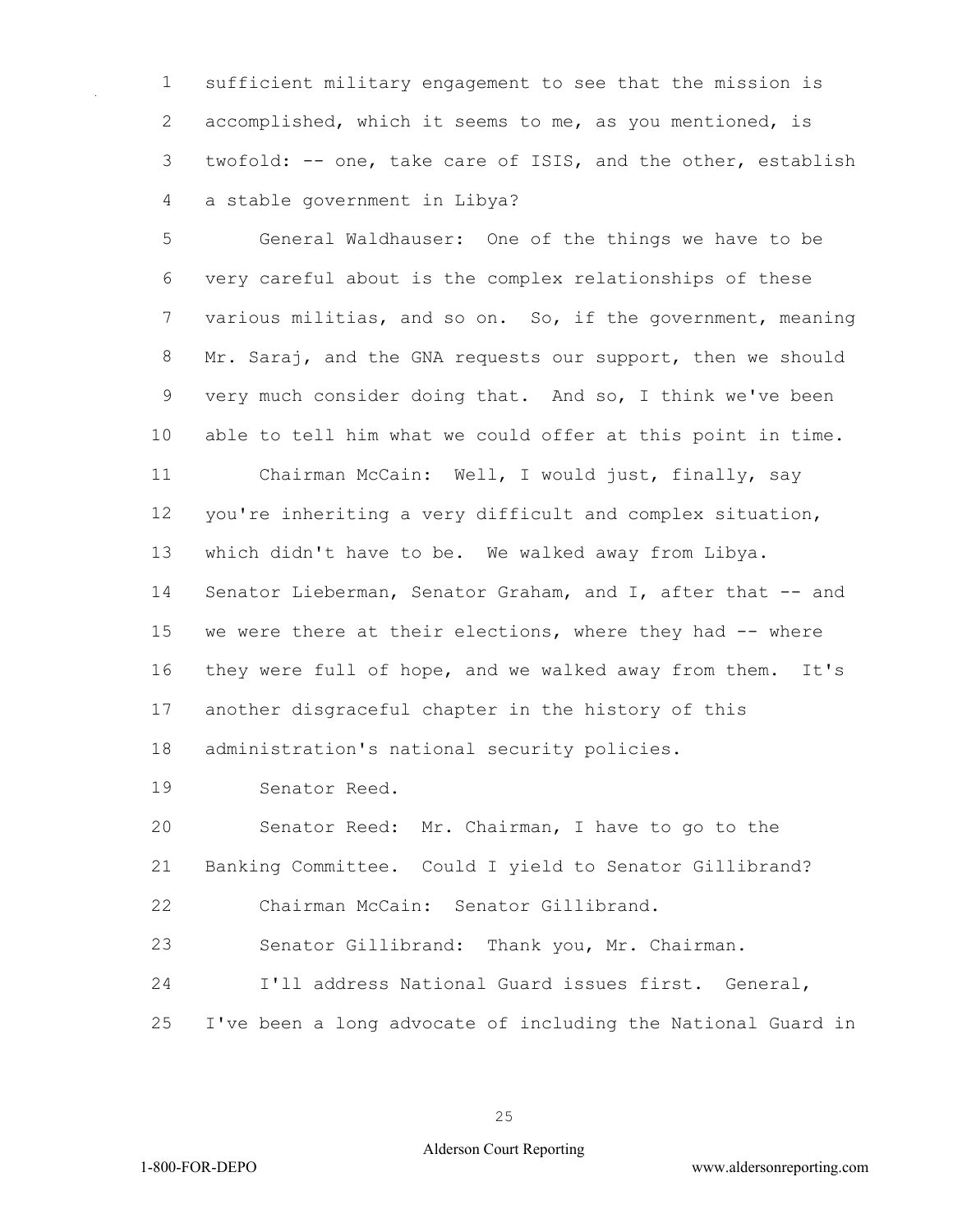sufficient military engagement to see that the mission is accomplished, which it seems to me, as you mentioned, is twofold: -- one, take care of ISIS, and the other, establish a stable government in Libya?

General Waldhauser: One of the things we have to be very careful about is the complex relationships of these various militias, and so on. So, if the government, meaning Mr. Saraj, and the GNA requests our support, then we should very much consider doing that. And so, I think we've been able to tell him what we could offer at this point in time.

Chairman McCain: Well, I would just, finally, say you're inheriting a very difficult and complex situation, which didn't have to be. We walked away from Libya. Senator Lieberman, Senator Graham, and I, after that -- and we were there at their elections, where they had -- where they were full of hope, and we walked away from them. It's another disgraceful chapter in the history of this administration's national security policies.

Senator Reed.

Senator Reed: Mr. Chairman, I have to go to the Banking Committee. Could I yield to Senator Gillibrand?

Chairman McCain: Senator Gillibrand.

Senator Gillibrand: Thank you, Mr. Chairman.

I'll address National Guard issues first. General, I've been a long advocate of including the National Guard in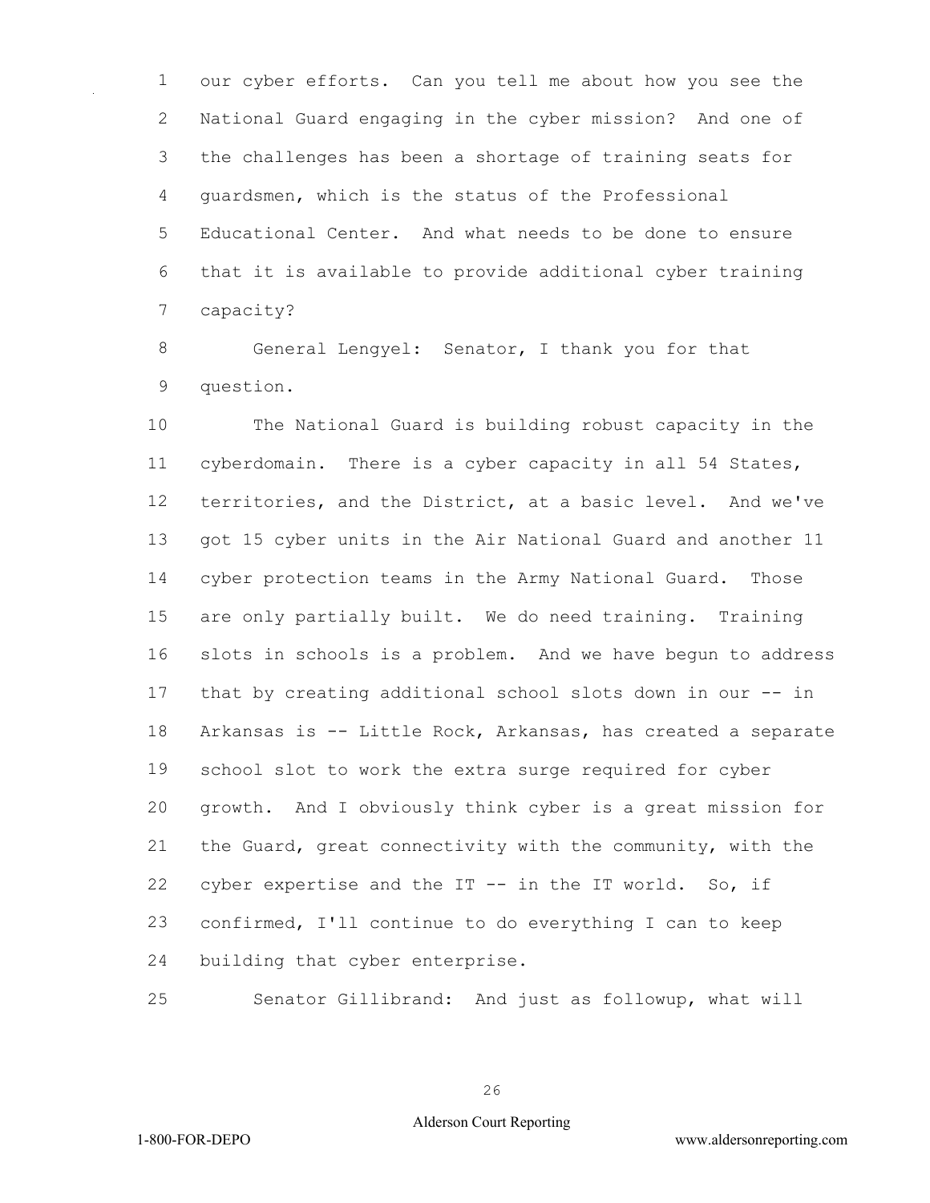our cyber efforts. Can you tell me about how you see the National Guard engaging in the cyber mission? And one of the challenges has been a shortage of training seats for guardsmen, which is the status of the Professional Educational Center. And what needs to be done to ensure that it is available to provide additional cyber training capacity?

General Lengyel: Senator, I thank you for that question.

The National Guard is building robust capacity in the cyberdomain. There is a cyber capacity in all 54 States, territories, and the District, at a basic level. And we've got 15 cyber units in the Air National Guard and another 11 cyber protection teams in the Army National Guard. Those are only partially built. We do need training. Training slots in schools is a problem. And we have begun to address that by creating additional school slots down in our -- in Arkansas is -- Little Rock, Arkansas, has created a separate school slot to work the extra surge required for cyber growth. And I obviously think cyber is a great mission for the Guard, great connectivity with the community, with the cyber expertise and the IT -- in the IT world. So, if confirmed, I'll continue to do everything I can to keep building that cyber enterprise.

Senator Gillibrand: And just as followup, what will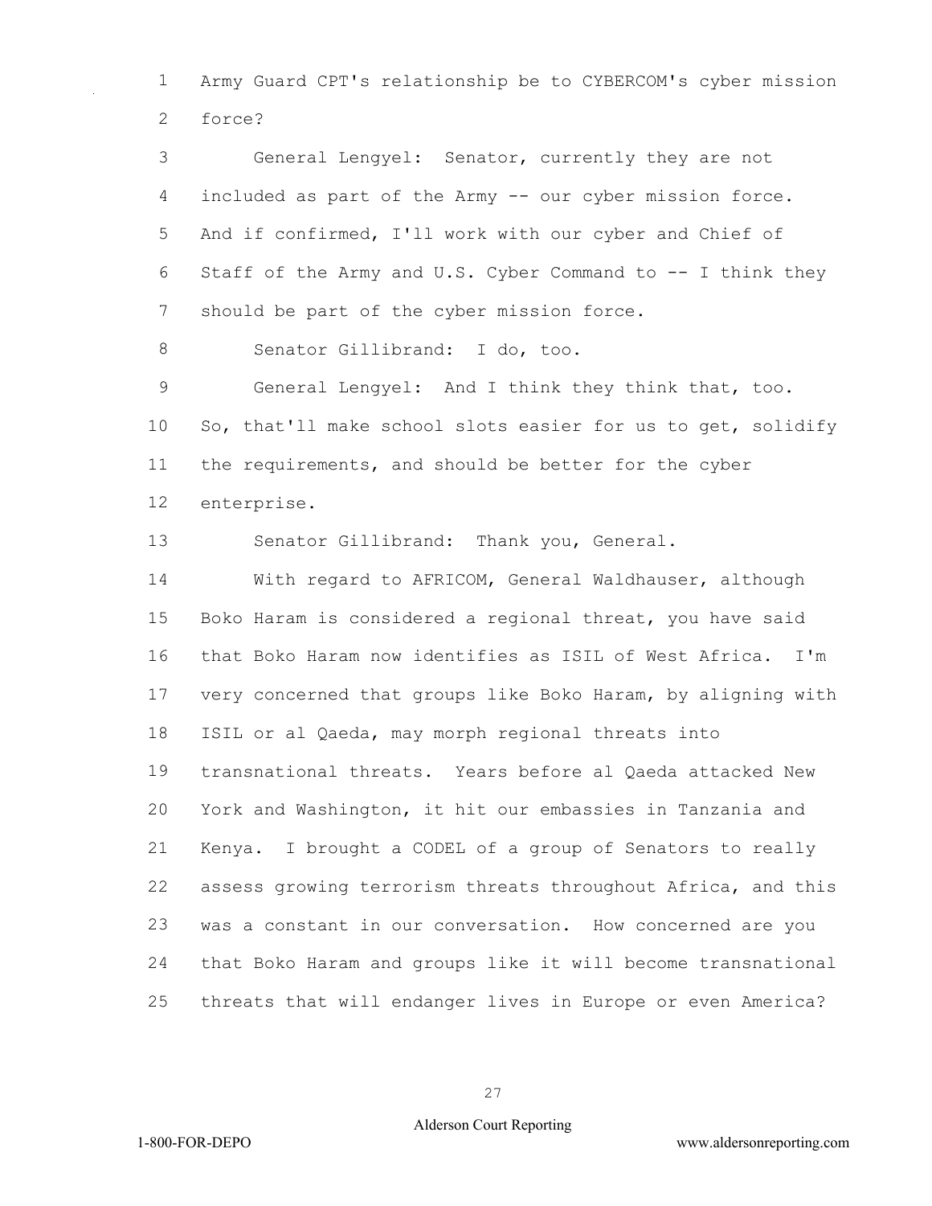Army Guard CPT's relationship be to CYBERCOM's cyber mission force?

General Lengyel: Senator, currently they are not included as part of the Army -- our cyber mission force. And if confirmed, I'll work with our cyber and Chief of Staff of the Army and U.S. Cyber Command to -- I think they should be part of the cyber mission force.

Senator Gillibrand: I do, too.

General Lengyel: And I think they think that, too. So, that'll make school slots easier for us to get, solidify the requirements, and should be better for the cyber enterprise.

Senator Gillibrand: Thank you, General.

With regard to AFRICOM, General Waldhauser, although Boko Haram is considered a regional threat, you have said that Boko Haram now identifies as ISIL of West Africa. I'm very concerned that groups like Boko Haram, by aligning with ISIL or al Qaeda, may morph regional threats into transnational threats. Years before al Qaeda attacked New York and Washington, it hit our embassies in Tanzania and Kenya. I brought a CODEL of a group of Senators to really assess growing terrorism threats throughout Africa, and this was a constant in our conversation. How concerned are you that Boko Haram and groups like it will become transnational threats that will endanger lives in Europe or even America?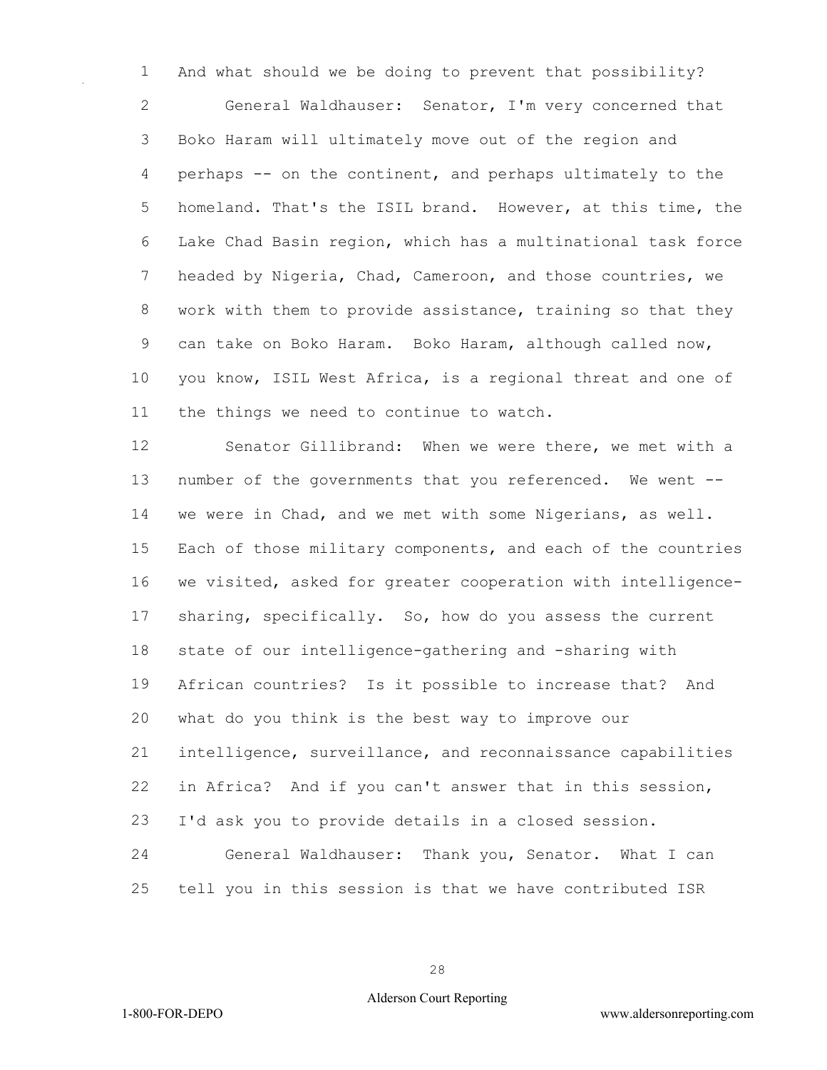And what should we be doing to prevent that possibility?

General Waldhauser: Senator, I'm very concerned that Boko Haram will ultimately move out of the region and perhaps -- on the continent, and perhaps ultimately to the homeland. That's the ISIL brand. However, at this time, the Lake Chad Basin region, which has a multinational task force headed by Nigeria, Chad, Cameroon, and those countries, we work with them to provide assistance, training so that they can take on Boko Haram. Boko Haram, although called now, you know, ISIL West Africa, is a regional threat and one of the things we need to continue to watch.

Senator Gillibrand: When we were there, we met with a number of the governments that you referenced. We went -- we were in Chad, and we met with some Nigerians, as well. Each of those military components, and each of the countries we visited, asked for greater cooperation with intelligence-sharing, specifically. So, how do you assess the current state of our intelligence-gathering and -sharing with African countries? Is it possible to increase that? And what do you think is the best way to improve our intelligence, surveillance, and reconnaissance capabilities in Africa? And if you can't answer that in this session, I'd ask you to provide details in a closed session.

General Waldhauser: Thank you, Senator. What I can tell you in this session is that we have contributed ISR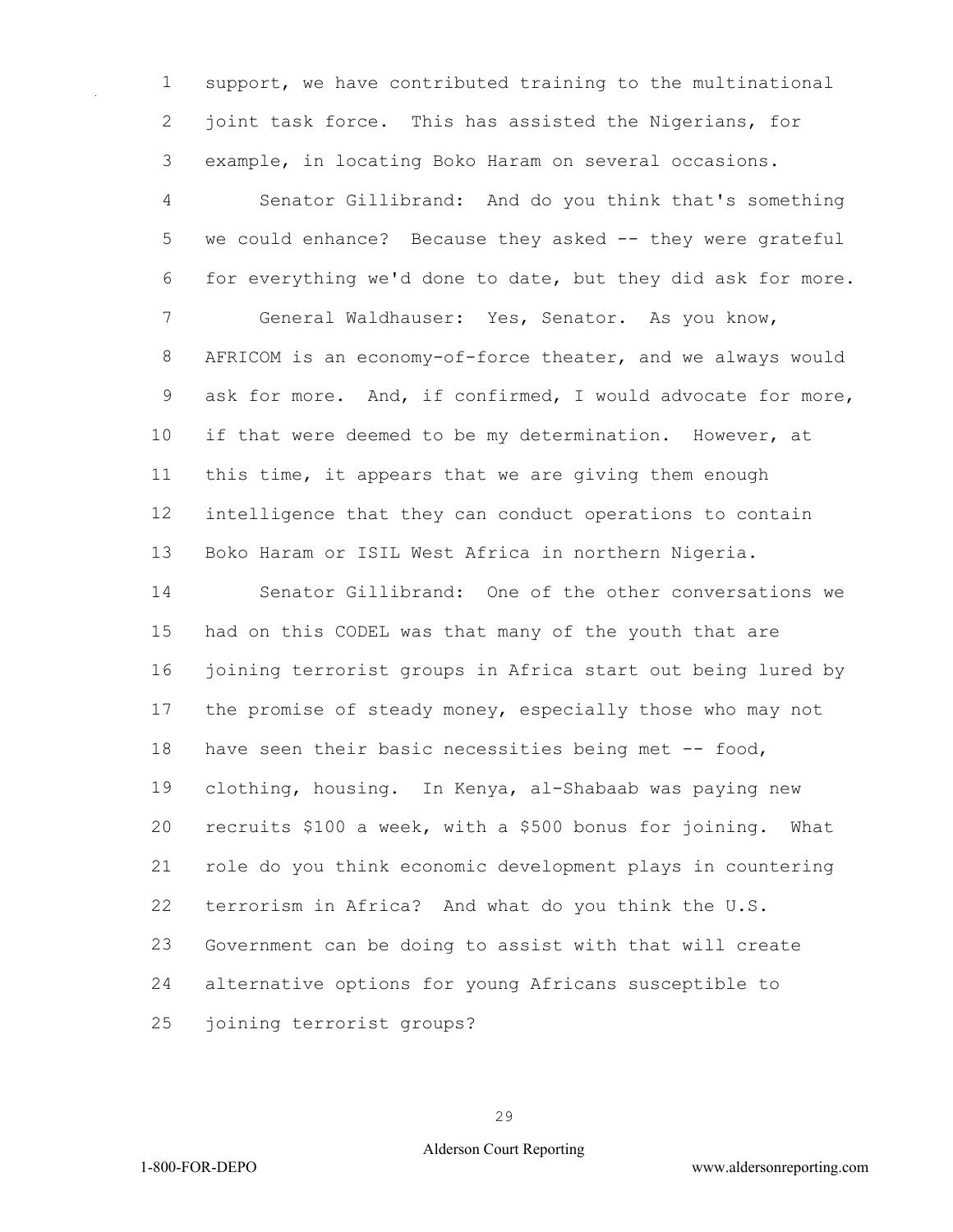support, we have contributed training to the multinational joint task force. This has assisted the Nigerians, for example, in locating Boko Haram on several occasions.

Senator Gillibrand: And do you think that's something we could enhance? Because they asked -- they were grateful for everything we'd done to date, but they did ask for more.

General Waldhauser: Yes, Senator. As you know, AFRICOM is an economy-of-force theater, and we always would ask for more. And, if confirmed, I would advocate for more, if that were deemed to be my determination. However, at this time, it appears that we are giving them enough intelligence that they can conduct operations to contain Boko Haram or ISIL West Africa in northern Nigeria.

Senator Gillibrand: One of the other conversations we had on this CODEL was that many of the youth that are joining terrorist groups in Africa start out being lured by the promise of steady money, especially those who may not have seen their basic necessities being met -- food, clothing, housing. In Kenya, al-Shabaab was paying new recruits $100 a week, with a $500 bonus for joining. What role do you think economic development plays in countering terrorism in Africa? And what do you think the U.S. Government can be doing to assist with that will create alternative options for young Africans susceptible to joining terrorist groups?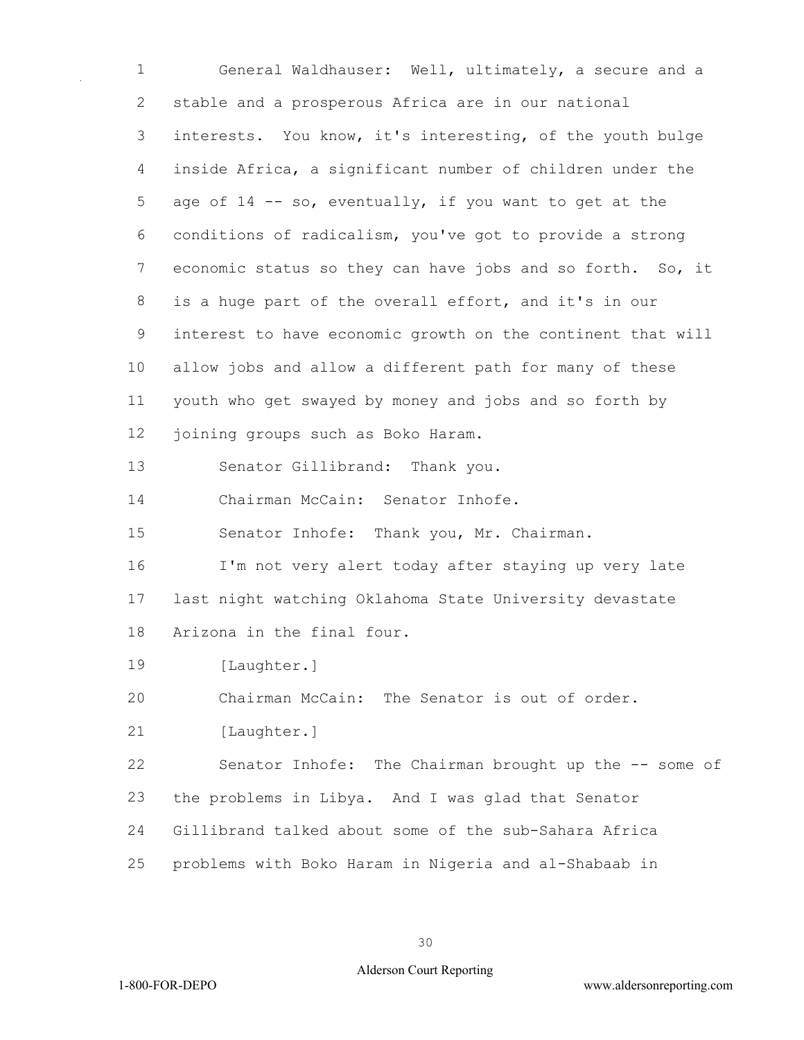General Waldhauser: Well, ultimately, a secure and a stable and a prosperous Africa are in our national interests. You know, it's interesting, of the youth bulge inside Africa, a significant number of children under the age of 14 -- so, eventually, if you want to get at the conditions of radicalism, you've got to provide a strong economic status so they can have jobs and so forth. So, it is a huge part of the overall effort, and it's in our interest to have economic growth on the continent that will allow jobs and allow a different path for many of these youth who get swayed by money and jobs and so forth by joining groups such as Boko Haram.

Senator Gillibrand: Thank you.

Chairman McCain: Senator Inhofe.

Senator Inhofe: Thank you, Mr. Chairman.

I'm not very alert today after staying up very late last night watching Oklahoma State University devastate Arizona in the final four.

[Laughter.]

Chairman McCain: The Senator is out of order.

[Laughter.]

Senator Inhofe: The Chairman brought up the -- some of the problems in Libya. And I was glad that Senator Gillibrand talked about some of the sub-Sahara Africa problems with Boko Haram in Nigeria and al-Shabaab in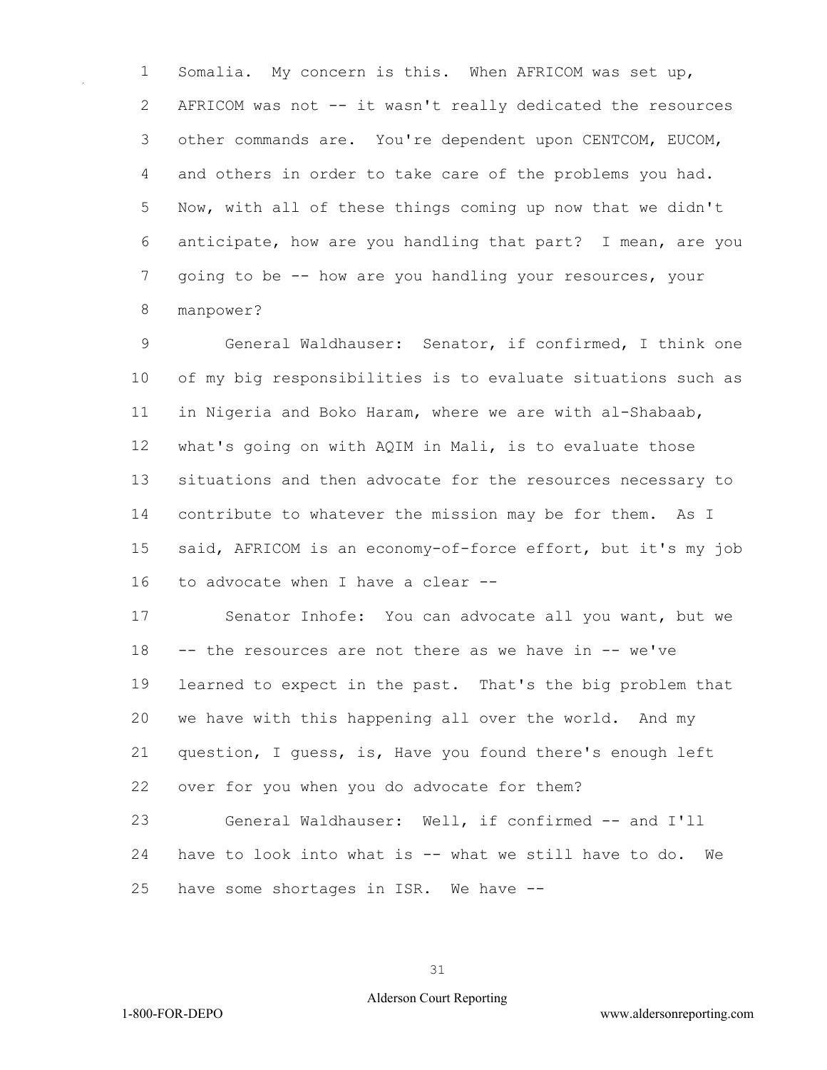Somalia. My concern is this. When AFRICOM was set up, AFRICOM was not -- it wasn't really dedicated the resources other commands are. You're dependent upon CENTCOM, EUCOM, and others in order to take care of the problems you had. Now, with all of these things coming up now that we didn't anticipate, how are you handling that part? I mean, are you going to be -- how are you handling your resources, your manpower?

General Waldhauser: Senator, if confirmed, I think one of my big responsibilities is to evaluate situations such as in Nigeria and Boko Haram, where we are with al-Shabaab, what's going on with AQIM in Mali, is to evaluate those situations and then advocate for the resources necessary to contribute to whatever the mission may be for them. As I said, AFRICOM is an economy-of-force effort, but it's my job to advocate when I have a clear --

Senator Inhofe: You can advocate all you want, but we -- the resources are not there as we have in -- we've learned to expect in the past. That's the big problem that we have with this happening all over the world. And my question, I guess, is, Have you found there's enough left over for you when you do advocate for them?

General Waldhauser: Well, if confirmed -- and I'll have to look into what is -- what we still have to do. We have some shortages in ISR. We have --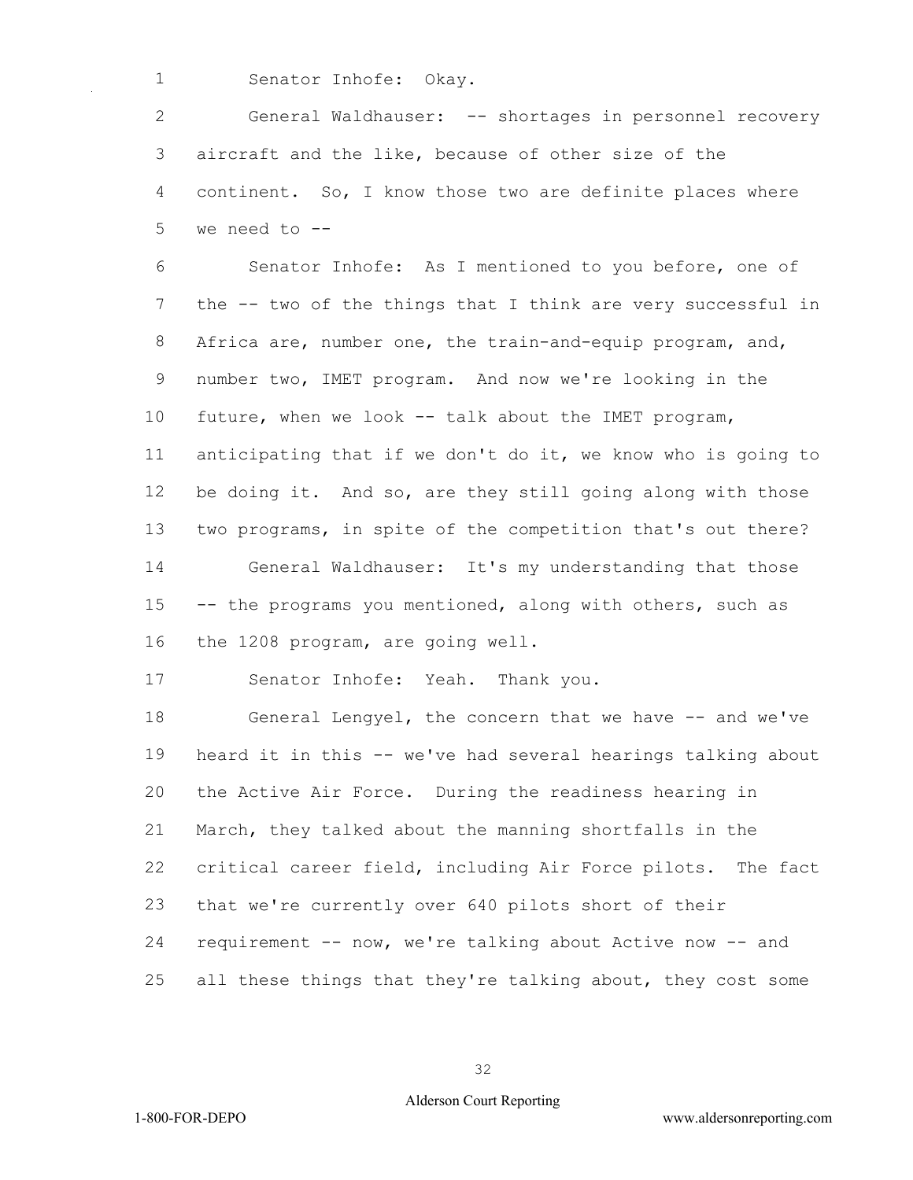Senator Inhofe: Okay.

General Waldhauser: -- shortages in personnel recovery aircraft and the like, because of other size of the continent. So, I know those two are definite places where we need to --

Senator Inhofe: As I mentioned to you before, one of the -- two of the things that I think are very successful in Africa are, number one, the train-and-equip program, and, number two, IMET program. And now we're looking in the future, when we look -- talk about the IMET program, anticipating that if we don't do it, we know who is going to be doing it. And so, are they still going along with those two programs, in spite of the competition that's out there?

General Waldhauser: It's my understanding that those -- the programs you mentioned, along with others, such as the 1208 program, are going well.

Senator Inhofe: Yeah. Thank you.

General Lengyel, the concern that we have -- and we've heard it in this -- we've had several hearings talking about the Active Air Force. During the readiness hearing in March, they talked about the manning shortfalls in the critical career field, including Air Force pilots. The fact that we're currently over 640 pilots short of their requirement -- now, we're talking about Active now -- and all these things that they're talking about, they cost some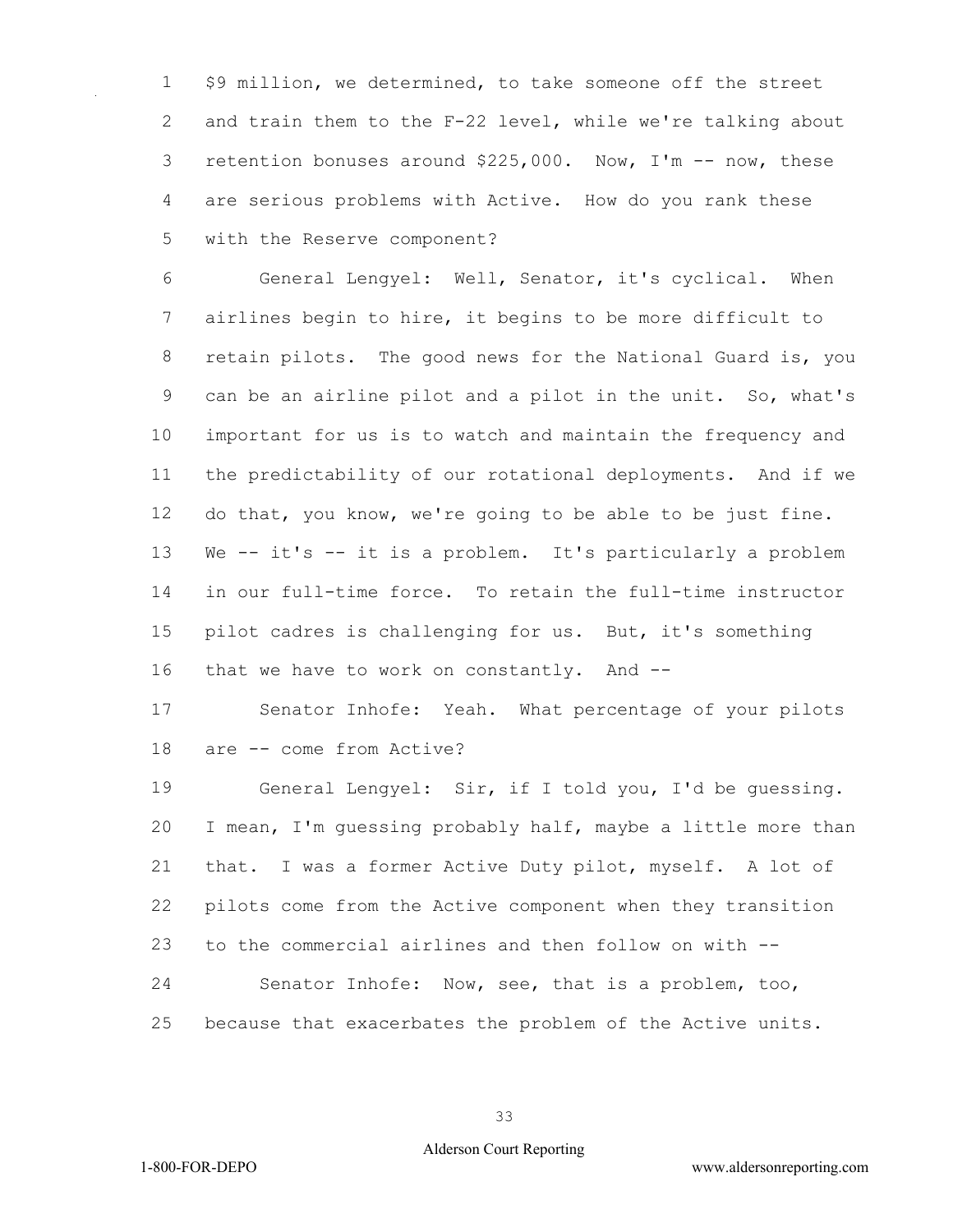$9 million, we determined, to take someone off the street and train them to the F-22 level, while we're talking about retention bonuses around $225,000. Now, I'm -- now, these are serious problems with Active. How do you rank these with the Reserve component?

General Lengyel: Well, Senator, it's cyclical. When airlines begin to hire, it begins to be more difficult to retain pilots. The good news for the National Guard is, you can be an airline pilot and a pilot in the unit. So, what's important for us is to watch and maintain the frequency and the predictability of our rotational deployments. And if we do that, you know, we're going to be able to be just fine. We -- it's -- it is a problem. It's particularly a problem in our full-time force. To retain the full-time instructor pilot cadres is challenging for us. But, it's something that we have to work on constantly. And --

Senator Inhofe: Yeah. What percentage of your pilots are -- come from Active?

General Lengyel: Sir, if I told you, I'd be guessing. I mean, I'm guessing probably half, maybe a little more than that. I was a former Active Duty pilot, myself. A lot of pilots come from the Active component when they transition to the commercial airlines and then follow on with --

Senator Inhofe: Now, see, that is a problem, too, because that exacerbates the problem of the Active units.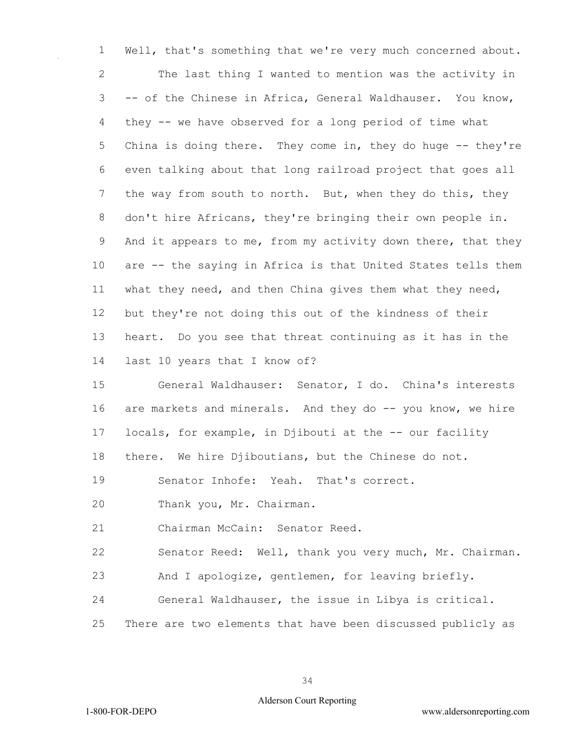Well, that's something that we're very much concerned about.

The last thing I wanted to mention was the activity in -- of the Chinese in Africa, General Waldhauser. You know, they -- we have observed for a long period of time what China is doing there. They come in, they do huge -- they're even talking about that long railroad project that goes all the way from south to north. But, when they do this, they don't hire Africans, they're bringing their own people in. And it appears to me, from my activity down there, that they are -- the saying in Africa is that United States tells them what they need, and then China gives them what they need, but they're not doing this out of the kindness of their heart. Do you see that threat continuing as it has in the last 10 years that I know of?

General Waldhauser: Senator, I do. China's interests are markets and minerals. And they do -- you know, we hire locals, for example, in Djibouti at the -- our facility there. We hire Djiboutians, but the Chinese do not.

Senator Inhofe: Yeah. That's correct.

Thank you, Mr. Chairman.

Chairman McCain: Senator Reed.

Senator Reed: Well, thank you very much, Mr. Chairman. And I apologize, gentlemen, for leaving briefly.

General Waldhauser, the issue in Libya is critical. There are two elements that have been discussed publicly as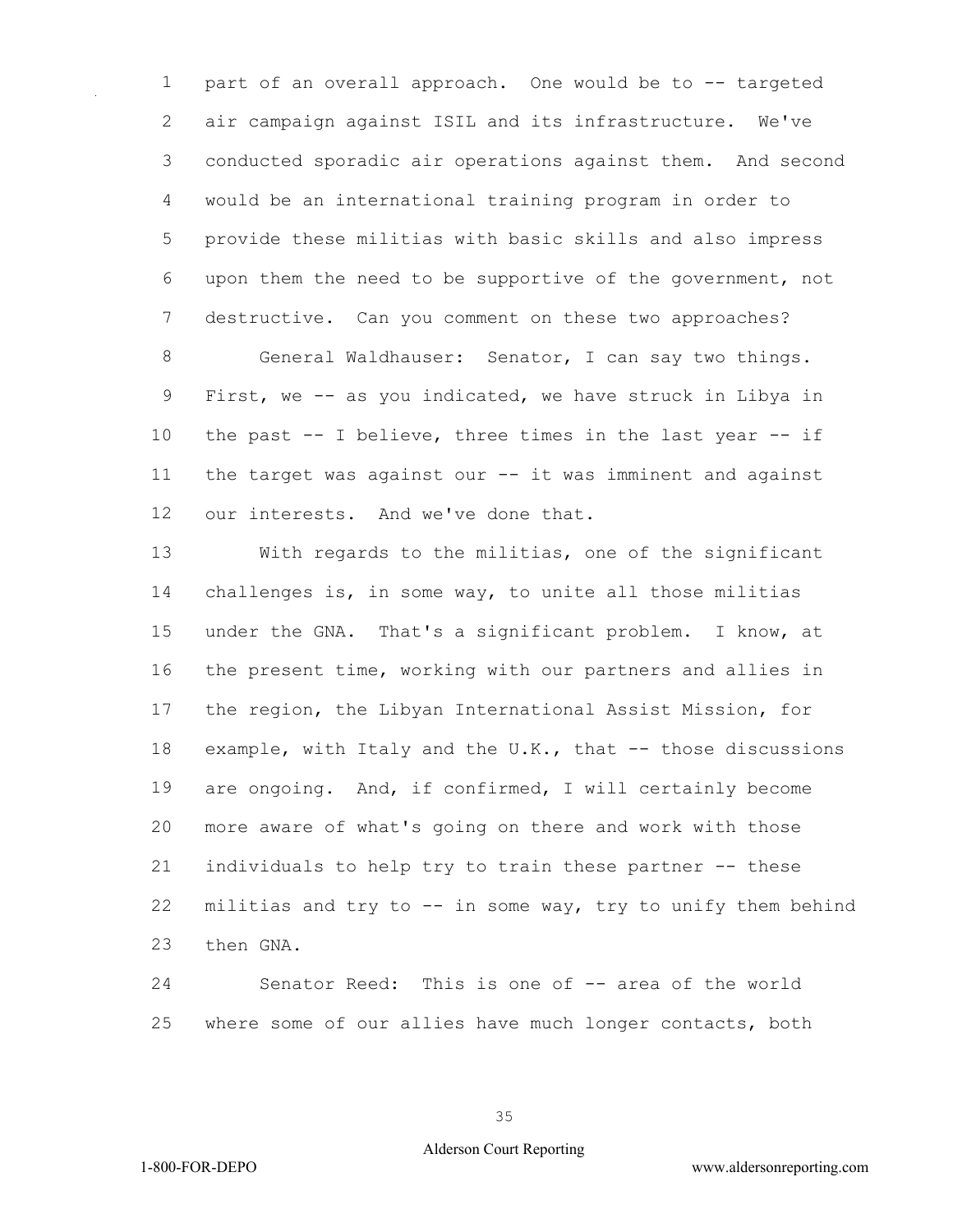part of an overall approach. One would be to -- targeted air campaign against ISIL and its infrastructure. We've conducted sporadic air operations against them. And second would be an international training program in order to provide these militias with basic skills and also impress upon them the need to be supportive of the government, not destructive. Can you comment on these two approaches?

General Waldhauser: Senator, I can say two things. First, we -- as you indicated, we have struck in Libya in the past -- I believe, three times in the last year -- if the target was against our -- it was imminent and against our interests. And we've done that.

With regards to the militias, one of the significant challenges is, in some way, to unite all those militias under the GNA. That's a significant problem. I know, at the present time, working with our partners and allies in the region, the Libyan International Assist Mission, for example, with Italy and the U.K., that -- those discussions are ongoing. And, if confirmed, I will certainly become more aware of what's going on there and work with those individuals to help try to train these partner -- these militias and try to -- in some way, try to unify them behind then GNA.

Senator Reed: This is one of -- area of the world where some of our allies have much longer contacts, both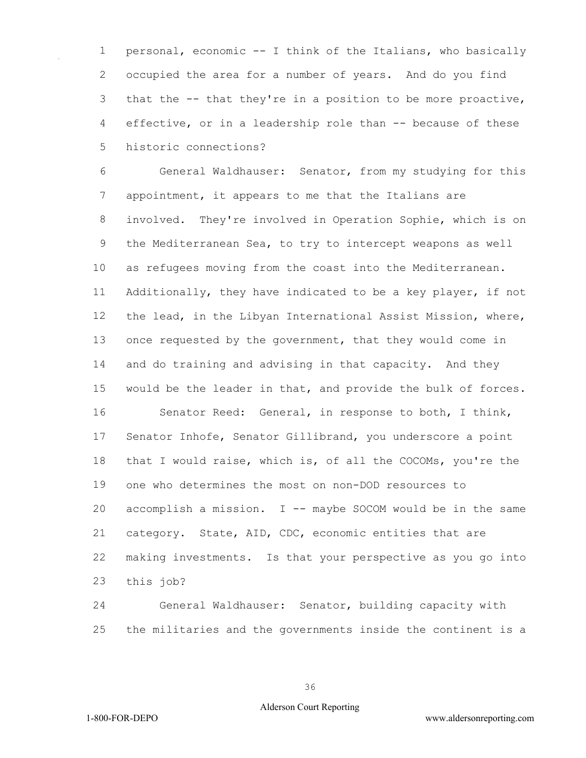personal, economic -- I think of the Italians, who basically occupied the area for a number of years. And do you find that the -- that they're in a position to be more proactive, effective, or in a leadership role than -- because of these historic connections?

General Waldhauser: Senator, from my studying for this appointment, it appears to me that the Italians are involved. They're involved in Operation Sophie, which is on the Mediterranean Sea, to try to intercept weapons as well as refugees moving from the coast into the Mediterranean. Additionally, they have indicated to be a key player, if not the lead, in the Libyan International Assist Mission, where, once requested by the government, that they would come in and do training and advising in that capacity. And they would be the leader in that, and provide the bulk of forces.

Senator Reed: General, in response to both, I think, Senator Inhofe, Senator Gillibrand, you underscore a point that I would raise, which is, of all the COCOMs, you're the one who determines the most on non-DOD resources to accomplish a mission. I -- maybe SOCOM would be in the same category. State, AID, CDC, economic entities that are making investments. Is that your perspective as you go into this job?

General Waldhauser: Senator, building capacity with the militaries and the governments inside the continent is a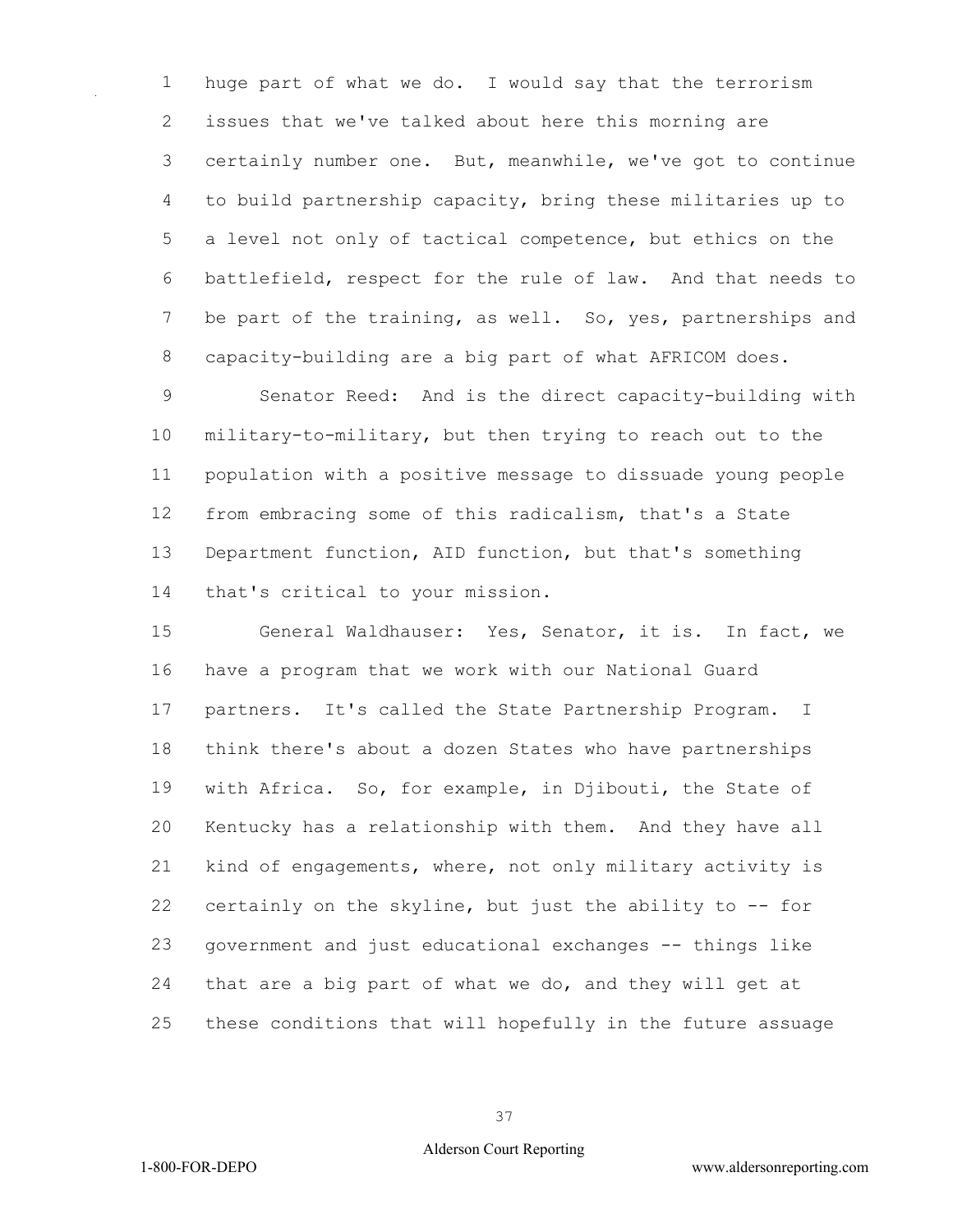huge part of what we do. I would say that the terrorism issues that we've talked about here this morning are certainly number one. But, meanwhile, we've got to continue to build partnership capacity, bring these militaries up to a level not only of tactical competence, but ethics on the battlefield, respect for the rule of law. And that needs to be part of the training, as well. So, yes, partnerships and capacity-building are a big part of what AFRICOM does.

Senator Reed: And is the direct capacity-building with military-to-military, but then trying to reach out to the population with a positive message to dissuade young people from embracing some of this radicalism, that's a State Department function, AID function, but that's something that's critical to your mission.

General Waldhauser: Yes, Senator, it is. In fact, we have a program that we work with our National Guard partners. It's called the State Partnership Program. I think there's about a dozen States who have partnerships with Africa. So, for example, in Djibouti, the State of Kentucky has a relationship with them. And they have all kind of engagements, where, not only military activity is certainly on the skyline, but just the ability to -- for government and just educational exchanges -- things like that are a big part of what we do, and they will get at these conditions that will hopefully in the future assuage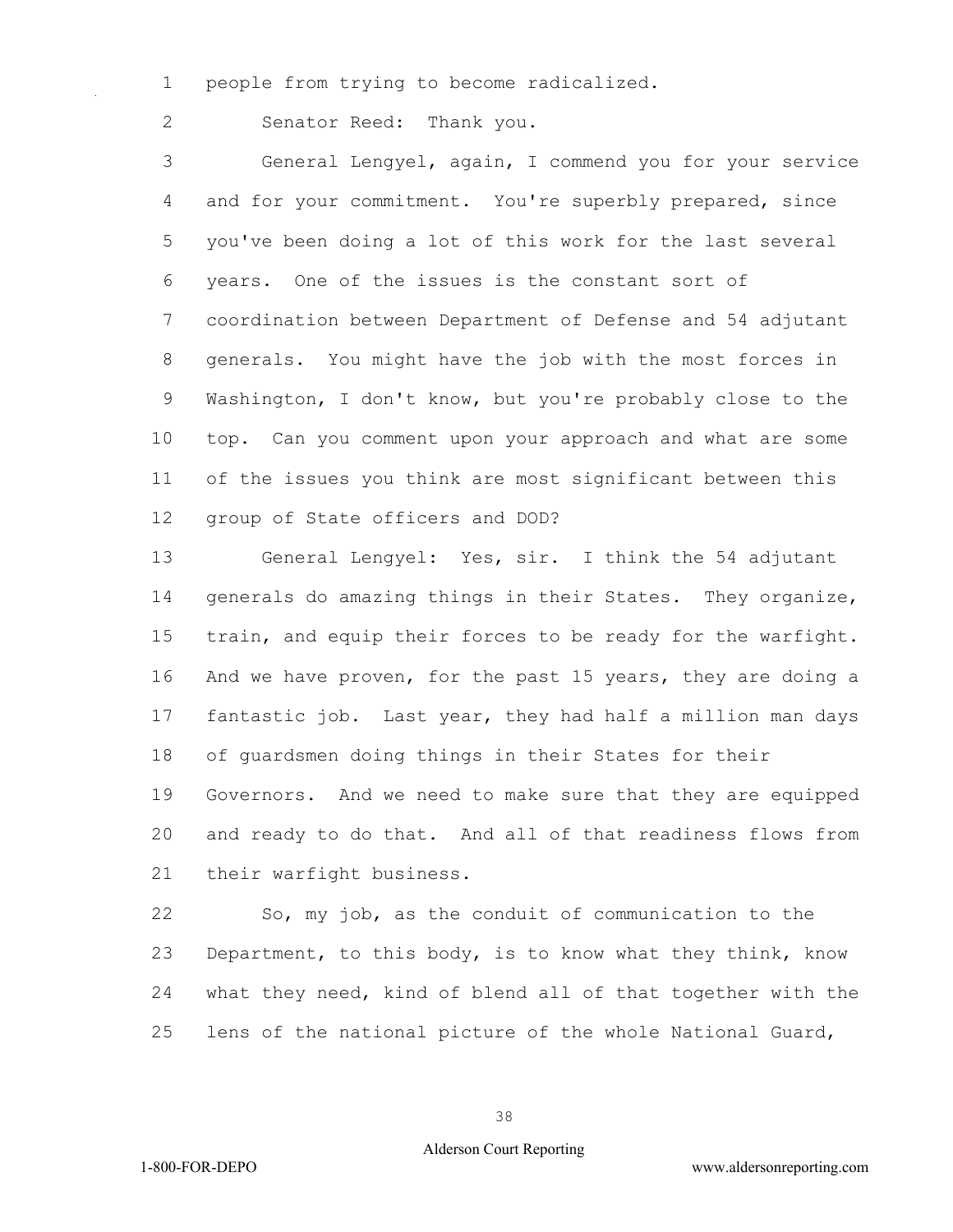people from trying to become radicalized.

Senator Reed: Thank you.

General Lengyel, again, I commend you for your service and for your commitment. You're superbly prepared, since you've been doing a lot of this work for the last several years. One of the issues is the constant sort of coordination between Department of Defense and 54 adjutant generals. You might have the job with the most forces in Washington, I don't know, but you're probably close to the top. Can you comment upon your approach and what are some of the issues you think are most significant between this group of State officers and DOD?

General Lengyel: Yes, sir. I think the 54 adjutant generals do amazing things in their States. They organize, train, and equip their forces to be ready for the warfight. And we have proven, for the past 15 years, they are doing a fantastic job. Last year, they had half a million man days of guardsmen doing things in their States for their Governors. And we need to make sure that they are equipped and ready to do that. And all of that readiness flows from their warfight business.

So, my job, as the conduit of communication to the Department, to this body, is to know what they think, know what they need, kind of blend all of that together with the lens of the national picture of the whole National Guard,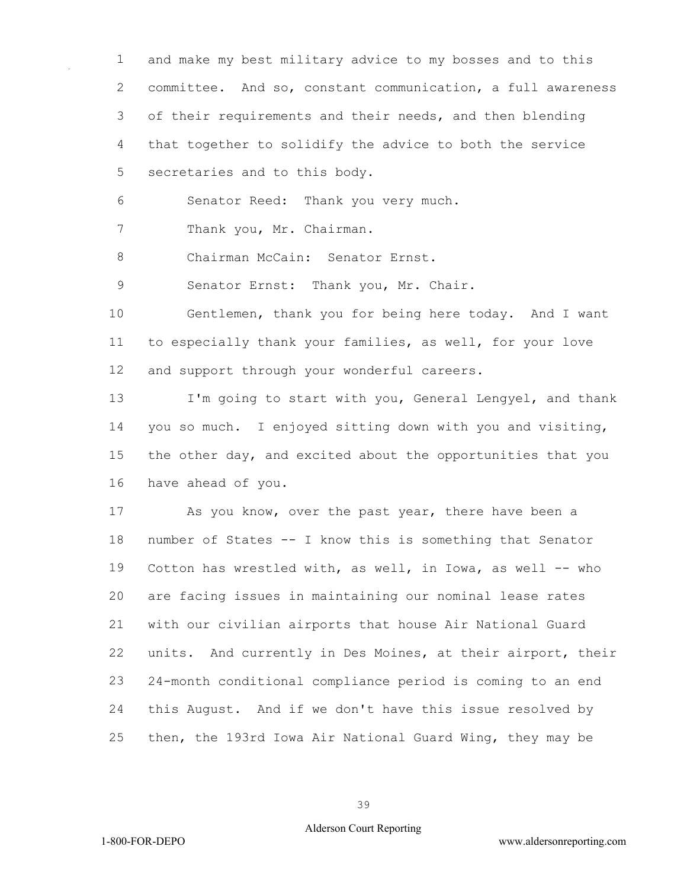and make my best military advice to my bosses and to this committee. And so, constant communication, a full awareness of their requirements and their needs, and then blending that together to solidify the advice to both the service secretaries and to this body.

Senator Reed: Thank you very much.

Thank you, Mr. Chairman.

Chairman McCain: Senator Ernst.

Senator Ernst: Thank you, Mr. Chair.

Gentlemen, thank you for being here today. And I want to especially thank your families, as well, for your love and support through your wonderful careers.

I'm going to start with you, General Lengyel, and thank you so much. I enjoyed sitting down with you and visiting, the other day, and excited about the opportunities that you have ahead of you.

As you know, over the past year, there have been a number of States -- I know this is something that Senator Cotton has wrestled with, as well, in Iowa, as well -- who are facing issues in maintaining our nominal lease rates with our civilian airports that house Air National Guard units. And currently in Des Moines, at their airport, their 24-month conditional compliance period is coming to an end this August. And if we don't have this issue resolved by then, the 193rd Iowa Air National Guard Wing, they may be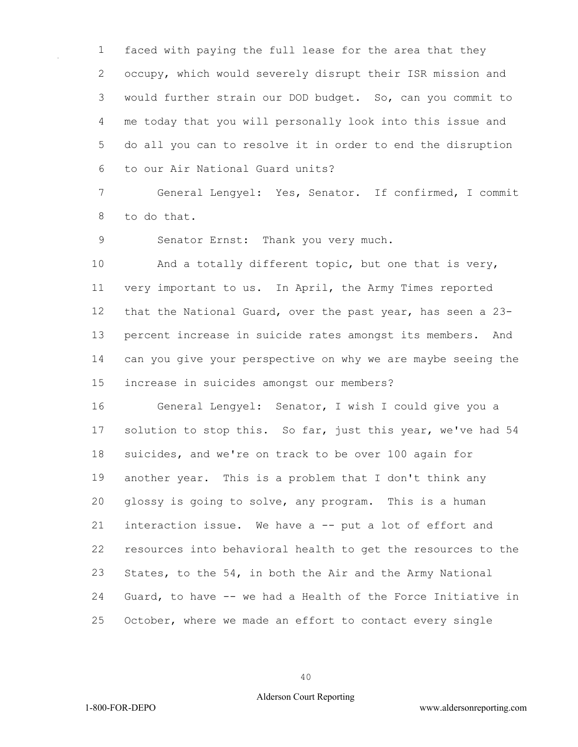faced with paying the full lease for the area that they occupy, which would severely disrupt their ISR mission and would further strain our DOD budget. So, can you commit to me today that you will personally look into this issue and do all you can to resolve it in order to end the disruption to our Air National Guard units?

General Lengyel: Yes, Senator. If confirmed, I commit to do that.

Senator Ernst: Thank you very much.

And a totally different topic, but one that is very, very important to us. In April, the Army Times reported that the National Guard, over the past year, has seen a 23-percent increase in suicide rates amongst its members. And can you give your perspective on why we are maybe seeing the increase in suicides amongst our members?

General Lengyel: Senator, I wish I could give you a solution to stop this. So far, just this year, we've had 54 suicides, and we're on track to be over 100 again for another year. This is a problem that I don't think any glossy is going to solve, any program. This is a human interaction issue. We have a -- put a lot of effort and resources into behavioral health to get the resources to the States, to the 54, in both the Air and the Army National Guard, to have -- we had a Health of the Force Initiative in October, where we made an effort to contact every single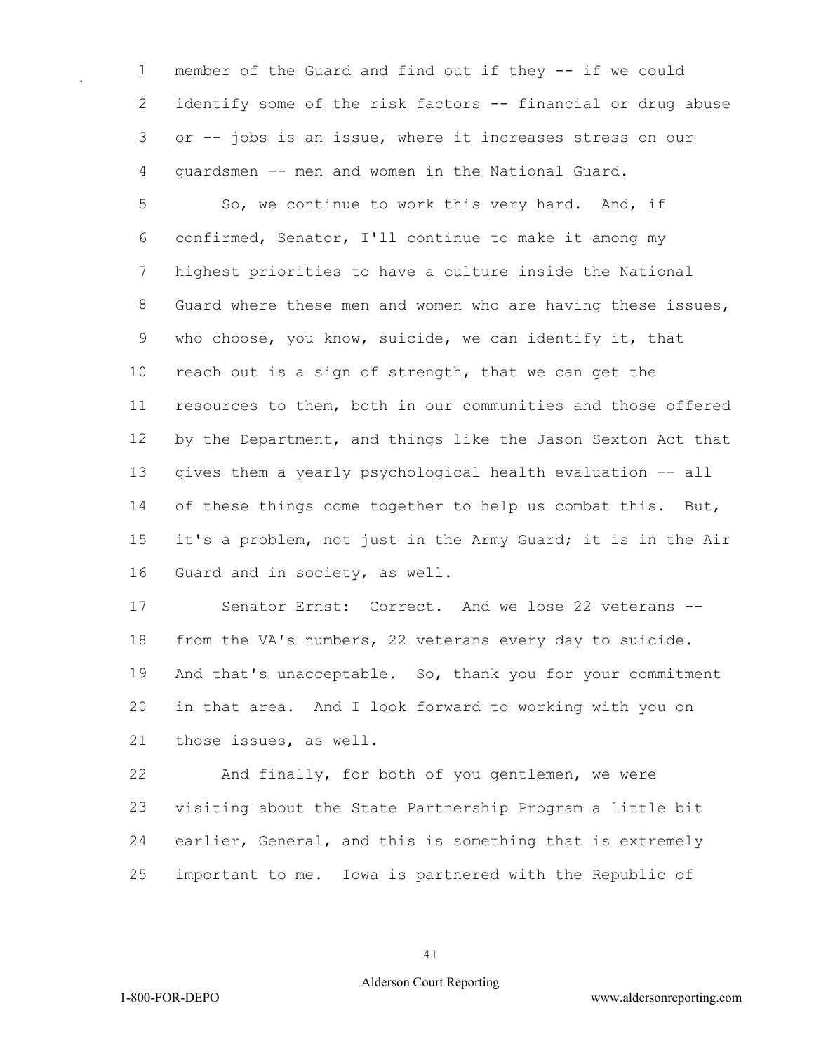member of the Guard and find out if they -- if we could identify some of the risk factors -- financial or drug abuse or -- jobs is an issue, where it increases stress on our guardsmen -- men and women in the National Guard.

So, we continue to work this very hard. And, if confirmed, Senator, I'll continue to make it among my highest priorities to have a culture inside the National Guard where these men and women who are having these issues, who choose, you know, suicide, we can identify it, that reach out is a sign of strength, that we can get the resources to them, both in our communities and those offered by the Department, and things like the Jason Sexton Act that gives them a yearly psychological health evaluation -- all of these things come together to help us combat this. But, it's a problem, not just in the Army Guard; it is in the Air Guard and in society, as well.

Senator Ernst: Correct. And we lose 22 veterans -- from the VA's numbers, 22 veterans every day to suicide. And that's unacceptable. So, thank you for your commitment in that area. And I look forward to working with you on those issues, as well.

And finally, for both of you gentlemen, we were visiting about the State Partnership Program a little bit earlier, General, and this is something that is extremely important to me. Iowa is partnered with the Republic of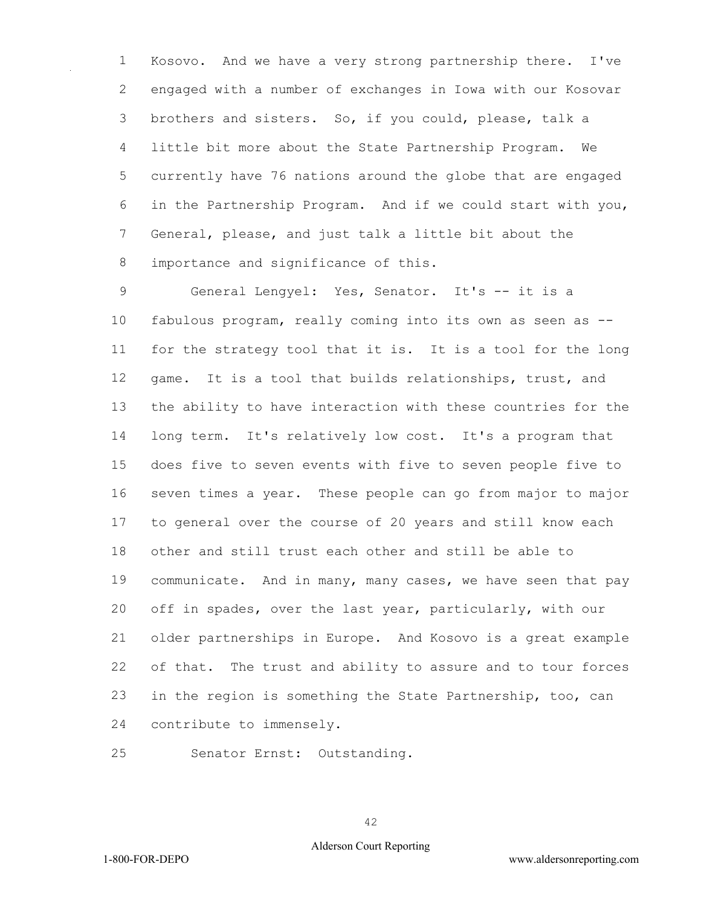Kosovo. And we have a very strong partnership there. I've engaged with a number of exchanges in Iowa with our Kosovar brothers and sisters. So, if you could, please, talk a little bit more about the State Partnership Program. We currently have 76 nations around the globe that are engaged in the Partnership Program. And if we could start with you, General, please, and just talk a little bit about the importance and significance of this.

General Lengyel: Yes, Senator. It's -- it is a fabulous program, really coming into its own as seen as -- for the strategy tool that it is. It is a tool for the long game. It is a tool that builds relationships, trust, and the ability to have interaction with these countries for the long term. It's relatively low cost. It's a program that does five to seven events with five to seven people five to seven times a year. These people can go from major to major to general over the course of 20 years and still know each other and still trust each other and still be able to communicate. And in many, many cases, we have seen that pay off in spades, over the last year, particularly, with our older partnerships in Europe. And Kosovo is a great example of that. The trust and ability to assure and to tour forces in the region is something the State Partnership, too, can contribute to immensely.

Senator Ernst: Outstanding.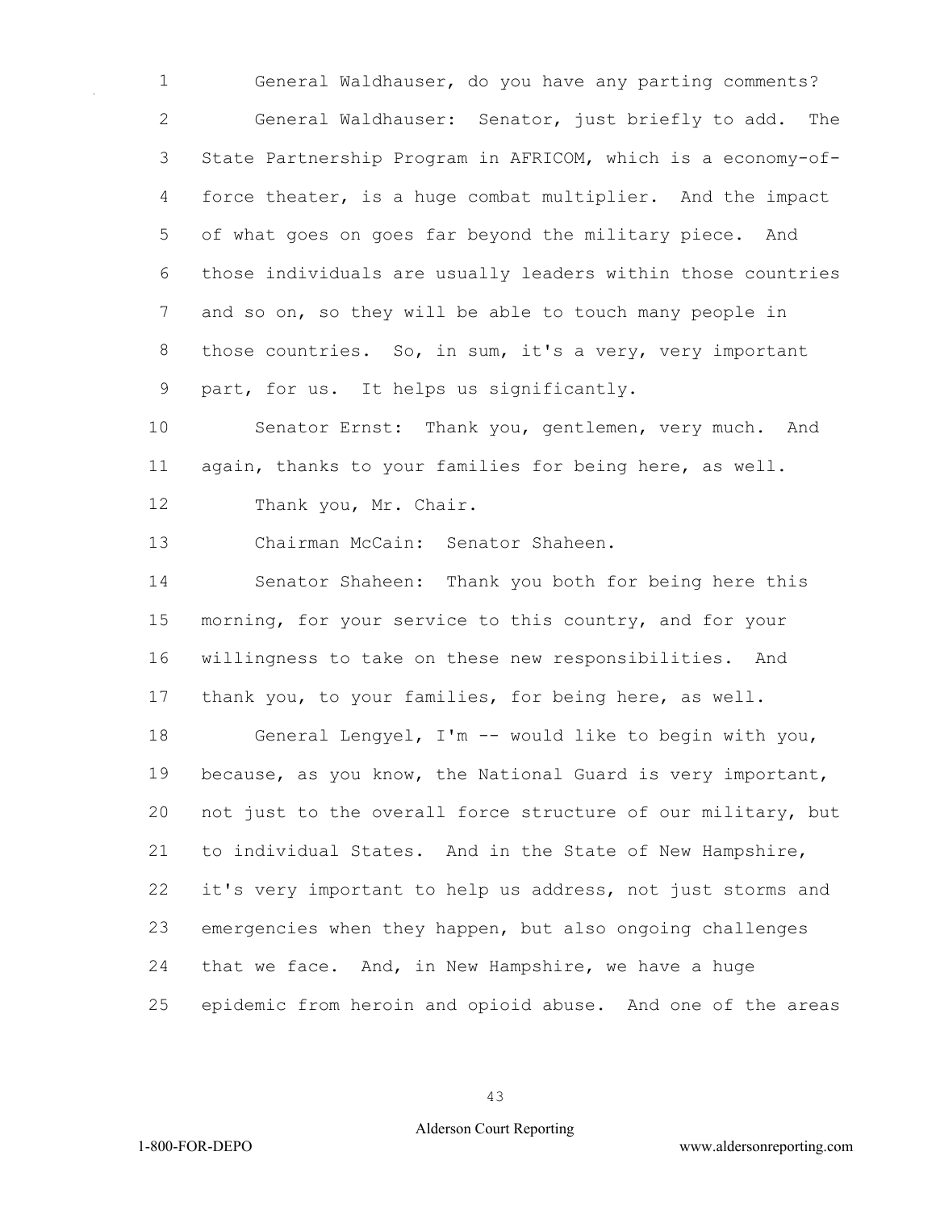General Waldhauser, do you have any parting comments?

General Waldhauser: Senator, just briefly to add. The State Partnership Program in AFRICOM, which is a economy-of-force theater, is a huge combat multiplier. And the impact of what goes on goes far beyond the military piece. And those individuals are usually leaders within those countries and so on, so they will be able to touch many people in those countries. So, in sum, it's a very, very important part, for us. It helps us significantly.

Senator Ernst: Thank you, gentlemen, very much. And again, thanks to your families for being here, as well.

Thank you, Mr. Chair.

Chairman McCain: Senator Shaheen.

Senator Shaheen: Thank you both for being here this morning, for your service to this country, and for your willingness to take on these new responsibilities. And thank you, to your families, for being here, as well.

General Lengyel, I'm -- would like to begin with you, because, as you know, the National Guard is very important, not just to the overall force structure of our military, but to individual States. And in the State of New Hampshire, it's very important to help us address, not just storms and emergencies when they happen, but also ongoing challenges that we face. And, in New Hampshire, we have a huge epidemic from heroin and opioid abuse. And one of the areas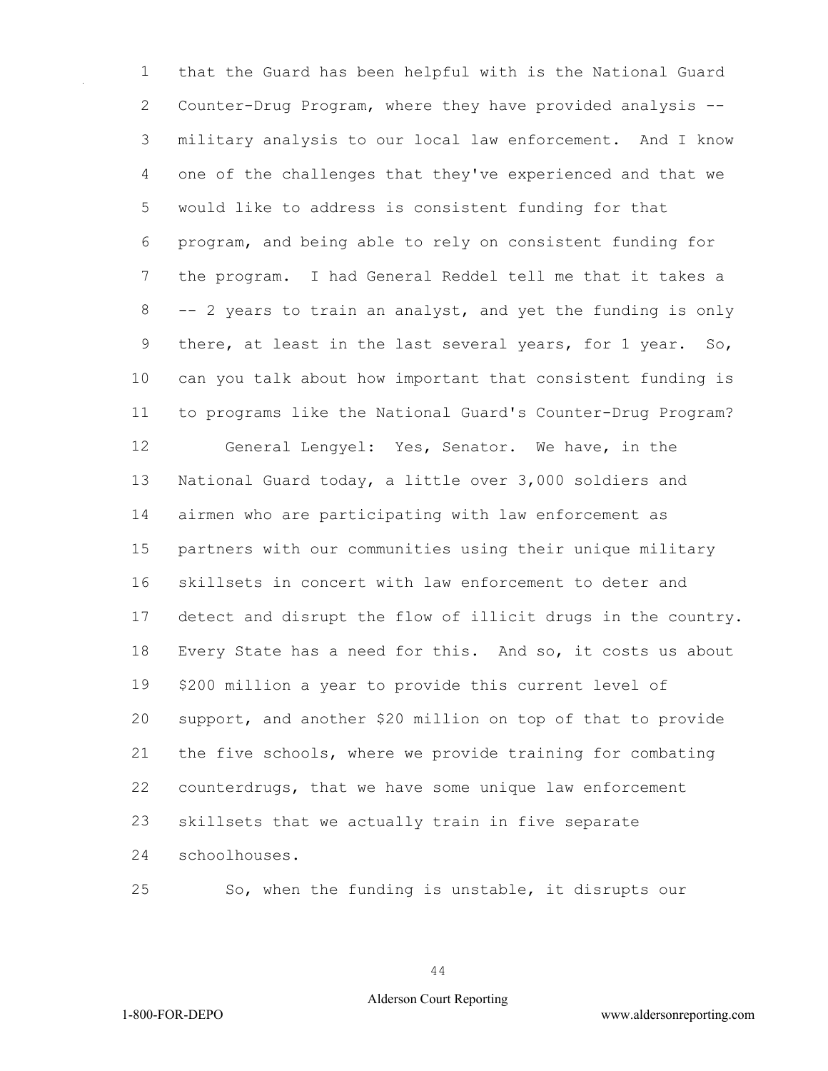that the Guard has been helpful with is the National Guard Counter-Drug Program, where they have provided analysis -- military analysis to our local law enforcement. And I know one of the challenges that they've experienced and that we would like to address is consistent funding for that program, and being able to rely on consistent funding for the program. I had General Reddel tell me that it takes a -- 2 years to train an analyst, and yet the funding is only there, at least in the last several years, for 1 year. So, can you talk about how important that consistent funding is to programs like the National Guard's Counter-Drug Program?

General Lengyel: Yes, Senator. We have, in the National Guard today, a little over 3,000 soldiers and airmen who are participating with law enforcement as partners with our communities using their unique military skillsets in concert with law enforcement to deter and detect and disrupt the flow of illicit drugs in the country. Every State has a need for this. And so, it costs us about $200 million a year to provide this current level of support, and another $20 million on top of that to provide the five schools, where we provide training for combating counterdrugs, that we have some unique law enforcement skillsets that we actually train in five separate schoolhouses.

So, when the funding is unstable, it disrupts our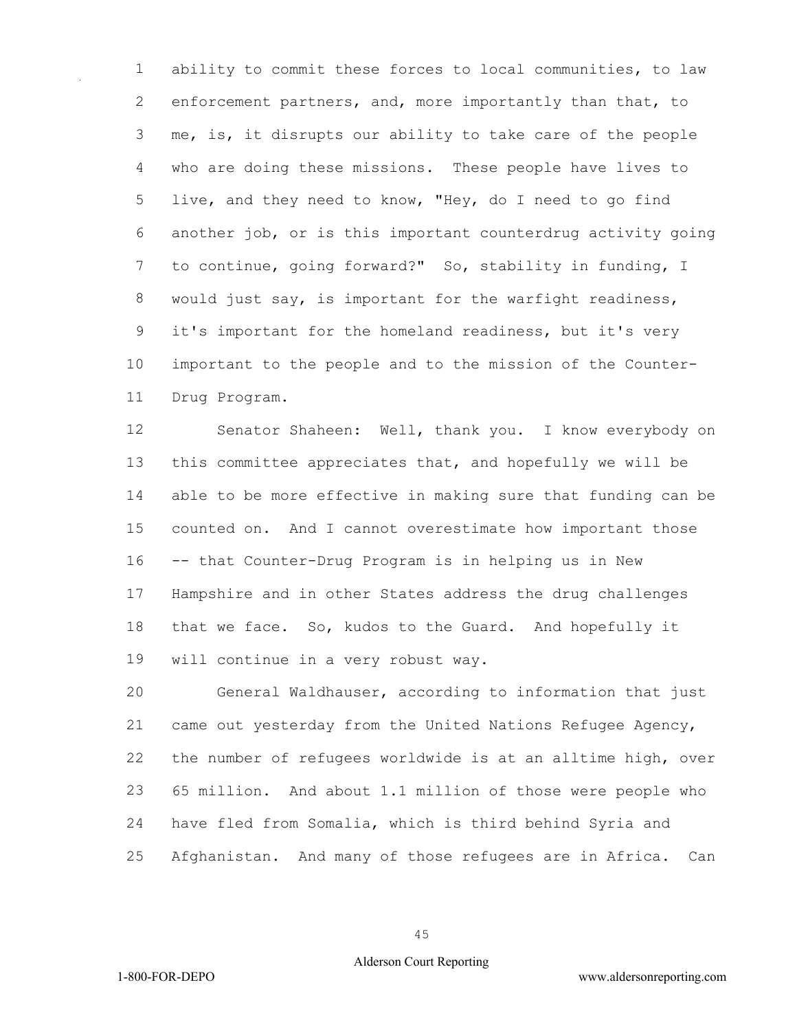ability to commit these forces to local communities, to law enforcement partners, and, more importantly than that, to me, is, it disrupts our ability to take care of the people who are doing these missions. These people have lives to live, and they need to know, "Hey, do I need to go find another job, or is this important counterdrug activity going to continue, going forward?" So, stability in funding, I would just say, is important for the warfight readiness, it's important for the homeland readiness, but it's very important to the people and to the mission of the Counter-Drug Program.

Senator Shaheen: Well, thank you. I know everybody on this committee appreciates that, and hopefully we will be able to be more effective in making sure that funding can be counted on. And I cannot overestimate how important those -- that Counter-Drug Program is in helping us in New Hampshire and in other States address the drug challenges that we face. So, kudos to the Guard. And hopefully it will continue in a very robust way.

General Waldhauser, according to information that just came out yesterday from the United Nations Refugee Agency, the number of refugees worldwide is at an alltime high, over 65 million. And about 1.1 million of those were people who have fled from Somalia, which is third behind Syria and Afghanistan. And many of those refugees are in Africa. Can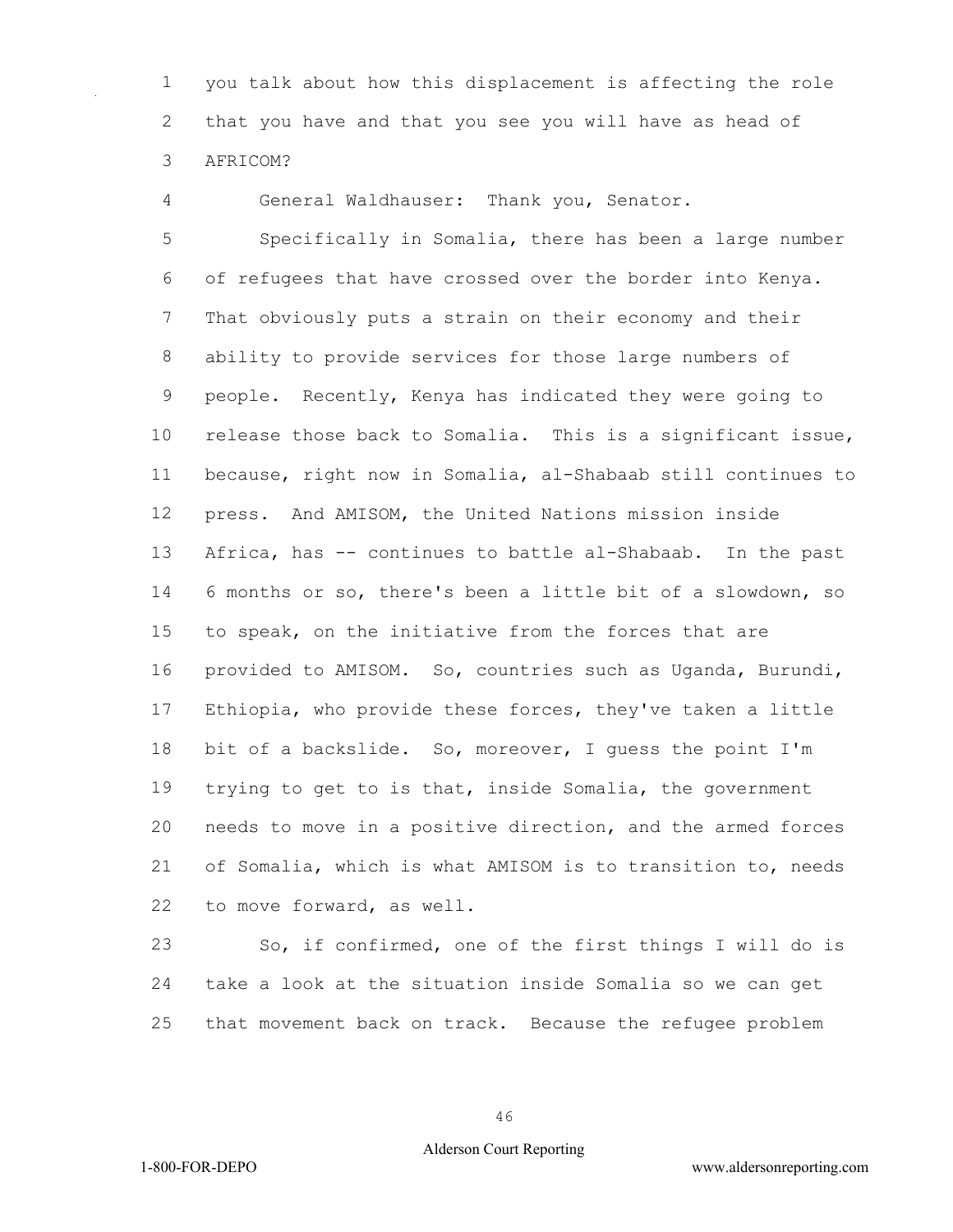you talk about how this displacement is affecting the role that you have and that you see you will have as head of AFRICOM?

General Waldhauser: Thank you, Senator.

Specifically in Somalia, there has been a large number of refugees that have crossed over the border into Kenya. That obviously puts a strain on their economy and their ability to provide services for those large numbers of people. Recently, Kenya has indicated they were going to release those back to Somalia. This is a significant issue, because, right now in Somalia, al-Shabaab still continues to press. And AMISOM, the United Nations mission inside Africa, has -- continues to battle al-Shabaab. In the past 6 months or so, there's been a little bit of a slowdown, so to speak, on the initiative from the forces that are provided to AMISOM. So, countries such as Uganda, Burundi, Ethiopia, who provide these forces, they've taken a little bit of a backslide. So, moreover, I guess the point I'm trying to get to is that, inside Somalia, the government needs to move in a positive direction, and the armed forces of Somalia, which is what AMISOM is to transition to, needs to move forward, as well.

So, if confirmed, one of the first things I will do is take a look at the situation inside Somalia so we can get that movement back on track. Because the refugee problem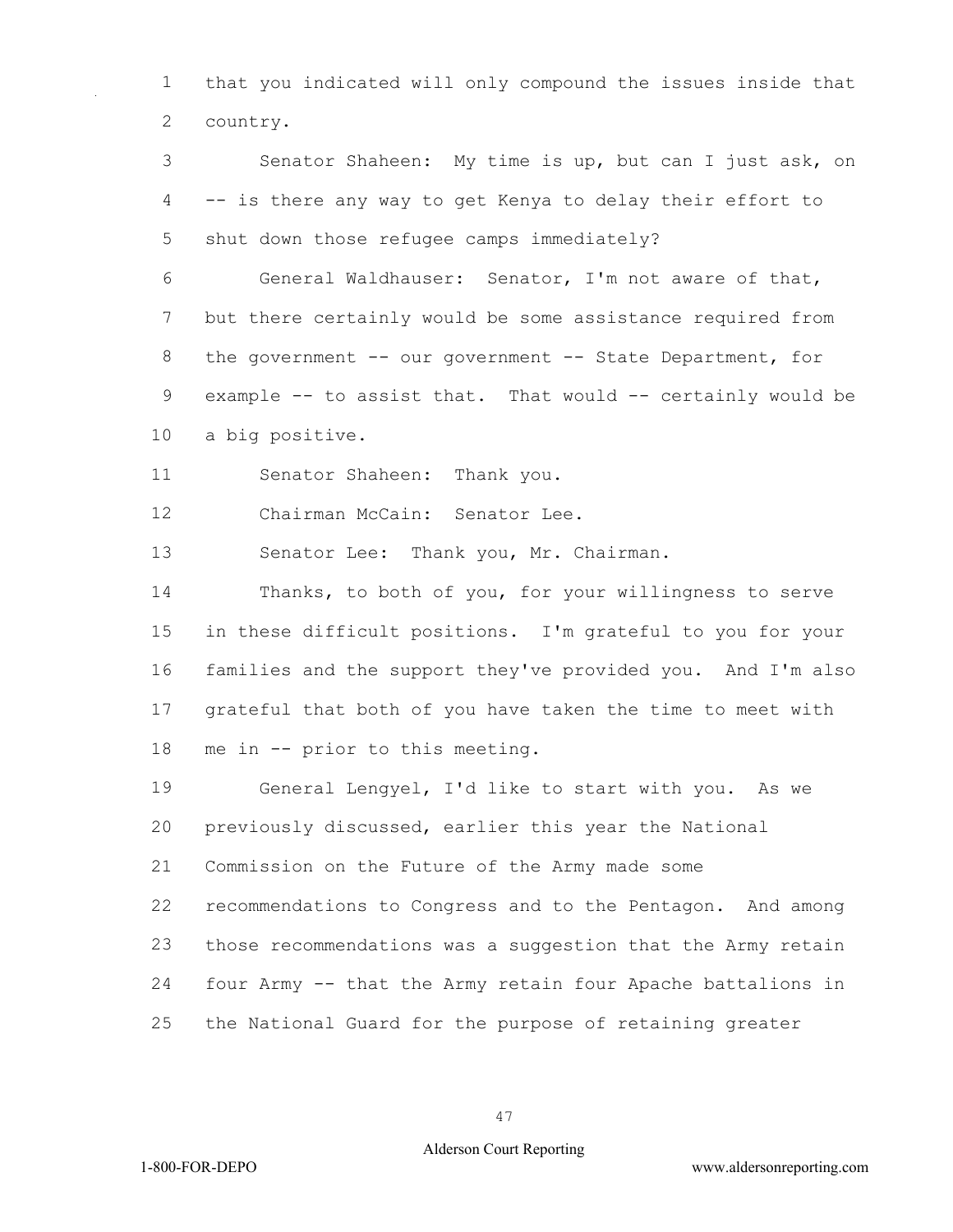that you indicated will only compound the issues inside that country.

Senator Shaheen: My time is up, but can I just ask, on -- is there any way to get Kenya to delay their effort to shut down those refugee camps immediately?

General Waldhauser: Senator, I'm not aware of that, but there certainly would be some assistance required from the government -- our government -- State Department, for example -- to assist that. That would -- certainly would be a big positive.

Senator Shaheen: Thank you.

Chairman McCain: Senator Lee.

Senator Lee: Thank you, Mr. Chairman.

Thanks, to both of you, for your willingness to serve in these difficult positions. I'm grateful to you for your families and the support they've provided you. And I'm also grateful that both of you have taken the time to meet with me in -- prior to this meeting.

General Lengyel, I'd like to start with you. As we previously discussed, earlier this year the National Commission on the Future of the Army made some recommendations to Congress and to the Pentagon. And among those recommendations was a suggestion that the Army retain four Army -- that the Army retain four Apache battalions in the National Guard for the purpose of retaining greater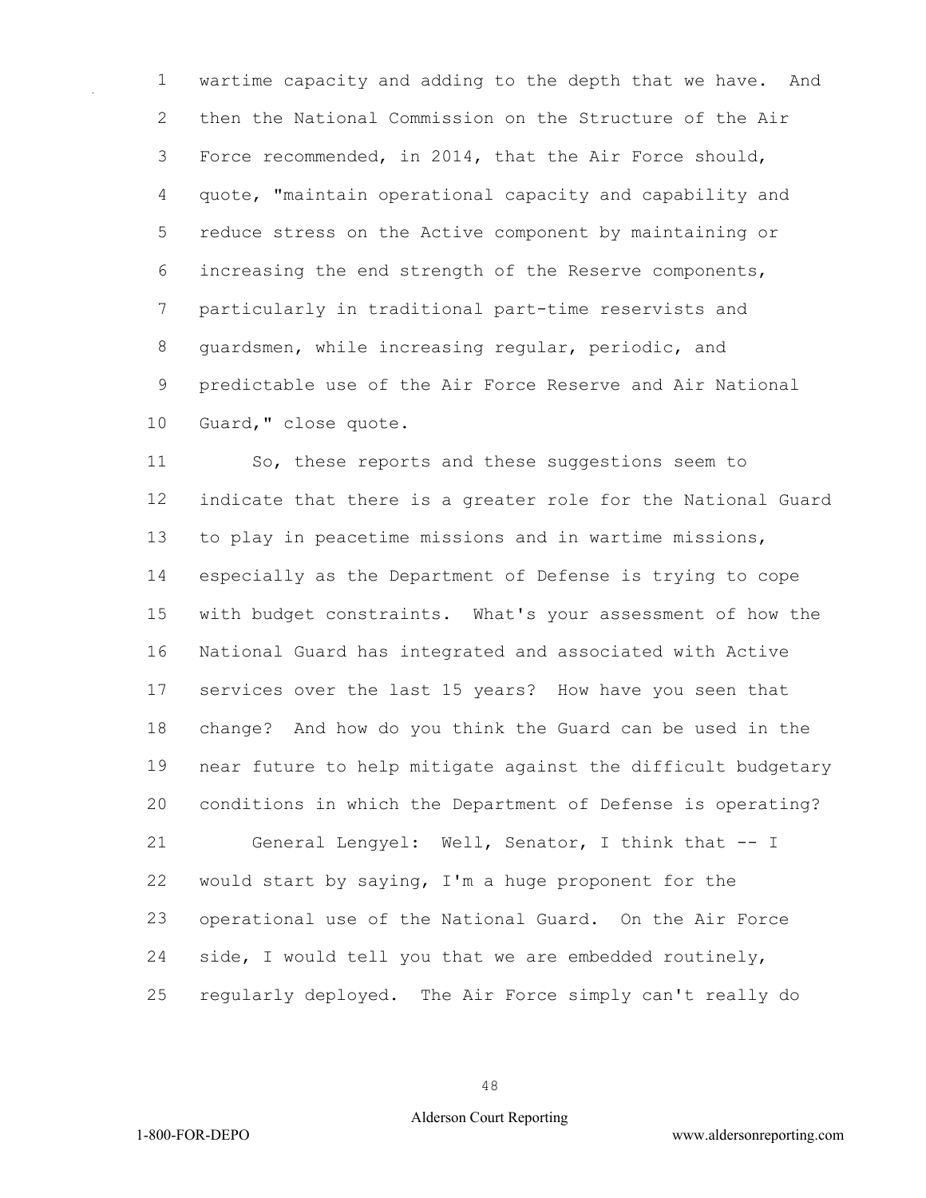wartime capacity and adding to the depth that we have. And then the National Commission on the Structure of the Air Force recommended, in 2014, that the Air Force should, quote, "maintain operational capacity and capability and reduce stress on the Active component by maintaining or increasing the end strength of the Reserve components, particularly in traditional part-time reservists and guardsmen, while increasing regular, periodic, and predictable use of the Air Force Reserve and Air National Guard," close quote.

So, these reports and these suggestions seem to indicate that there is a greater role for the National Guard to play in peacetime missions and in wartime missions, especially as the Department of Defense is trying to cope with budget constraints. What's your assessment of how the National Guard has integrated and associated with Active services over the last 15 years? How have you seen that change? And how do you think the Guard can be used in the near future to help mitigate against the difficult budgetary conditions in which the Department of Defense is operating?

General Lengyel: Well, Senator, I think that -- I would start by saying, I'm a huge proponent for the operational use of the National Guard. On the Air Force side, I would tell you that we are embedded routinely, regularly deployed. The Air Force simply can't really do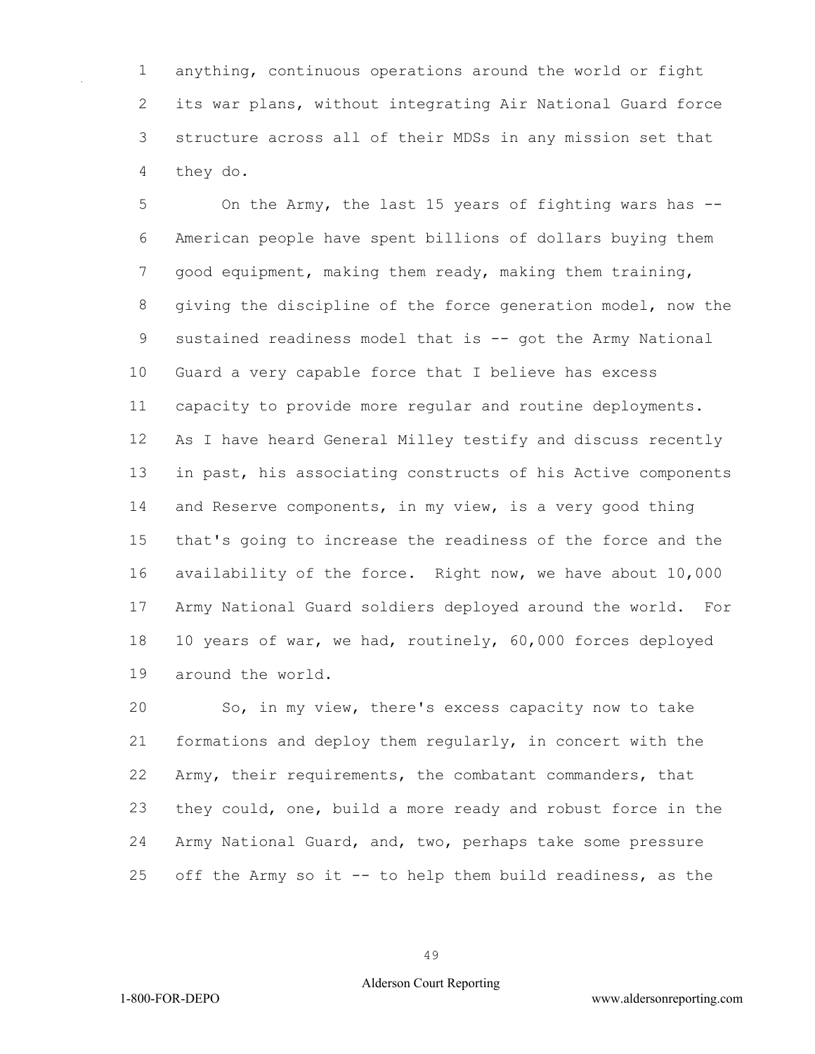anything, continuous operations around the world or fight its war plans, without integrating Air National Guard force structure across all of their MDSs in any mission set that they do.

On the Army, the last 15 years of fighting wars has -- American people have spent billions of dollars buying them good equipment, making them ready, making them training, giving the discipline of the force generation model, now the sustained readiness model that is -- got the Army National Guard a very capable force that I believe has excess capacity to provide more regular and routine deployments. As I have heard General Milley testify and discuss recently in past, his associating constructs of his Active components and Reserve components, in my view, is a very good thing that's going to increase the readiness of the force and the availability of the force. Right now, we have about 10,000 Army National Guard soldiers deployed around the world. For 10 years of war, we had, routinely, 60,000 forces deployed around the world.

So, in my view, there's excess capacity now to take formations and deploy them regularly, in concert with the Army, their requirements, the combatant commanders, that they could, one, build a more ready and robust force in the Army National Guard, and, two, perhaps take some pressure off the Army so it -- to help them build readiness, as the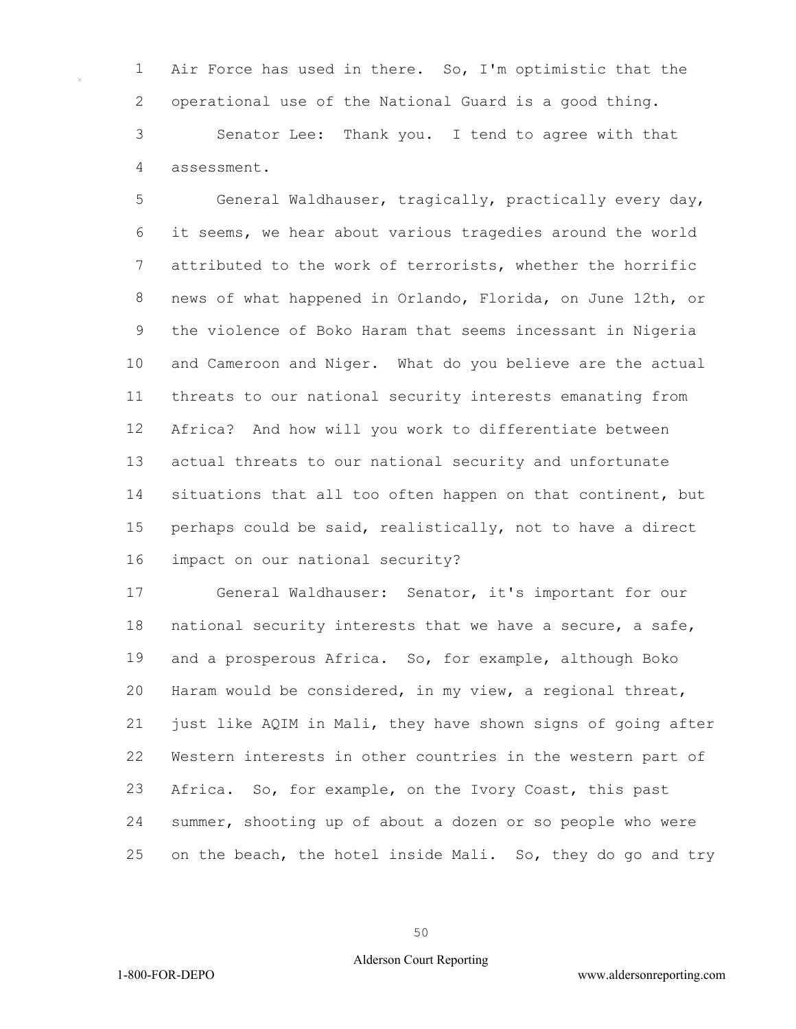Air Force has used in there. So, I'm optimistic that the operational use of the National Guard is a good thing.

Senator Lee: Thank you. I tend to agree with that assessment.

General Waldhauser, tragically, practically every day, it seems, we hear about various tragedies around the world attributed to the work of terrorists, whether the horrific news of what happened in Orlando, Florida, on June 12th, or the violence of Boko Haram that seems incessant in Nigeria and Cameroon and Niger. What do you believe are the actual threats to our national security interests emanating from Africa? And how will you work to differentiate between actual threats to our national security and unfortunate situations that all too often happen on that continent, but perhaps could be said, realistically, not to have a direct impact on our national security?

General Waldhauser: Senator, it's important for our national security interests that we have a secure, a safe, and a prosperous Africa. So, for example, although Boko Haram would be considered, in my view, a regional threat, just like AQIM in Mali, they have shown signs of going after Western interests in other countries in the western part of Africa. So, for example, on the Ivory Coast, this past summer, shooting up of about a dozen or so people who were on the beach, the hotel inside Mali. So, they do go and try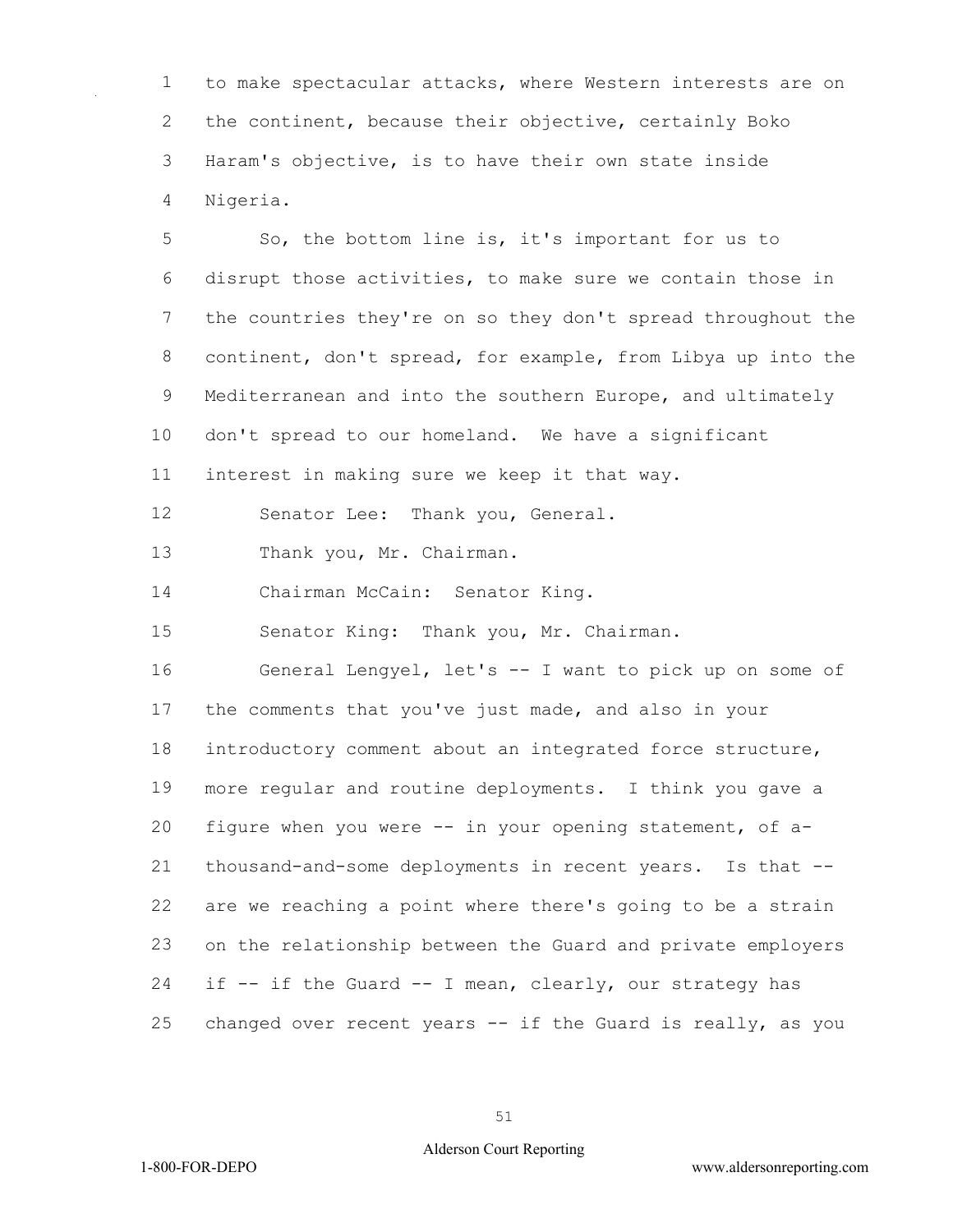to make spectacular attacks, where Western interests are on the continent, because their objective, certainly Boko Haram's objective, is to have their own state inside Nigeria.

So, the bottom line is, it's important for us to disrupt those activities, to make sure we contain those in the countries they're on so they don't spread throughout the continent, don't spread, for example, from Libya up into the Mediterranean and into the southern Europe, and ultimately don't spread to our homeland. We have a significant interest in making sure we keep it that way.

Senator Lee: Thank you, General.

Thank you, Mr. Chairman.

Chairman McCain: Senator King.

Senator King: Thank you, Mr. Chairman.

General Lengyel, let's -- I want to pick up on some of the comments that you've just made, and also in your introductory comment about an integrated force structure, more regular and routine deployments. I think you gave a figure when you were -- in your opening statement, of a-thousand-and-some deployments in recent years. Is that -- are we reaching a point where there's going to be a strain on the relationship between the Guard and private employers if -- if the Guard -- I mean, clearly, our strategy has changed over recent years -- if the Guard is really, as you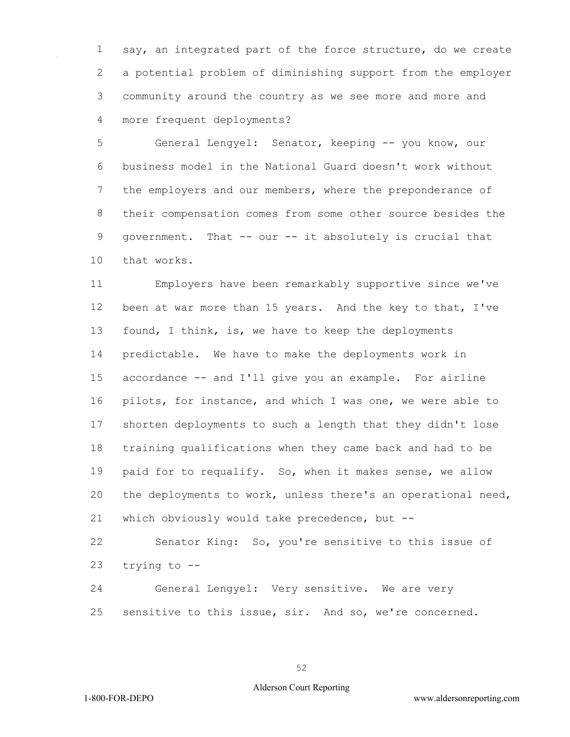say, an integrated part of the force structure, do we create a potential problem of diminishing support from the employer community around the country as we see more and more and more frequent deployments?

General Lengyel: Senator, keeping -- you know, our business model in the National Guard doesn't work without the employers and our members, where the preponderance of their compensation comes from some other source besides the government. That -- our -- it absolutely is crucial that that works.

Employers have been remarkably supportive since we've been at war more than 15 years. And the key to that, I've found, I think, is, we have to keep the deployments predictable. We have to make the deployments work in accordance -- and I'll give you an example. For airline pilots, for instance, and which I was one, we were able to shorten deployments to such a length that they didn't lose training qualifications when they came back and had to be paid for to requalify. So, when it makes sense, we allow the deployments to work, unless there's an operational need, which obviously would take precedence, but --

Senator King: So, you're sensitive to this issue of trying to --

General Lengyel: Very sensitive. We are very sensitive to this issue, sir. And so, we're concerned.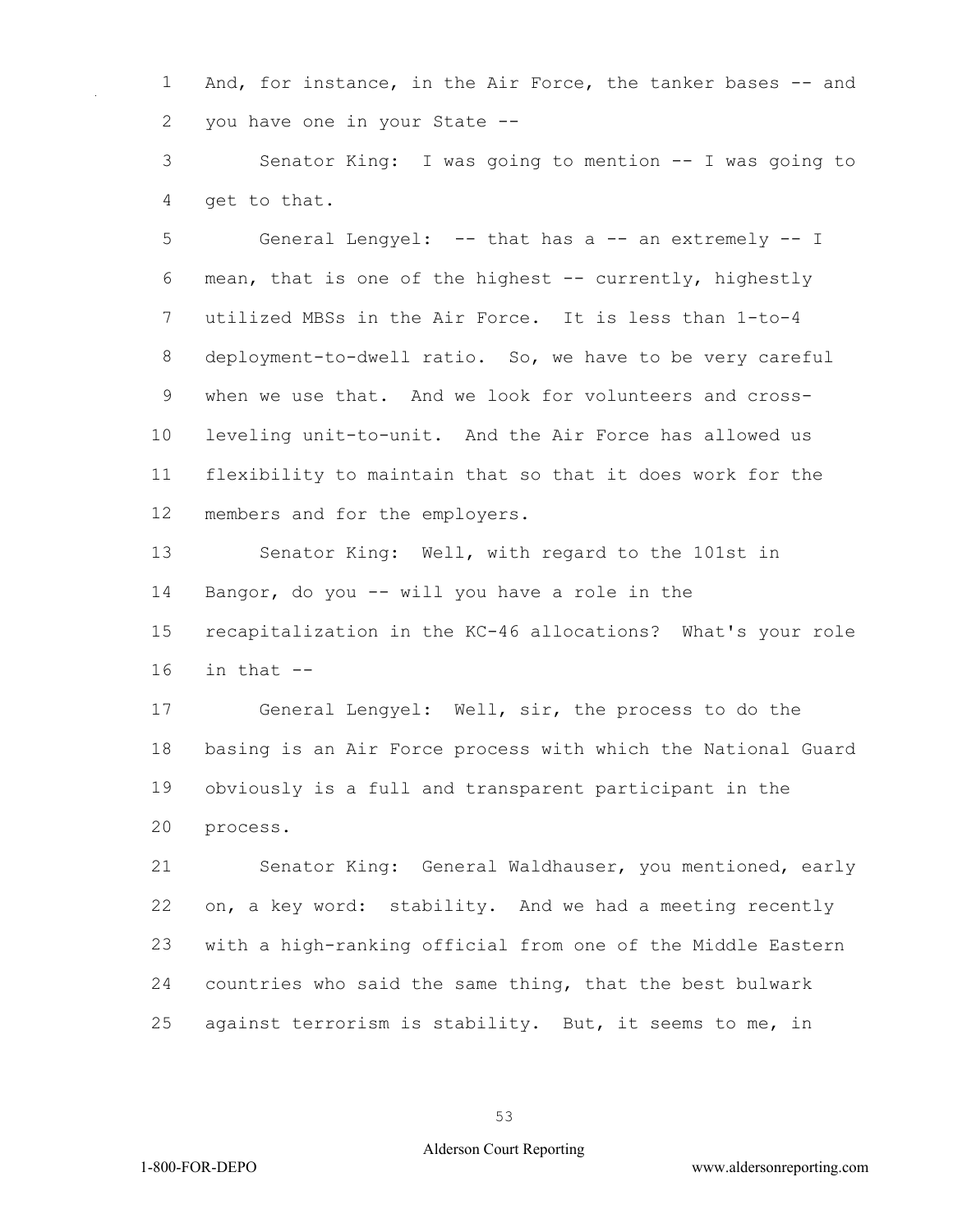And, for instance, in the Air Force, the tanker bases -- and you have one in your State --

Senator King: I was going to mention -- I was going to get to that.

General Lengyel: -- that has a -- an extremely -- I mean, that is one of the highest -- currently, highestly utilized MBSs in the Air Force. It is less than 1-to-4 deployment-to-dwell ratio. So, we have to be very careful when we use that. And we look for volunteers and cross-leveling unit-to-unit. And the Air Force has allowed us flexibility to maintain that so that it does work for the members and for the employers.

Senator King: Well, with regard to the 101st in Bangor, do you -- will you have a role in the recapitalization in the KC-46 allocations? What's your role in that --

General Lengyel: Well, sir, the process to do the basing is an Air Force process with which the National Guard obviously is a full and transparent participant in the process.

Senator King: General Waldhauser, you mentioned, early on, a key word: stability. And we had a meeting recently with a high-ranking official from one of the Middle Eastern countries who said the same thing, that the best bulwark against terrorism is stability. But, it seems to me, in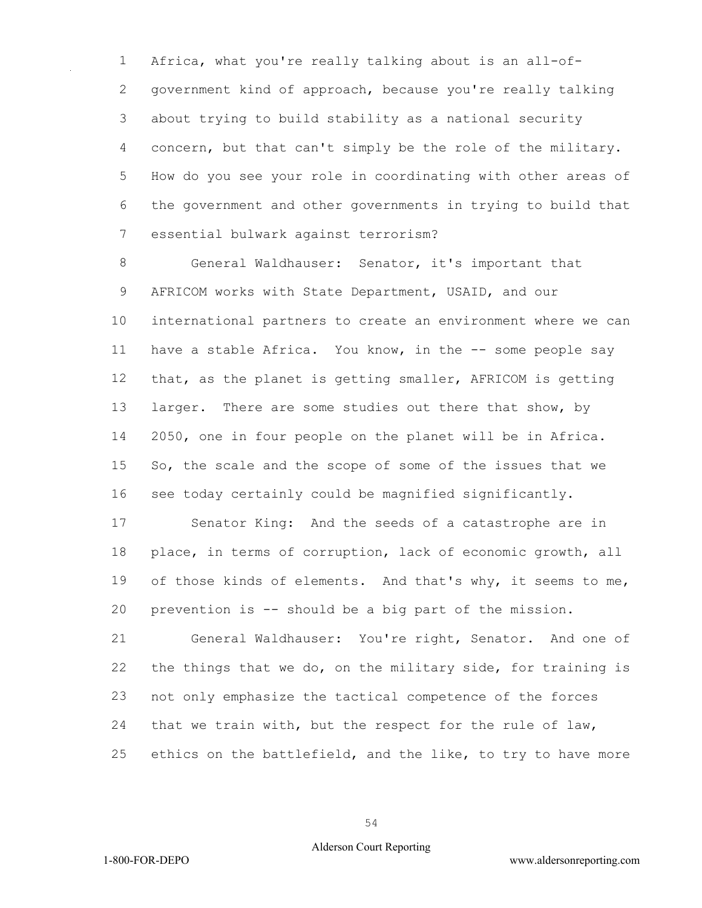Africa, what you're really talking about is an all-of-government kind of approach, because you're really talking about trying to build stability as a national security concern, but that can't simply be the role of the military. How do you see your role in coordinating with other areas of the government and other governments in trying to build that essential bulwark against terrorism?

General Waldhauser: Senator, it's important that AFRICOM works with State Department, USAID, and our international partners to create an environment where we can have a stable Africa. You know, in the -- some people say that, as the planet is getting smaller, AFRICOM is getting larger. There are some studies out there that show, by 2050, one in four people on the planet will be in Africa. So, the scale and the scope of some of the issues that we see today certainly could be magnified significantly.

Senator King: And the seeds of a catastrophe are in place, in terms of corruption, lack of economic growth, all of those kinds of elements. And that's why, it seems to me, prevention is -- should be a big part of the mission.

General Waldhauser: You're right, Senator. And one of the things that we do, on the military side, for training is not only emphasize the tactical competence of the forces that we train with, but the respect for the rule of law, ethics on the battlefield, and the like, to try to have more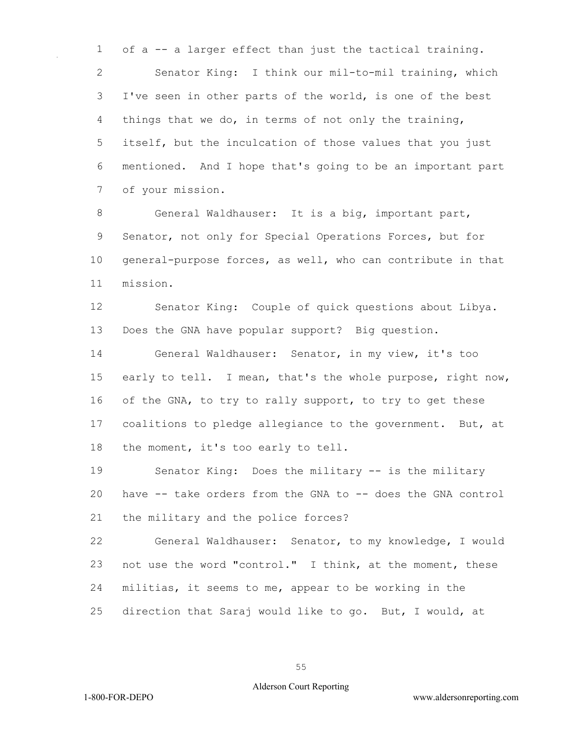of a -- a larger effect than just the tactical training.

Senator King: I think our mil-to-mil training, which I've seen in other parts of the world, is one of the best things that we do, in terms of not only the training, itself, but the inculcation of those values that you just mentioned. And I hope that's going to be an important part of your mission.

General Waldhauser: It is a big, important part, Senator, not only for Special Operations Forces, but for general-purpose forces, as well, who can contribute in that mission.

Senator King: Couple of quick questions about Libya. Does the GNA have popular support? Big question.

General Waldhauser: Senator, in my view, it's too early to tell. I mean, that's the whole purpose, right now, of the GNA, to try to rally support, to try to get these coalitions to pledge allegiance to the government. But, at the moment, it's too early to tell.

Senator King: Does the military -- is the military have -- take orders from the GNA to -- does the GNA control the military and the police forces?

General Waldhauser: Senator, to my knowledge, I would not use the word "control." I think, at the moment, these militias, it seems to me, appear to be working in the direction that Saraj would like to go. But, I would, at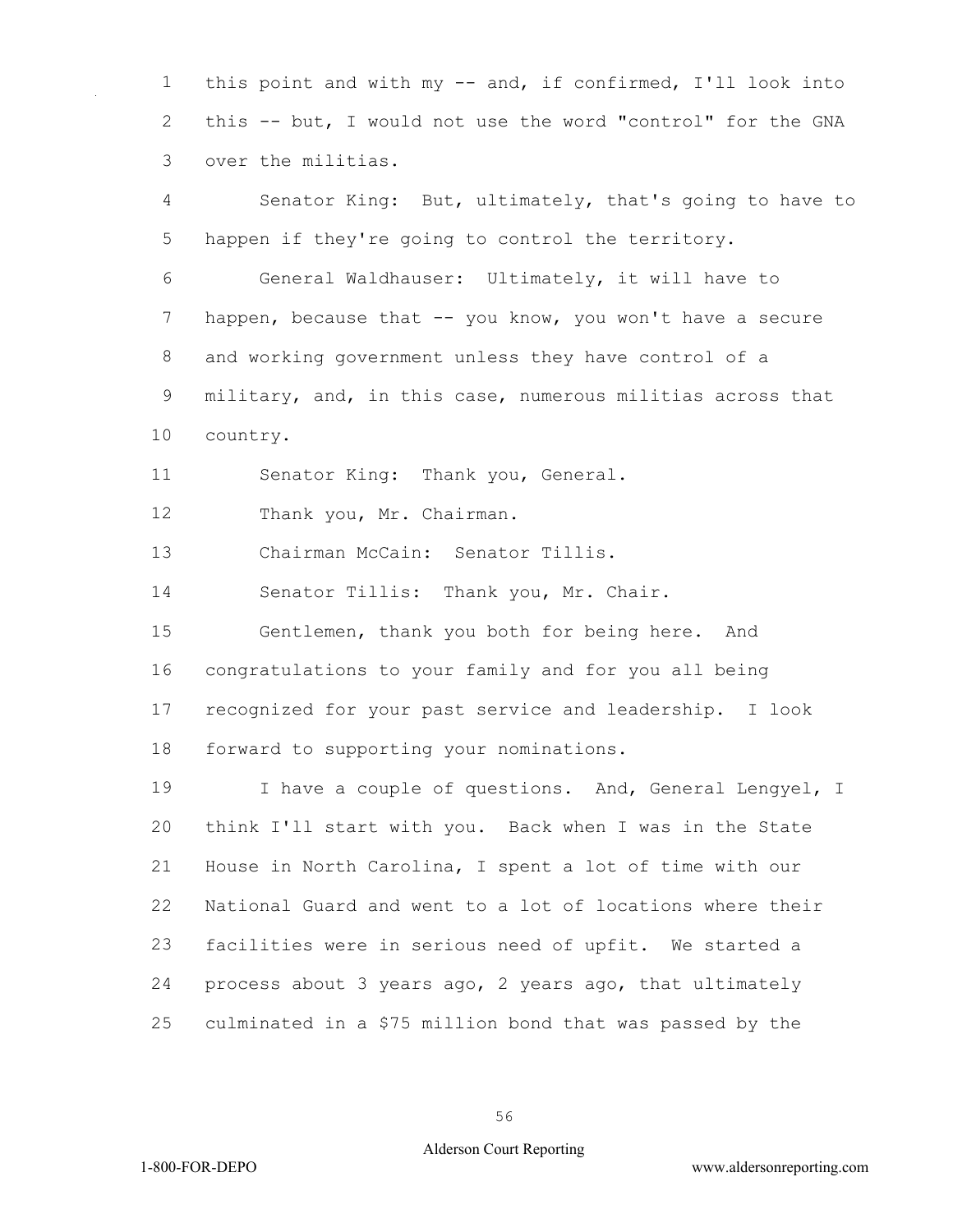this point and with my -- and, if confirmed, I'll look into this -- but, I would not use the word "control" for the GNA over the militias.

Senator King: But, ultimately, that's going to have to happen if they're going to control the territory.

General Waldhauser: Ultimately, it will have to happen, because that -- you know, you won't have a secure and working government unless they have control of a military, and, in this case, numerous militias across that country.

Senator King: Thank you, General.

Thank you, Mr. Chairman.

Chairman McCain: Senator Tillis.

Senator Tillis: Thank you, Mr. Chair.

Gentlemen, thank you both for being here. And congratulations to your family and for you all being recognized for your past service and leadership. I look forward to supporting your nominations.

I have a couple of questions. And, General Lengyel, I think I'll start with you. Back when I was in the State House in North Carolina, I spent a lot of time with our National Guard and went to a lot of locations where their facilities were in serious need of upfit. We started a process about 3 years ago, 2 years ago, that ultimately culminated in a $75 million bond that was passed by the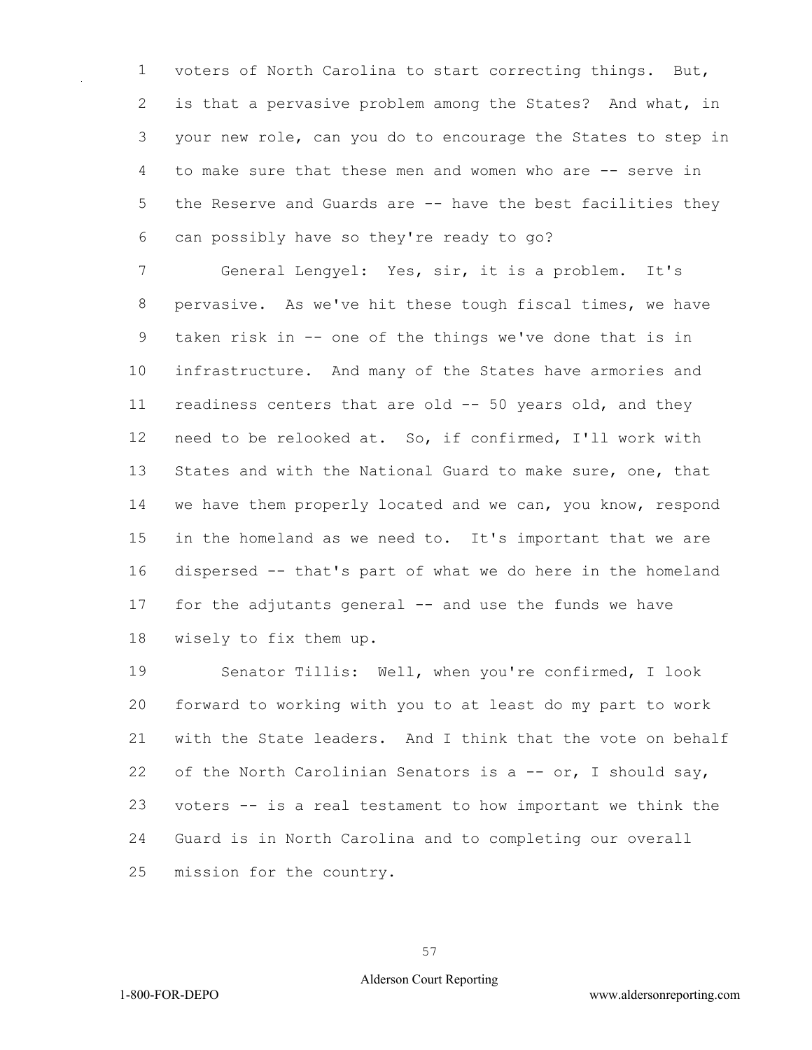voters of North Carolina to start correcting things. But, is that a pervasive problem among the States? And what, in your new role, can you do to encourage the States to step in to make sure that these men and women who are -- serve in the Reserve and Guards are -- have the best facilities they can possibly have so they're ready to go?

General Lengyel: Yes, sir, it is a problem. It's pervasive. As we've hit these tough fiscal times, we have taken risk in -- one of the things we've done that is in infrastructure. And many of the States have armories and readiness centers that are old -- 50 years old, and they need to be relooked at. So, if confirmed, I'll work with States and with the National Guard to make sure, one, that we have them properly located and we can, you know, respond in the homeland as we need to. It's important that we are dispersed -- that's part of what we do here in the homeland for the adjutants general -- and use the funds we have wisely to fix them up.

Senator Tillis: Well, when you're confirmed, I look forward to working with you to at least do my part to work with the State leaders. And I think that the vote on behalf of the North Carolinian Senators is a -- or, I should say, voters -- is a real testament to how important we think the Guard is in North Carolina and to completing our overall mission for the country.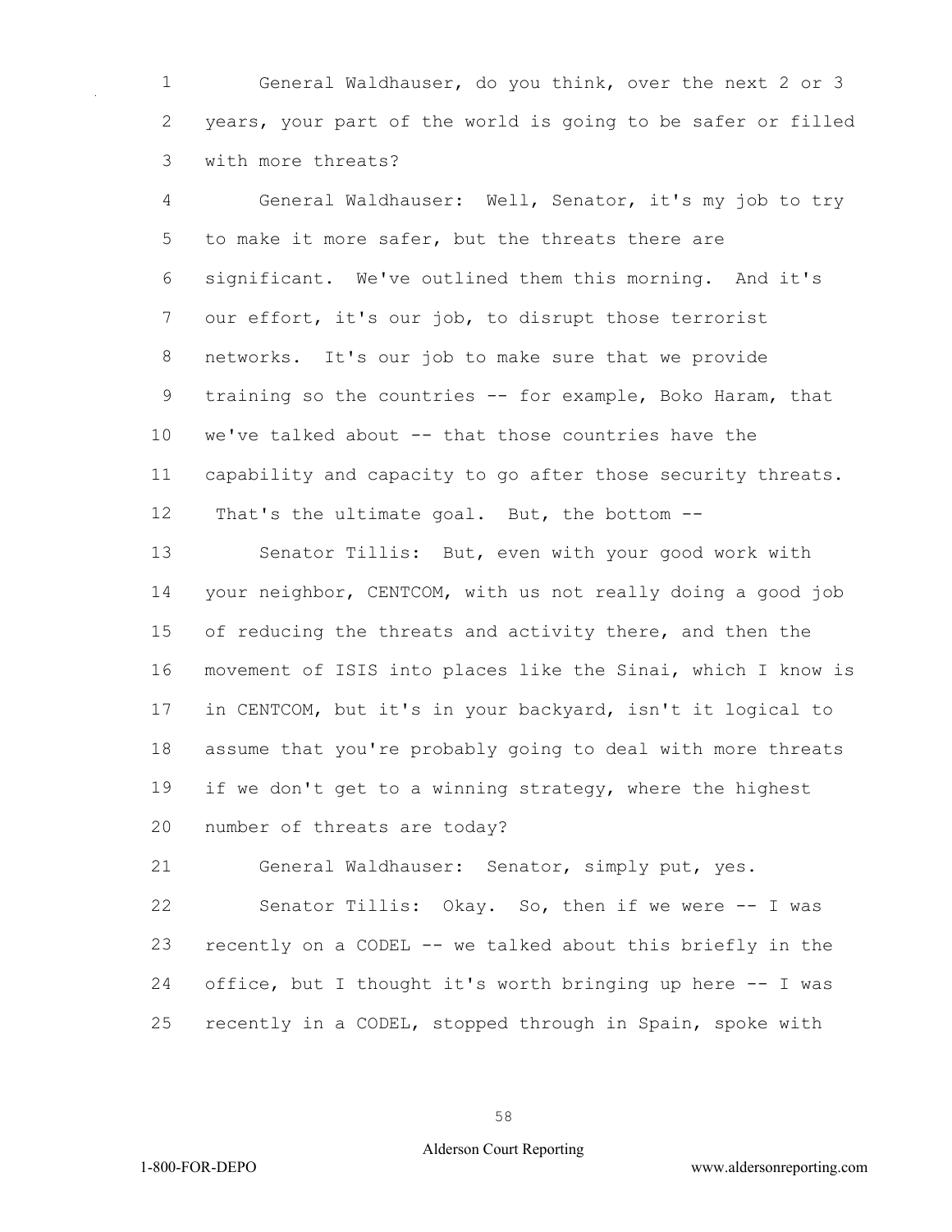General Waldhauser, do you think, over the next 2 or 3 years, your part of the world is going to be safer or filled with more threats?

General Waldhauser: Well, Senator, it's my job to try to make it more safer, but the threats there are significant. We've outlined them this morning. And it's our effort, it's our job, to disrupt those terrorist networks. It's our job to make sure that we provide training so the countries -- for example, Boko Haram, that we've talked about -- that those countries have the capability and capacity to go after those security threats. That's the ultimate goal. But, the bottom --

Senator Tillis: But, even with your good work with your neighbor, CENTCOM, with us not really doing a good job of reducing the threats and activity there, and then the movement of ISIS into places like the Sinai, which I know is in CENTCOM, but it's in your backyard, isn't it logical to assume that you're probably going to deal with more threats if we don't get to a winning strategy, where the highest number of threats are today?

General Waldhauser: Senator, simply put, yes.

Senator Tillis: Okay. So, then if we were -- I was recently on a CODEL -- we talked about this briefly in the office, but I thought it's worth bringing up here -- I was recently in a CODEL, stopped through in Spain, spoke with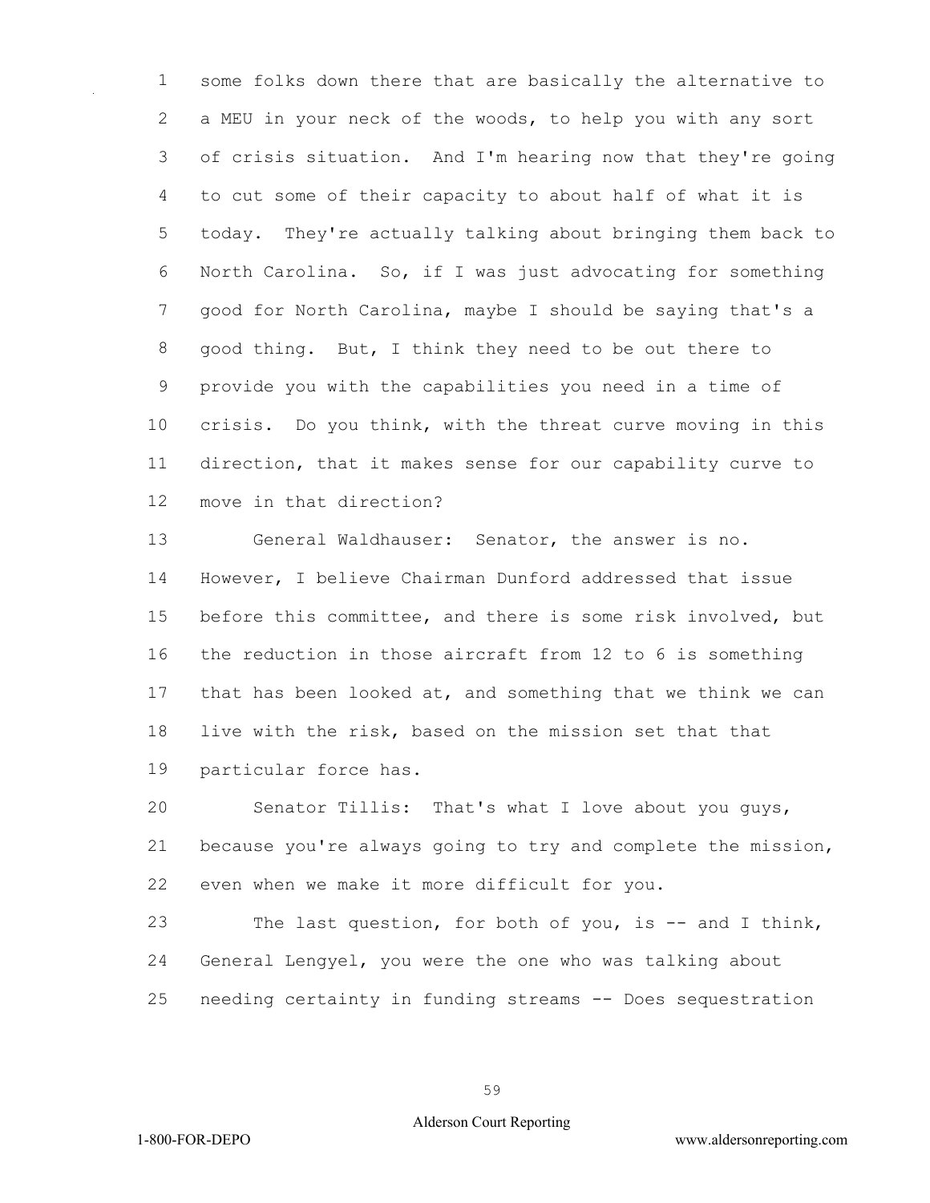some folks down there that are basically the alternative to a MEU in your neck of the woods, to help you with any sort of crisis situation. And I'm hearing now that they're going to cut some of their capacity to about half of what it is today. They're actually talking about bringing them back to North Carolina. So, if I was just advocating for something good for North Carolina, maybe I should be saying that's a good thing. But, I think they need to be out there to provide you with the capabilities you need in a time of crisis. Do you think, with the threat curve moving in this direction, that it makes sense for our capability curve to move in that direction?

General Waldhauser: Senator, the answer is no. However, I believe Chairman Dunford addressed that issue before this committee, and there is some risk involved, but the reduction in those aircraft from 12 to 6 is something that has been looked at, and something that we think we can live with the risk, based on the mission set that that particular force has.

Senator Tillis: That's what I love about you guys, because you're always going to try and complete the mission, even when we make it more difficult for you.

The last question, for both of you, is -- and I think, General Lengyel, you were the one who was talking about needing certainty in funding streams -- Does sequestration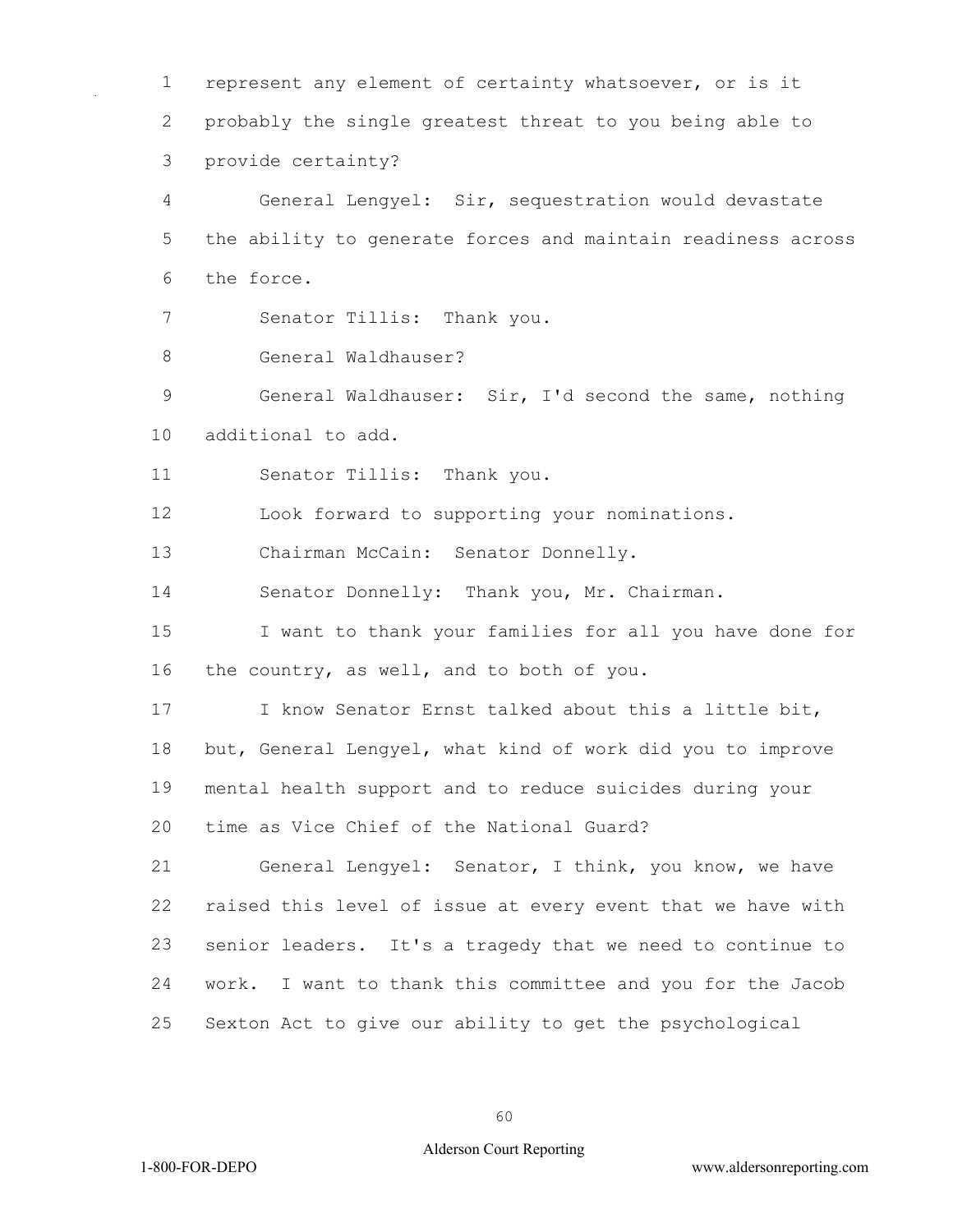represent any element of certainty whatsoever, or is it probably the single greatest threat to you being able to provide certainty?

General Lengyel: Sir, sequestration would devastate the ability to generate forces and maintain readiness across the force.

Senator Tillis: Thank you.

General Waldhauser?

General Waldhauser: Sir, I'd second the same, nothing additional to add.

Senator Tillis: Thank you.

Look forward to supporting your nominations.

Chairman McCain: Senator Donnelly.

Senator Donnelly: Thank you, Mr. Chairman.

I want to thank your families for all you have done for the country, as well, and to both of you.

I know Senator Ernst talked about this a little bit, but, General Lengyel, what kind of work did you to improve mental health support and to reduce suicides during your time as Vice Chief of the National Guard?

General Lengyel: Senator, I think, you know, we have raised this level of issue at every event that we have with senior leaders. It's a tragedy that we need to continue to work. I want to thank this committee and you for the Jacob Sexton Act to give our ability to get the psychological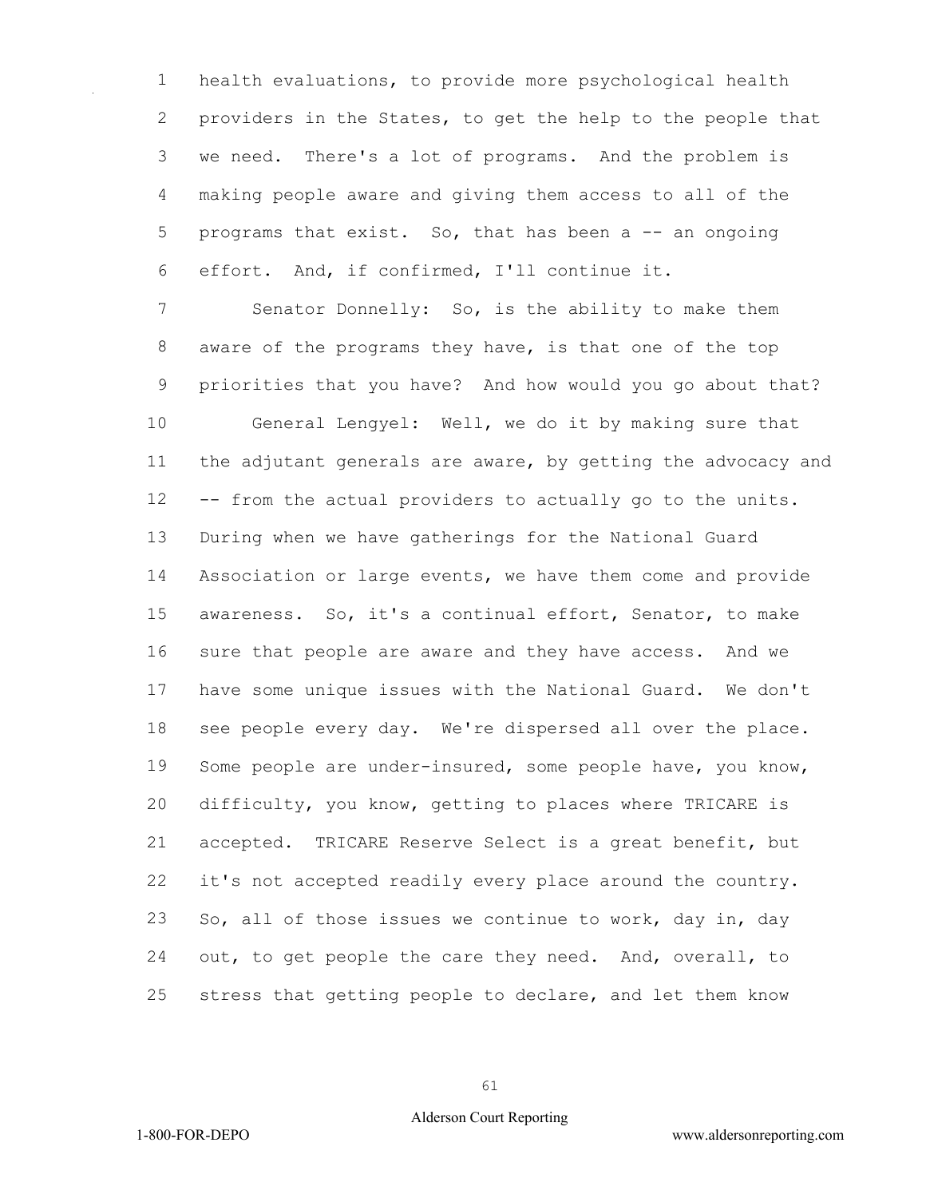health evaluations, to provide more psychological health providers in the States, to get the help to the people that we need. There's a lot of programs. And the problem is making people aware and giving them access to all of the programs that exist. So, that has been a -- an ongoing effort. And, if confirmed, I'll continue it.

Senator Donnelly: So, is the ability to make them aware of the programs they have, is that one of the top priorities that you have? And how would you go about that?

General Lengyel: Well, we do it by making sure that the adjutant generals are aware, by getting the advocacy and -- from the actual providers to actually go to the units. During when we have gatherings for the National Guard Association or large events, we have them come and provide awareness. So, it's a continual effort, Senator, to make sure that people are aware and they have access. And we have some unique issues with the National Guard. We don't see people every day. We're dispersed all over the place. Some people are under-insured, some people have, you know, difficulty, you know, getting to places where TRICARE is accepted. TRICARE Reserve Select is a great benefit, but it's not accepted readily every place around the country. So, all of those issues we continue to work, day in, day out, to get people the care they need. And, overall, to stress that getting people to declare, and let them know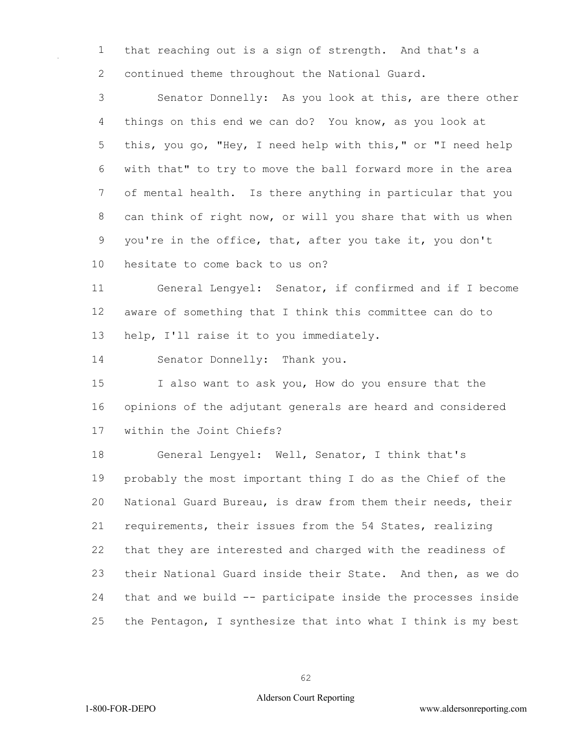that reaching out is a sign of strength. And that's a continued theme throughout the National Guard.

Senator Donnelly: As you look at this, are there other things on this end we can do? You know, as you look at this, you go, "Hey, I need help with this," or "I need help with that" to try to move the ball forward more in the area of mental health. Is there anything in particular that you can think of right now, or will you share that with us when you're in the office, that, after you take it, you don't hesitate to come back to us on?

General Lengyel: Senator, if confirmed and if I become aware of something that I think this committee can do to help, I'll raise it to you immediately.

Senator Donnelly: Thank you.

I also want to ask you, How do you ensure that the opinions of the adjutant generals are heard and considered within the Joint Chiefs?

General Lengyel: Well, Senator, I think that's probably the most important thing I do as the Chief of the National Guard Bureau, is draw from them their needs, their requirements, their issues from the 54 States, realizing that they are interested and charged with the readiness of their National Guard inside their State. And then, as we do that and we build -- participate inside the processes inside the Pentagon, I synthesize that into what I think is my best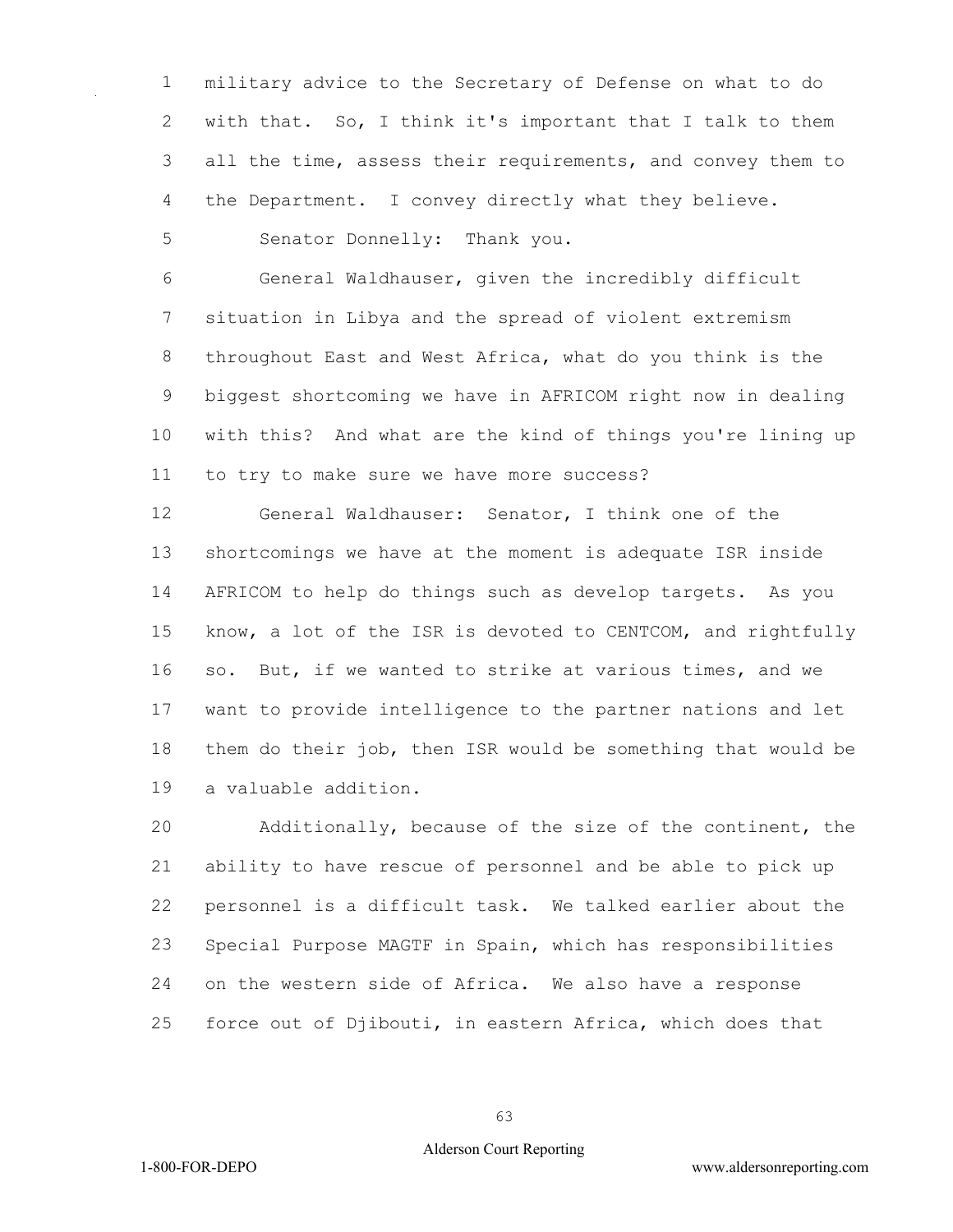military advice to the Secretary of Defense on what to do with that. So, I think it's important that I talk to them all the time, assess their requirements, and convey them to the Department. I convey directly what they believe.

Senator Donnelly: Thank you.

General Waldhauser, given the incredibly difficult situation in Libya and the spread of violent extremism throughout East and West Africa, what do you think is the biggest shortcoming we have in AFRICOM right now in dealing with this? And what are the kind of things you're lining up to try to make sure we have more success?

General Waldhauser: Senator, I think one of the shortcomings we have at the moment is adequate ISR inside AFRICOM to help do things such as develop targets. As you know, a lot of the ISR is devoted to CENTCOM, and rightfully so. But, if we wanted to strike at various times, and we want to provide intelligence to the partner nations and let them do their job, then ISR would be something that would be a valuable addition.

Additionally, because of the size of the continent, the ability to have rescue of personnel and be able to pick up personnel is a difficult task. We talked earlier about the Special Purpose MAGTF in Spain, which has responsibilities on the western side of Africa. We also have a response force out of Djibouti, in eastern Africa, which does that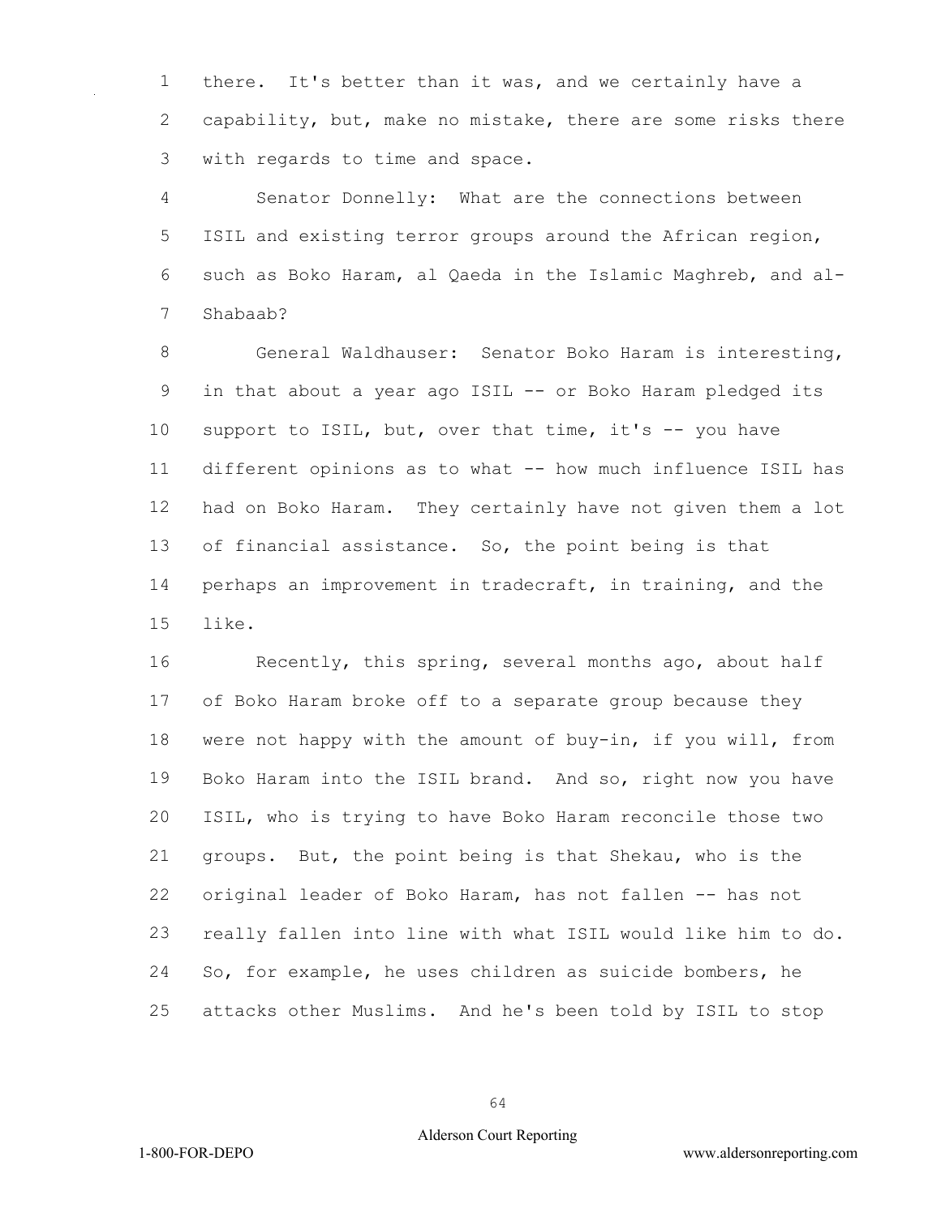there. It's better than it was, and we certainly have a capability, but, make no mistake, there are some risks there with regards to time and space.

Senator Donnelly: What are the connections between ISIL and existing terror groups around the African region, such as Boko Haram, al Qaeda in the Islamic Maghreb, and al-Shabaab?

General Waldhauser: Senator Boko Haram is interesting, in that about a year ago ISIL -- or Boko Haram pledged its support to ISIL, but, over that time, it's -- you have different opinions as to what -- how much influence ISIL has had on Boko Haram. They certainly have not given them a lot of financial assistance. So, the point being is that perhaps an improvement in tradecraft, in training, and the like.

Recently, this spring, several months ago, about half of Boko Haram broke off to a separate group because they were not happy with the amount of buy-in, if you will, from Boko Haram into the ISIL brand. And so, right now you have ISIL, who is trying to have Boko Haram reconcile those two groups. But, the point being is that Shekau, who is the original leader of Boko Haram, has not fallen -- has not really fallen into line with what ISIL would like him to do. So, for example, he uses children as suicide bombers, he attacks other Muslims. And he's been told by ISIL to stop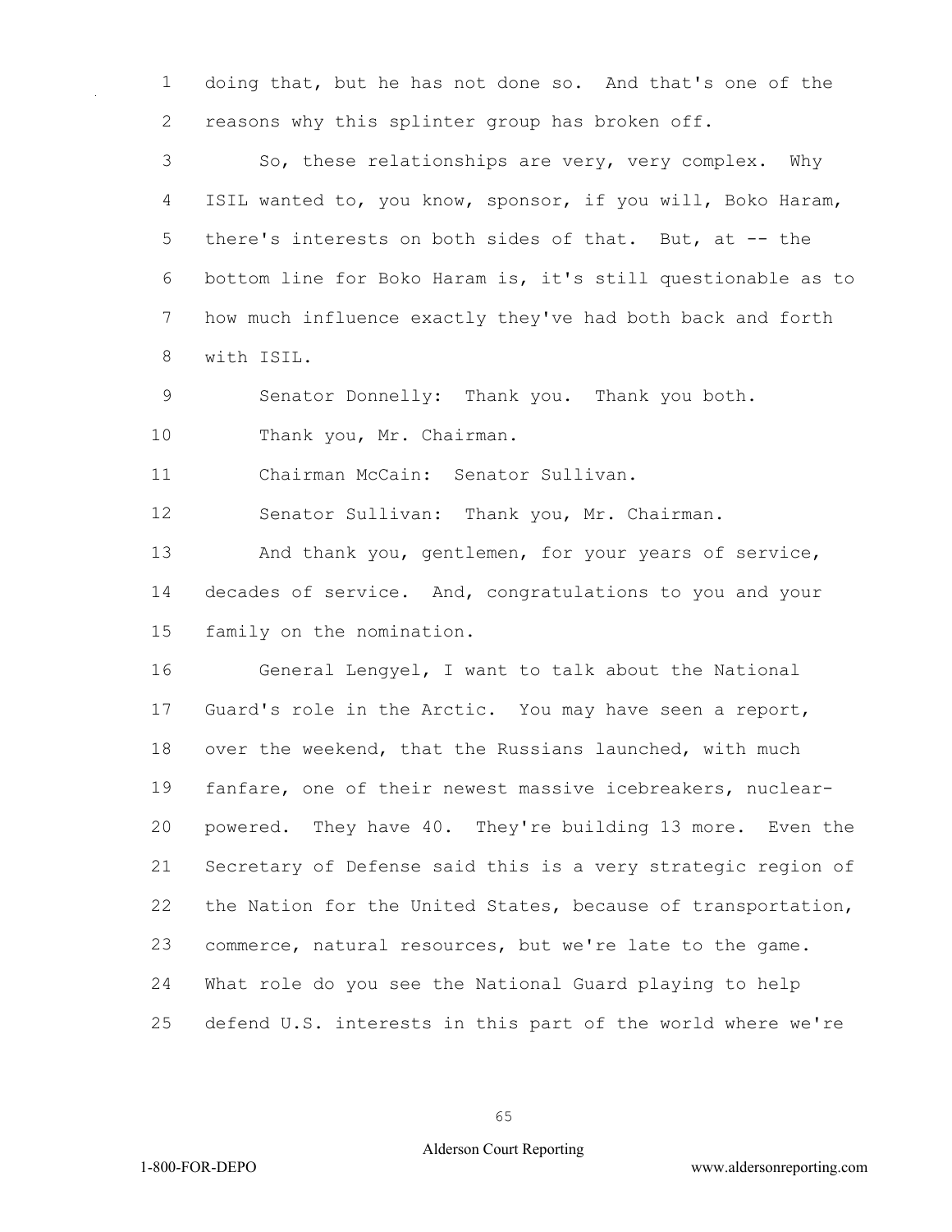doing that, but he has not done so. And that's one of the reasons why this splinter group has broken off.

So, these relationships are very, very complex. Why ISIL wanted to, you know, sponsor, if you will, Boko Haram, there's interests on both sides of that. But, at -- the bottom line for Boko Haram is, it's still questionable as to how much influence exactly they've had both back and forth with ISIL.

Senator Donnelly: Thank you. Thank you both.

Thank you, Mr. Chairman.

Chairman McCain: Senator Sullivan.

Senator Sullivan: Thank you, Mr. Chairman.

And thank you, gentlemen, for your years of service, decades of service. And, congratulations to you and your family on the nomination.

General Lengyel, I want to talk about the National Guard's role in the Arctic. You may have seen a report, over the weekend, that the Russians launched, with much fanfare, one of their newest massive icebreakers, nuclear-powered. They have 40. They're building 13 more. Even the Secretary of Defense said this is a very strategic region of the Nation for the United States, because of transportation, commerce, natural resources, but we're late to the game. What role do you see the National Guard playing to help defend U.S. interests in this part of the world where we're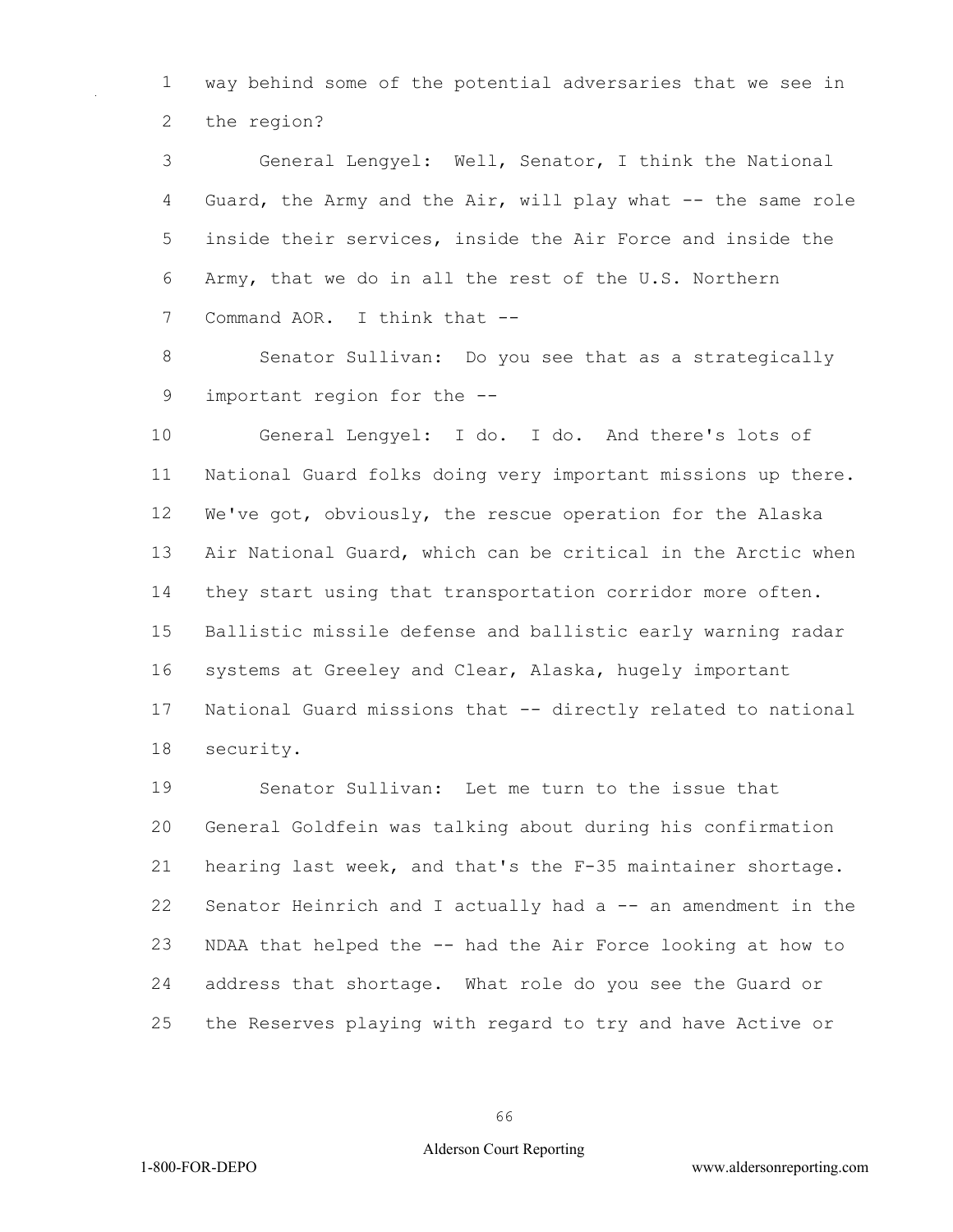way behind some of the potential adversaries that we see in the region?

General Lengyel: Well, Senator, I think the National Guard, the Army and the Air, will play what -- the same role inside their services, inside the Air Force and inside the Army, that we do in all the rest of the U.S. Northern Command AOR. I think that --

Senator Sullivan: Do you see that as a strategically important region for the --

General Lengyel: I do. I do. And there's lots of National Guard folks doing very important missions up there. We've got, obviously, the rescue operation for the Alaska Air National Guard, which can be critical in the Arctic when they start using that transportation corridor more often. Ballistic missile defense and ballistic early warning radar systems at Greeley and Clear, Alaska, hugely important National Guard missions that -- directly related to national security.

Senator Sullivan: Let me turn to the issue that General Goldfein was talking about during his confirmation hearing last week, and that's the F-35 maintainer shortage. Senator Heinrich and I actually had a -- an amendment in the NDAA that helped the -- had the Air Force looking at how to address that shortage. What role do you see the Guard or the Reserves playing with regard to try and have Active or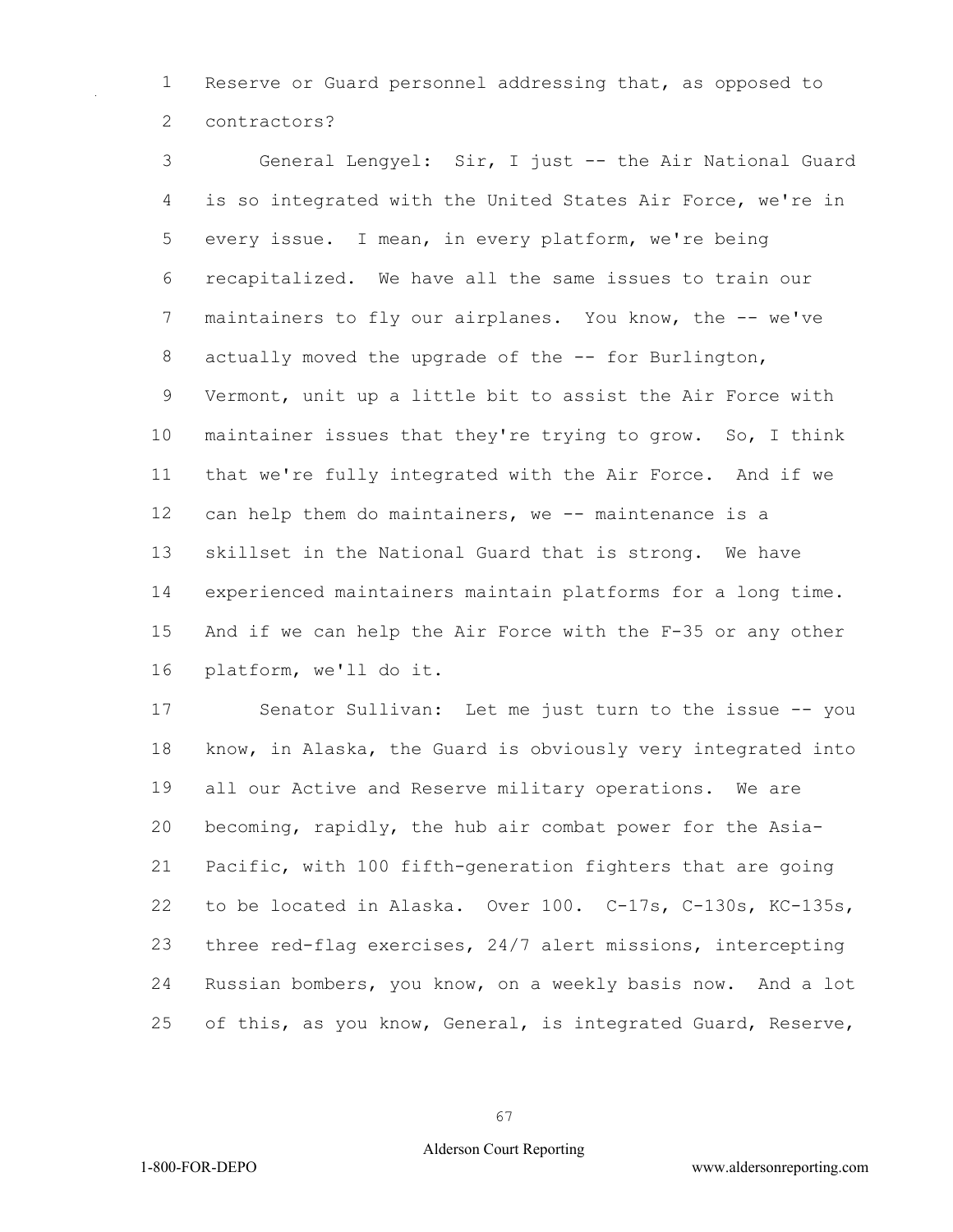Reserve or Guard personnel addressing that, as opposed to contractors?

General Lengyel: Sir, I just -- the Air National Guard is so integrated with the United States Air Force, we're in every issue. I mean, in every platform, we're being recapitalized. We have all the same issues to train our maintainers to fly our airplanes. You know, the -- we've actually moved the upgrade of the -- for Burlington, Vermont, unit up a little bit to assist the Air Force with maintainer issues that they're trying to grow. So, I think that we're fully integrated with the Air Force. And if we can help them do maintainers, we -- maintenance is a skillset in the National Guard that is strong. We have experienced maintainers maintain platforms for a long time. And if we can help the Air Force with the F-35 or any other platform, we'll do it.

Senator Sullivan: Let me just turn to the issue -- you know, in Alaska, the Guard is obviously very integrated into all our Active and Reserve military operations. We are becoming, rapidly, the hub air combat power for the Asia-Pacific, with 100 fifth-generation fighters that are going to be located in Alaska. Over 100. C-17s, C-130s, KC-135s, three red-flag exercises, 24/7 alert missions, intercepting Russian bombers, you know, on a weekly basis now. And a lot of this, as you know, General, is integrated Guard, Reserve,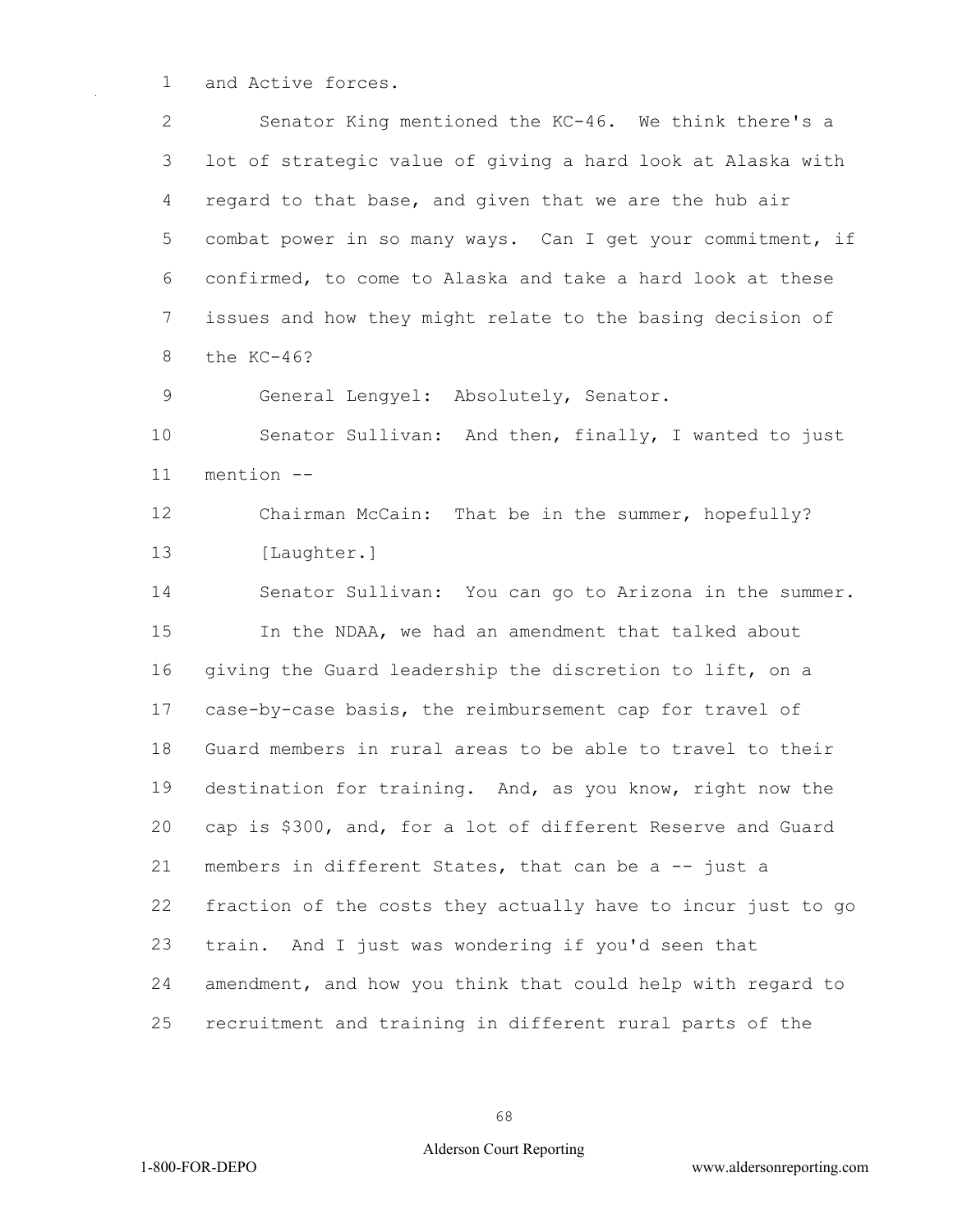and Active forces.

Senator King mentioned the KC-46. We think there's a lot of strategic value of giving a hard look at Alaska with regard to that base, and given that we are the hub air combat power in so many ways. Can I get your commitment, if confirmed, to come to Alaska and take a hard look at these issues and how they might relate to the basing decision of the KC-46?

General Lengyel: Absolutely, Senator.

Senator Sullivan: And then, finally, I wanted to just mention --

Chairman McCain: That be in the summer, hopefully?

[Laughter.]

Senator Sullivan: You can go to Arizona in the summer.

In the NDAA, we had an amendment that talked about giving the Guard leadership the discretion to lift, on a case-by-case basis, the reimbursement cap for travel of Guard members in rural areas to be able to travel to their destination for training. And, as you know, right now the cap is $300, and, for a lot of different Reserve and Guard members in different States, that can be a -- just a fraction of the costs they actually have to incur just to go train. And I just was wondering if you'd seen that amendment, and how you think that could help with regard to recruitment and training in different rural parts of the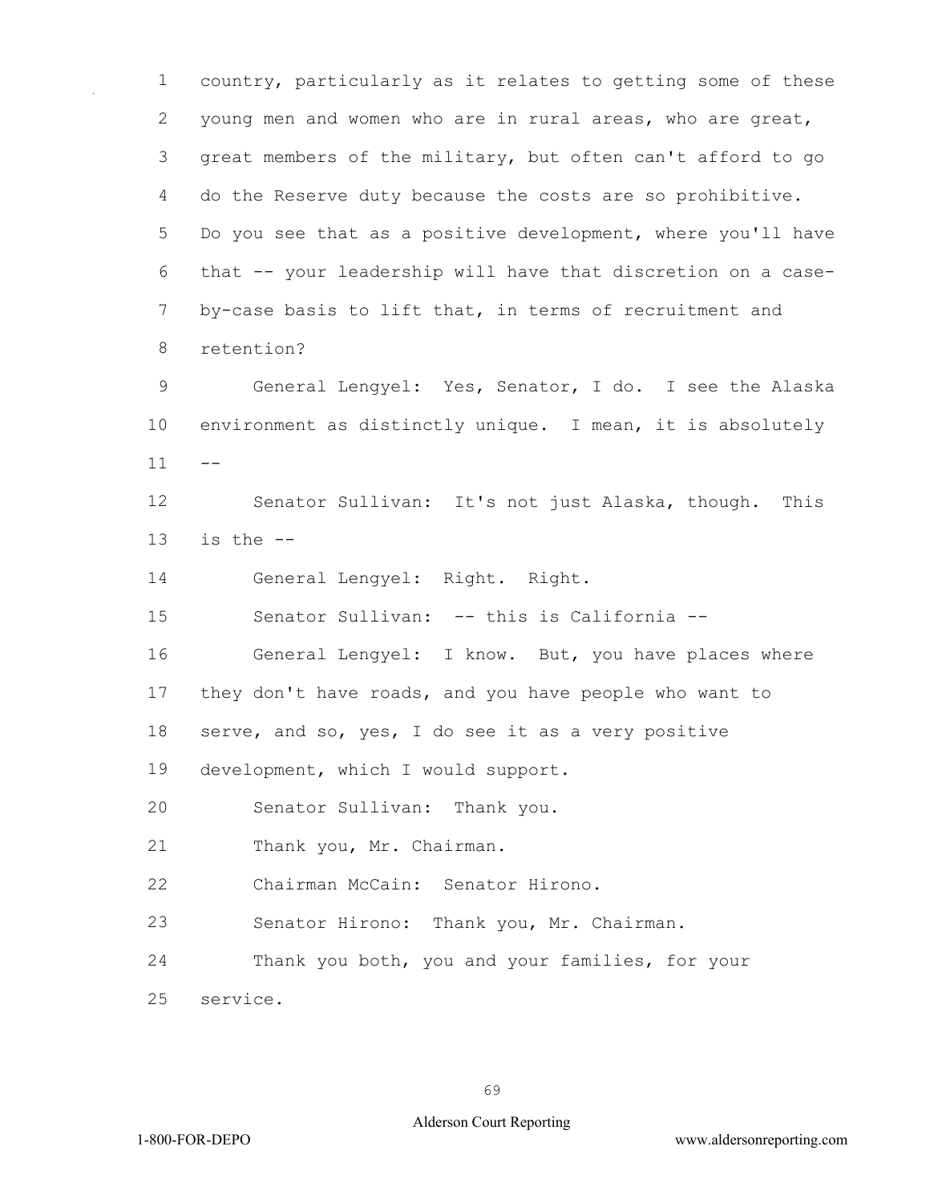country, particularly as it relates to getting some of these young men and women who are in rural areas, who are great, great members of the military, but often can't afford to go do the Reserve duty because the costs are so prohibitive. Do you see that as a positive development, where you'll have that -- your leadership will have that discretion on a case-by-case basis to lift that, in terms of recruitment and retention?

General Lengyel: Yes, Senator, I do. I see the Alaska environment as distinctly unique. I mean, it is absolutely --

Senator Sullivan: It's not just Alaska, though. This is the --

General Lengyel: Right. Right.

Senator Sullivan: -- this is California --

General Lengyel: I know. But, you have places where they don't have roads, and you have people who want to serve, and so, yes, I do see it as a very positive development, which I would support.

Senator Sullivan: Thank you.

Thank you, Mr. Chairman.

Chairman McCain: Senator Hirono.

Senator Hirono: Thank you, Mr. Chairman.

Thank you both, you and your families, for your service.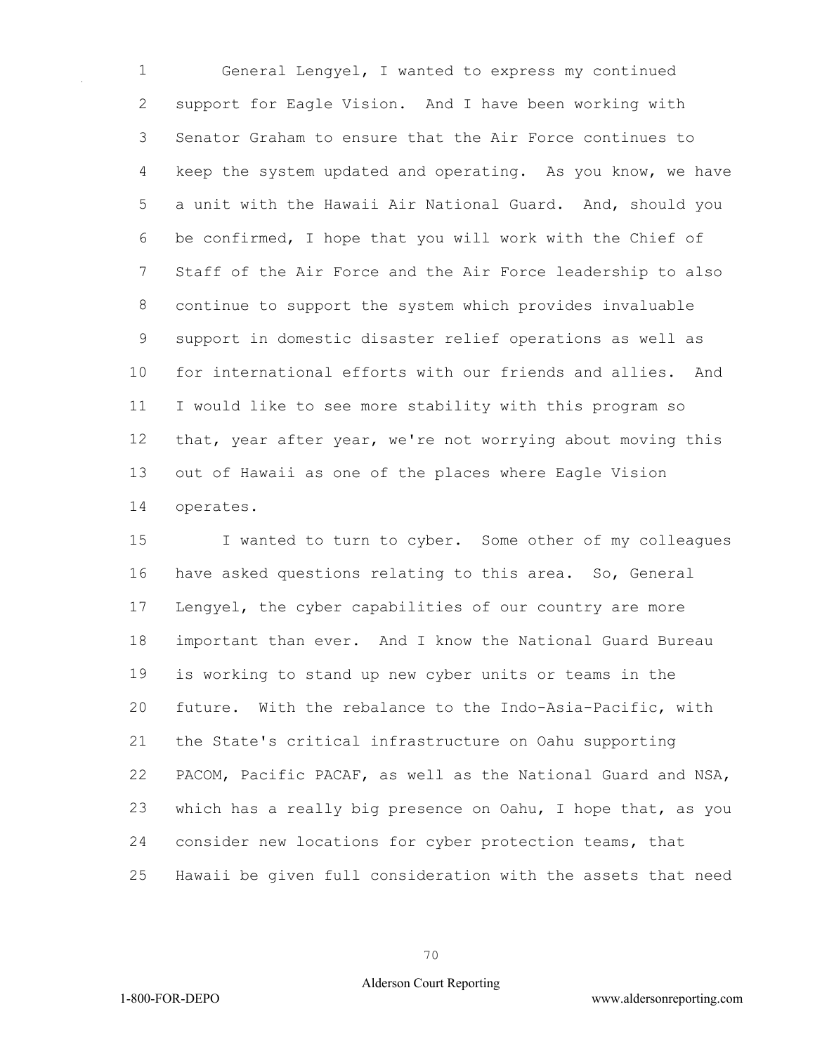General Lengyel, I wanted to express my continued support for Eagle Vision. And I have been working with Senator Graham to ensure that the Air Force continues to keep the system updated and operating. As you know, we have a unit with the Hawaii Air National Guard. And, should you be confirmed, I hope that you will work with the Chief of Staff of the Air Force and the Air Force leadership to also continue to support the system which provides invaluable support in domestic disaster relief operations as well as for international efforts with our friends and allies. And I would like to see more stability with this program so that, year after year, we're not worrying about moving this out of Hawaii as one of the places where Eagle Vision operates.

I wanted to turn to cyber. Some other of my colleagues have asked questions relating to this area. So, General Lengyel, the cyber capabilities of our country are more important than ever. And I know the National Guard Bureau is working to stand up new cyber units or teams in the future. With the rebalance to the Indo-Asia-Pacific, with the State's critical infrastructure on Oahu supporting PACOM, Pacific PACAF, as well as the National Guard and NSA, which has a really big presence on Oahu, I hope that, as you consider new locations for cyber protection teams, that Hawaii be given full consideration with the assets that need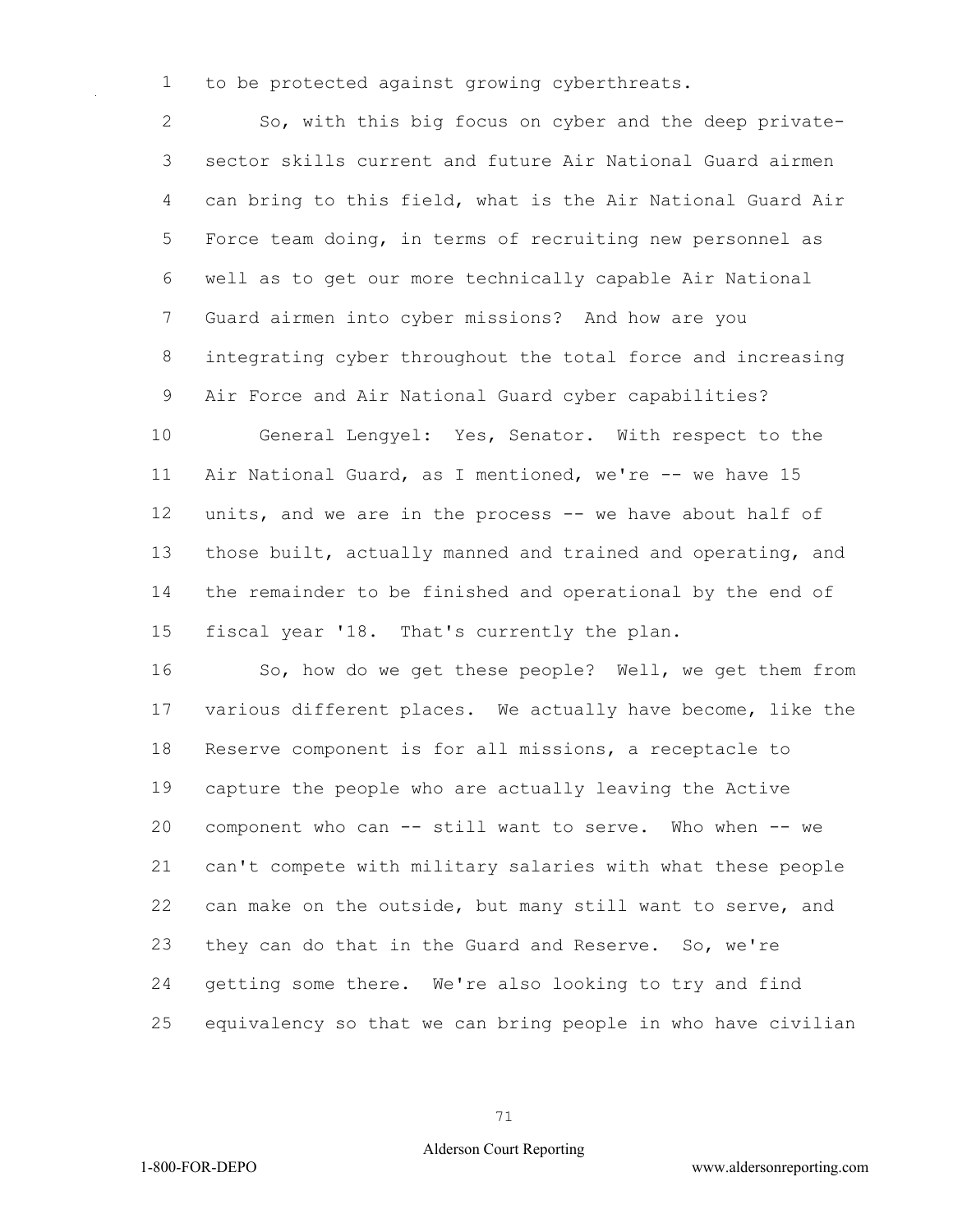to be protected against growing cyberthreats.

So, with this big focus on cyber and the deep private-sector skills current and future Air National Guard airmen can bring to this field, what is the Air National Guard Air Force team doing, in terms of recruiting new personnel as well as to get our more technically capable Air National Guard airmen into cyber missions? And how are you integrating cyber throughout the total force and increasing Air Force and Air National Guard cyber capabilities?

General Lengyel: Yes, Senator. With respect to the Air National Guard, as I mentioned, we're -- we have 15 units, and we are in the process -- we have about half of those built, actually manned and trained and operating, and the remainder to be finished and operational by the end of fiscal year '18. That's currently the plan.

So, how do we get these people? Well, we get them from various different places. We actually have become, like the Reserve component is for all missions, a receptacle to capture the people who are actually leaving the Active component who can -- still want to serve. Who when -- we can't compete with military salaries with what these people can make on the outside, but many still want to serve, and they can do that in the Guard and Reserve. So, we're getting some there. We're also looking to try and find equivalency so that we can bring people in who have civilian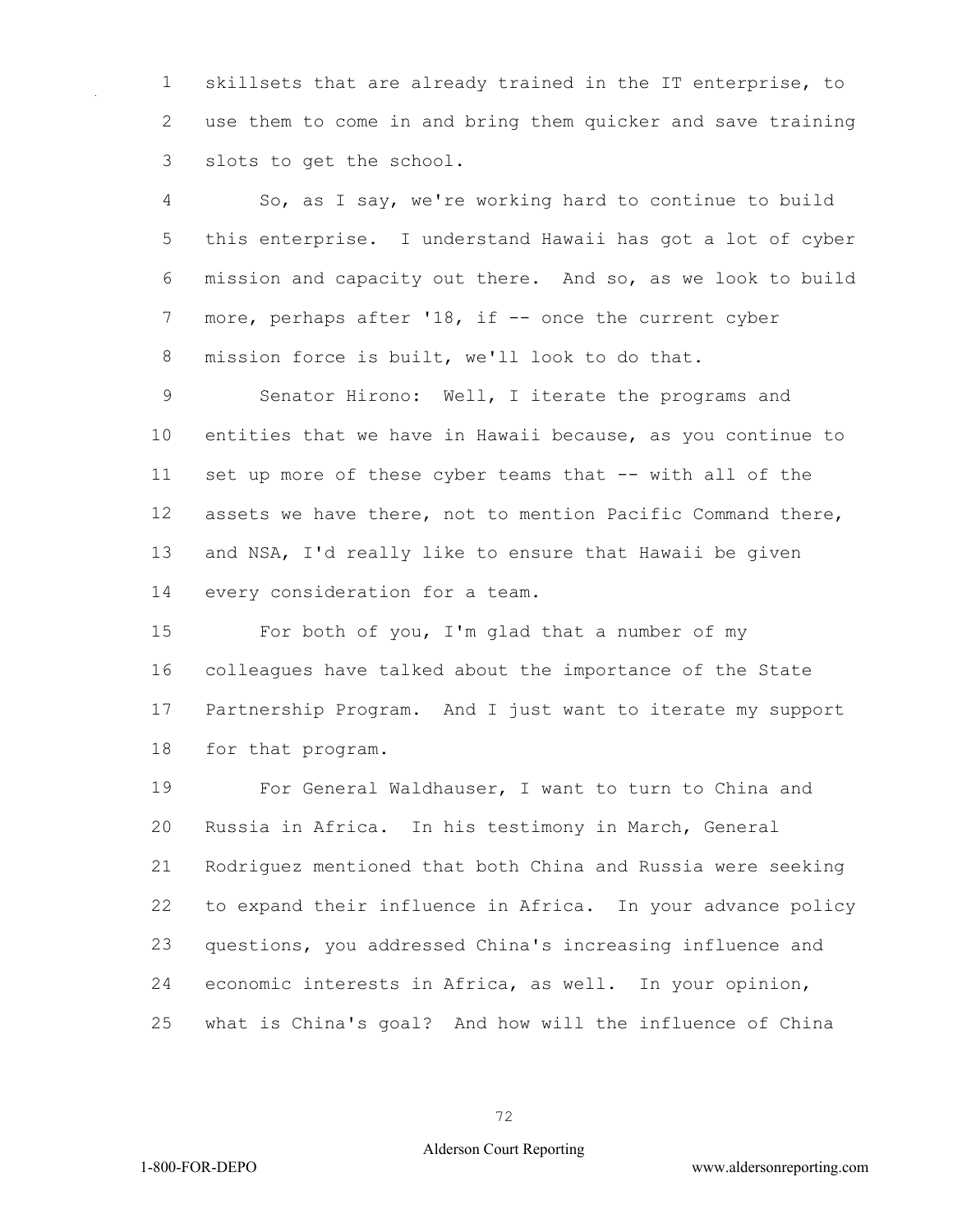skillsets that are already trained in the IT enterprise, to use them to come in and bring them quicker and save training slots to get the school.

So, as I say, we're working hard to continue to build this enterprise. I understand Hawaii has got a lot of cyber mission and capacity out there. And so, as we look to build more, perhaps after '18, if -- once the current cyber mission force is built, we'll look to do that.

Senator Hirono: Well, I iterate the programs and entities that we have in Hawaii because, as you continue to set up more of these cyber teams that -- with all of the assets we have there, not to mention Pacific Command there, and NSA, I'd really like to ensure that Hawaii be given every consideration for a team.

For both of you, I'm glad that a number of my colleagues have talked about the importance of the State Partnership Program. And I just want to iterate my support for that program.

For General Waldhauser, I want to turn to China and Russia in Africa. In his testimony in March, General Rodriguez mentioned that both China and Russia were seeking to expand their influence in Africa. In your advance policy questions, you addressed China's increasing influence and economic interests in Africa, as well. In your opinion, what is China's goal? And how will the influence of China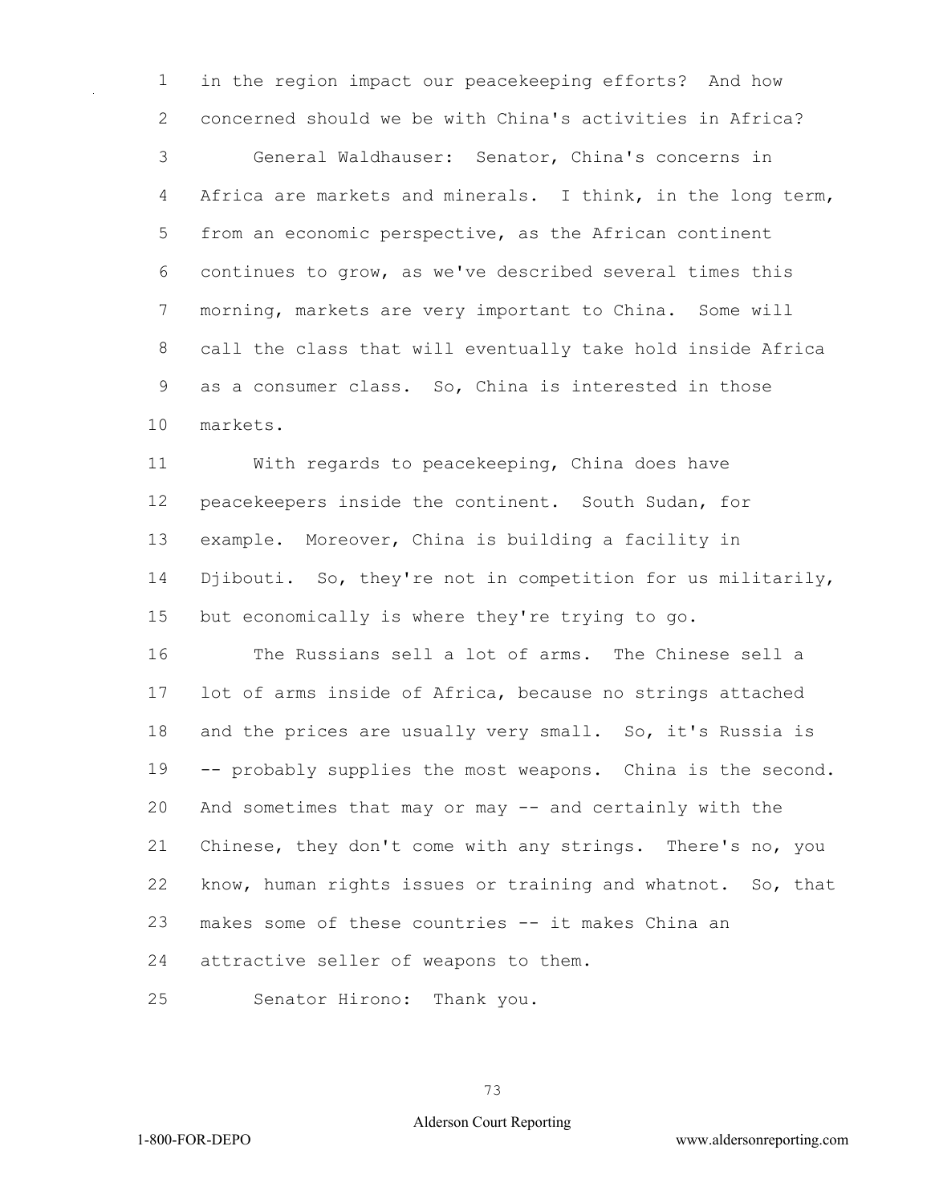in the region impact our peacekeeping efforts? And how concerned should we be with China's activities in Africa?

General Waldhauser: Senator, China's concerns in Africa are markets and minerals. I think, in the long term, from an economic perspective, as the African continent continues to grow, as we've described several times this morning, markets are very important to China. Some will call the class that will eventually take hold inside Africa as a consumer class. So, China is interested in those markets.

With regards to peacekeeping, China does have peacekeepers inside the continent. South Sudan, for example. Moreover, China is building a facility in Djibouti. So, they're not in competition for us militarily, but economically is where they're trying to go.

The Russians sell a lot of arms. The Chinese sell a lot of arms inside of Africa, because no strings attached and the prices are usually very small. So, it's Russia is -- probably supplies the most weapons. China is the second. And sometimes that may or may -- and certainly with the Chinese, they don't come with any strings. There's no, you know, human rights issues or training and whatnot. So, that makes some of these countries -- it makes China an attractive seller of weapons to them.

Senator Hirono: Thank you.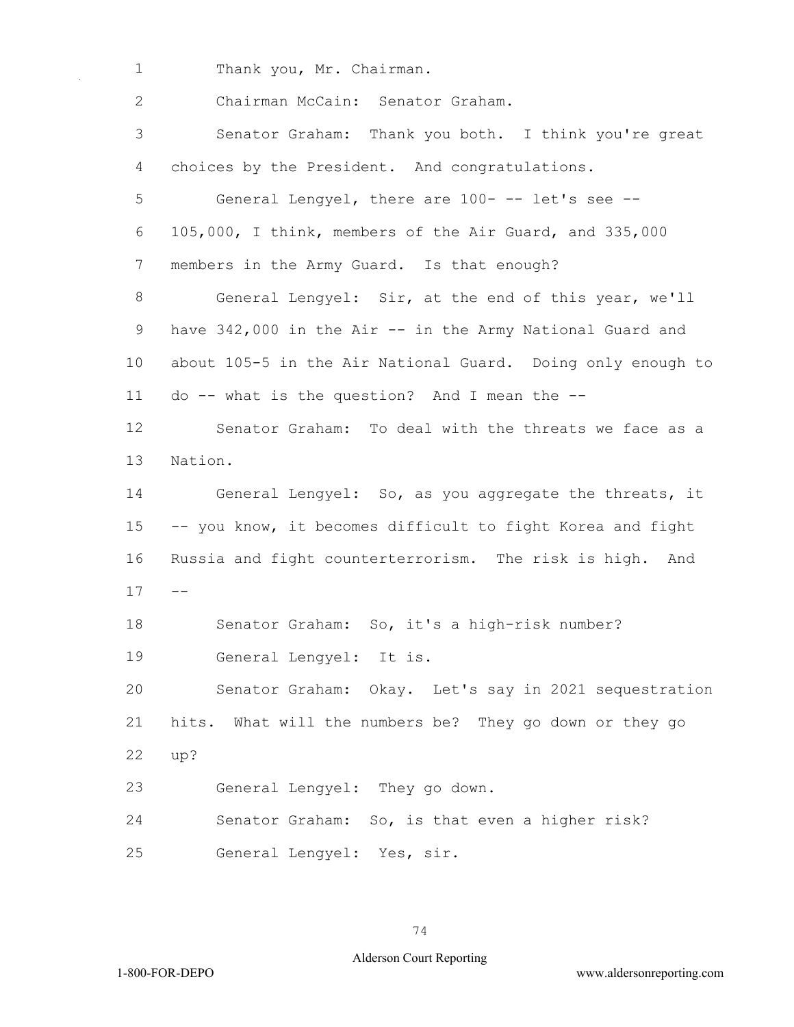Thank you, Mr. Chairman.

Chairman McCain: Senator Graham.

Senator Graham: Thank you both. I think you're great choices by the President. And congratulations.

General Lengyel, there are 100- -- let's see -- 105,000, I think, members of the Air Guard, and 335,000 members in the Army Guard. Is that enough?

General Lengyel: Sir, at the end of this year, we'll have 342,000 in the Air -- in the Army National Guard and about 105-5 in the Air National Guard. Doing only enough to do -- what is the question? And I mean the --

Senator Graham: To deal with the threats we face as a Nation.

General Lengyel: So, as you aggregate the threats, it -- you know, it becomes difficult to fight Korea and fight Russia and fight counterterrorism. The risk is high. And --

Senator Graham: So, it's a high-risk number?

General Lengyel: It is.

Senator Graham: Okay. Let's say in 2021 sequestration hits. What will the numbers be? They go down or they go up?

General Lengyel: They go down.

Senator Graham: So, is that even a higher risk?

General Lengyel: Yes, sir.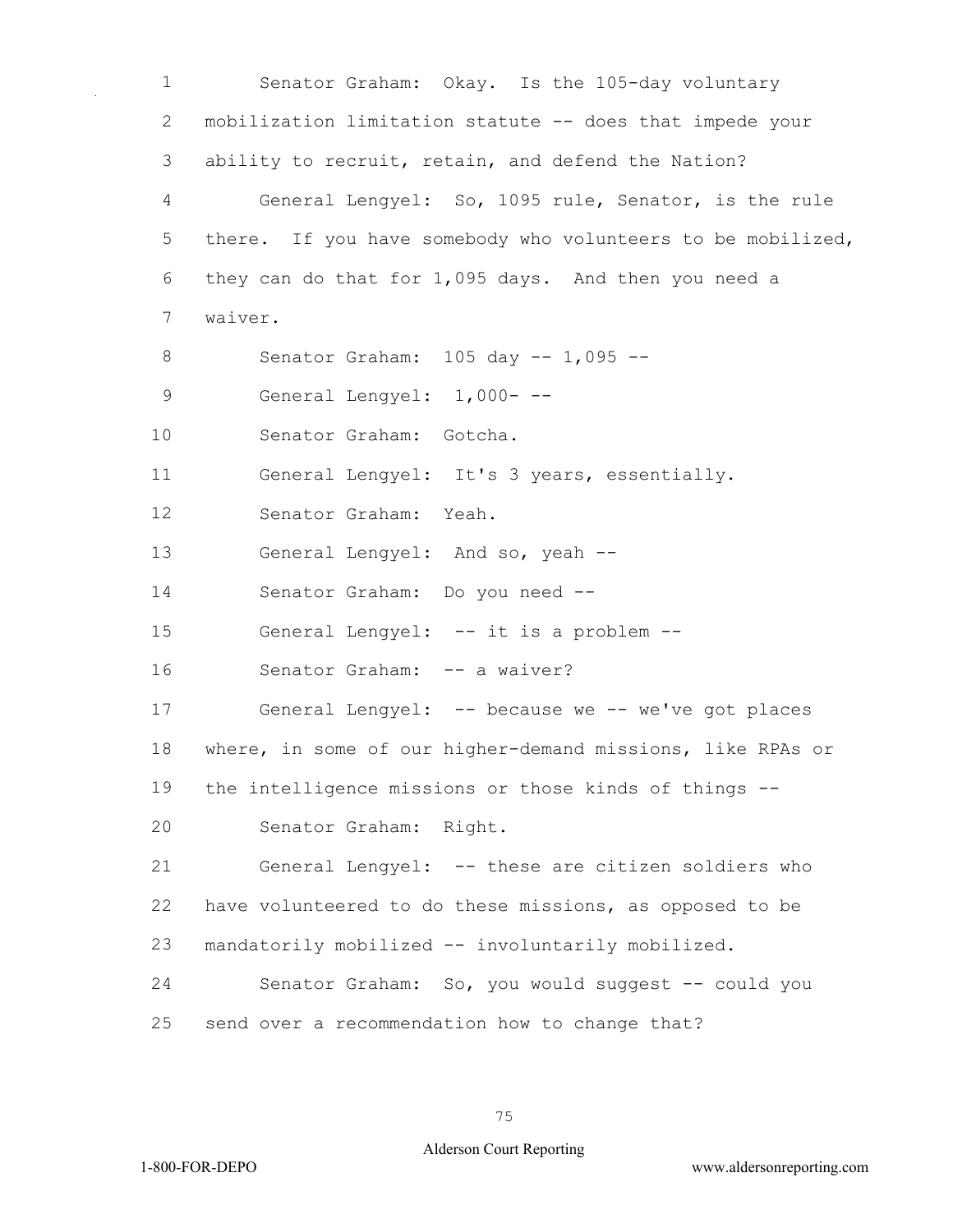Senator Graham: Okay. Is the 105-day voluntary mobilization limitation statute -- does that impede your ability to recruit, retain, and defend the Nation?

General Lengyel: So, 1095 rule, Senator, is the rule there. If you have somebody who volunteers to be mobilized, they can do that for 1,095 days. And then you need a waiver.

Senator Graham: 105 day -- 1,095 --

General Lengyel: 1,000- --

Senator Graham: Gotcha.

General Lengyel: It's 3 years, essentially.

Senator Graham: Yeah.

General Lengyel: And so, yeah --

Senator Graham: Do you need --

General Lengyel: -- it is a problem --

Senator Graham: -- a waiver?

General Lengyel: -- because we -- we've got places where, in some of our higher-demand missions, like RPAs or the intelligence missions or those kinds of things --

Senator Graham: Right.

General Lengyel: -- these are citizen soldiers who have volunteered to do these missions, as opposed to be mandatorily mobilized -- involuntarily mobilized.

Senator Graham: So, you would suggest -- could you send over a recommendation how to change that?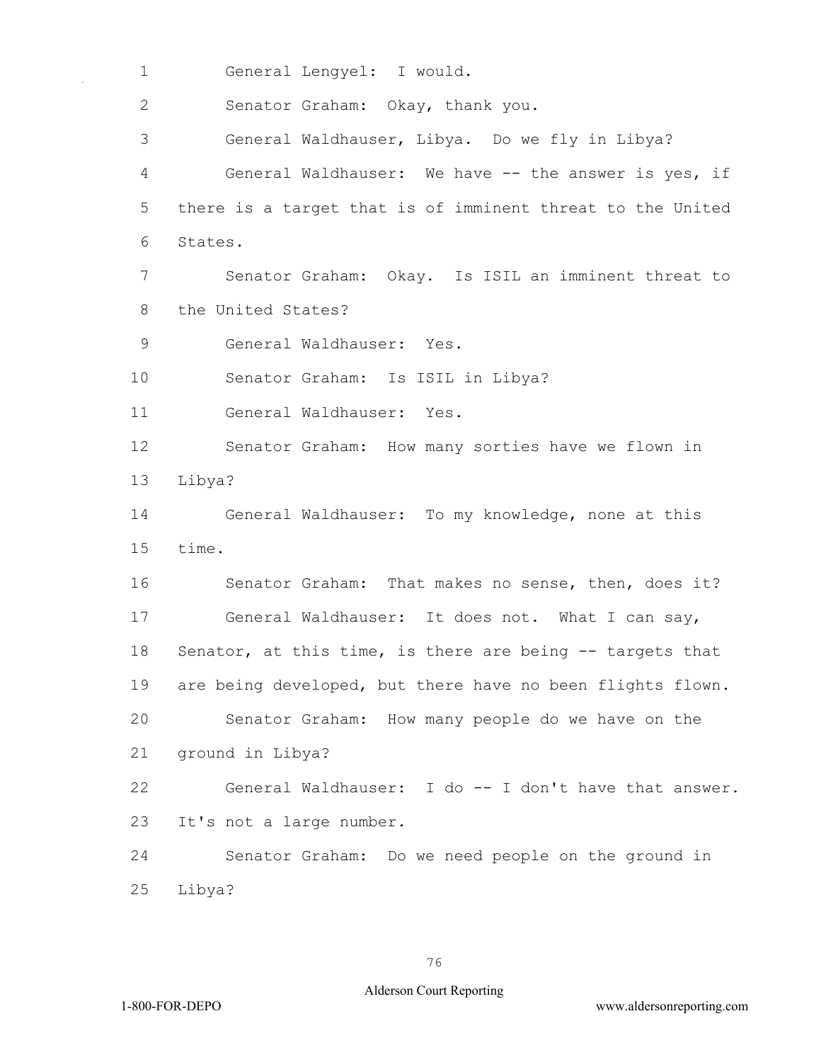General Lengyel: I would.

Senator Graham: Okay, thank you.

General Waldhauser, Libya. Do we fly in Libya?

General Waldhauser: We have -- the answer is yes, if there is a target that is of imminent threat to the United States.

Senator Graham: Okay. Is ISIL an imminent threat to the United States?

General Waldhauser: Yes.

Senator Graham: Is ISIL in Libya?

General Waldhauser: Yes.

Senator Graham: How many sorties have we flown in Libya?

General Waldhauser: To my knowledge, none at this time.

Senator Graham: That makes no sense, then, does it?

General Waldhauser: It does not. What I can say, Senator, at this time, is there are being -- targets that are being developed, but there have no been flights flown.

Senator Graham: How many people do we have on the ground in Libya?

General Waldhauser: I do -- I don't have that answer. It's not a large number.

Senator Graham: Do we need people on the ground in Libya?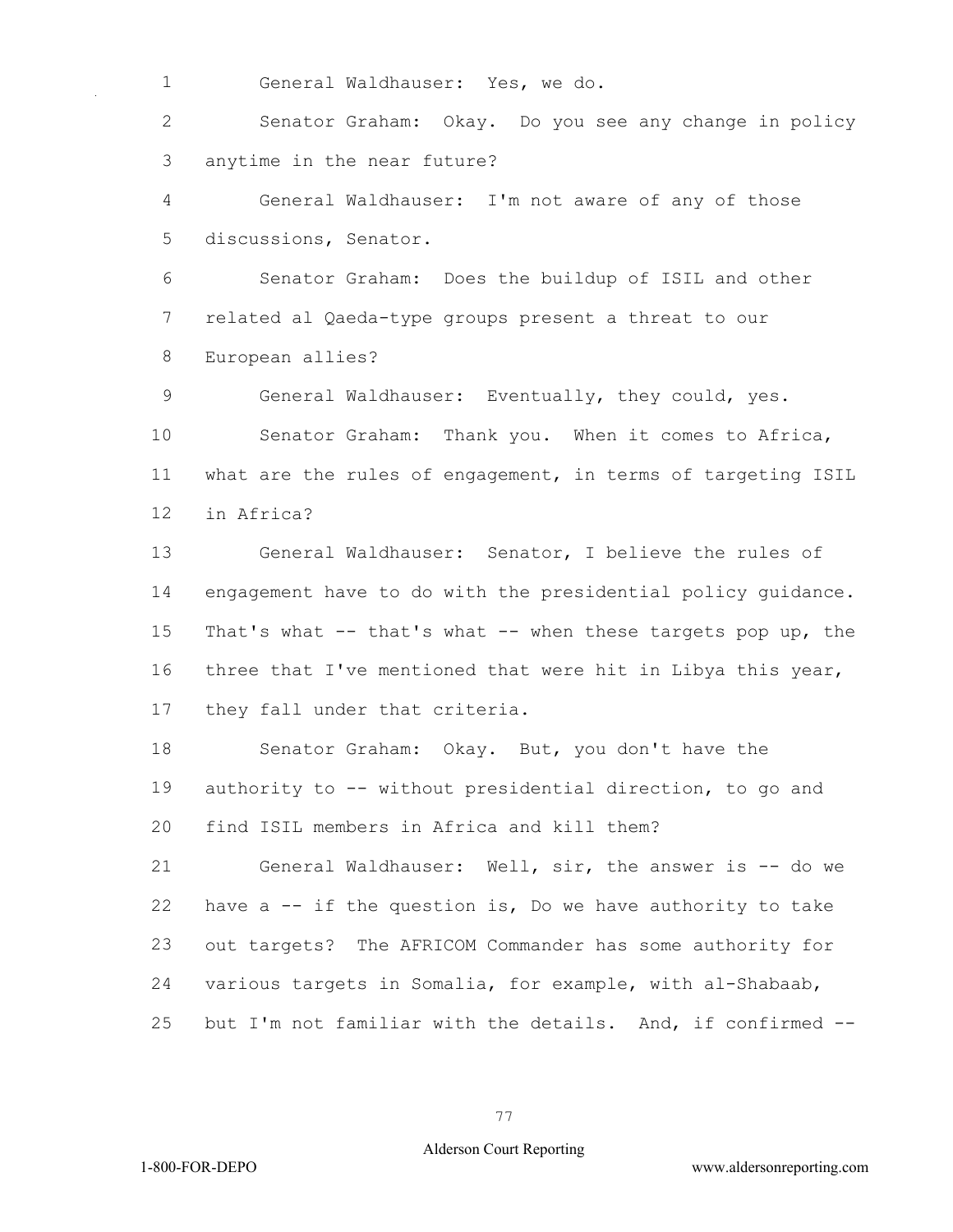General Waldhauser: Yes, we do.

Senator Graham: Okay. Do you see any change in policy anytime in the near future?

General Waldhauser: I'm not aware of any of those discussions, Senator.

Senator Graham: Does the buildup of ISIL and other related al Qaeda-type groups present a threat to our European allies?

General Waldhauser: Eventually, they could, yes.

Senator Graham: Thank you. When it comes to Africa, what are the rules of engagement, in terms of targeting ISIL in Africa?

General Waldhauser: Senator, I believe the rules of engagement have to do with the presidential policy guidance. That's what -- that's what -- when these targets pop up, the three that I've mentioned that were hit in Libya this year, they fall under that criteria.

Senator Graham: Okay. But, you don't have the authority to -- without presidential direction, to go and find ISIL members in Africa and kill them?

General Waldhauser: Well, sir, the answer is -- do we have a -- if the question is, Do we have authority to take out targets? The AFRICOM Commander has some authority for various targets in Somalia, for example, with al-Shabaab, but I'm not familiar with the details. And, if confirmed --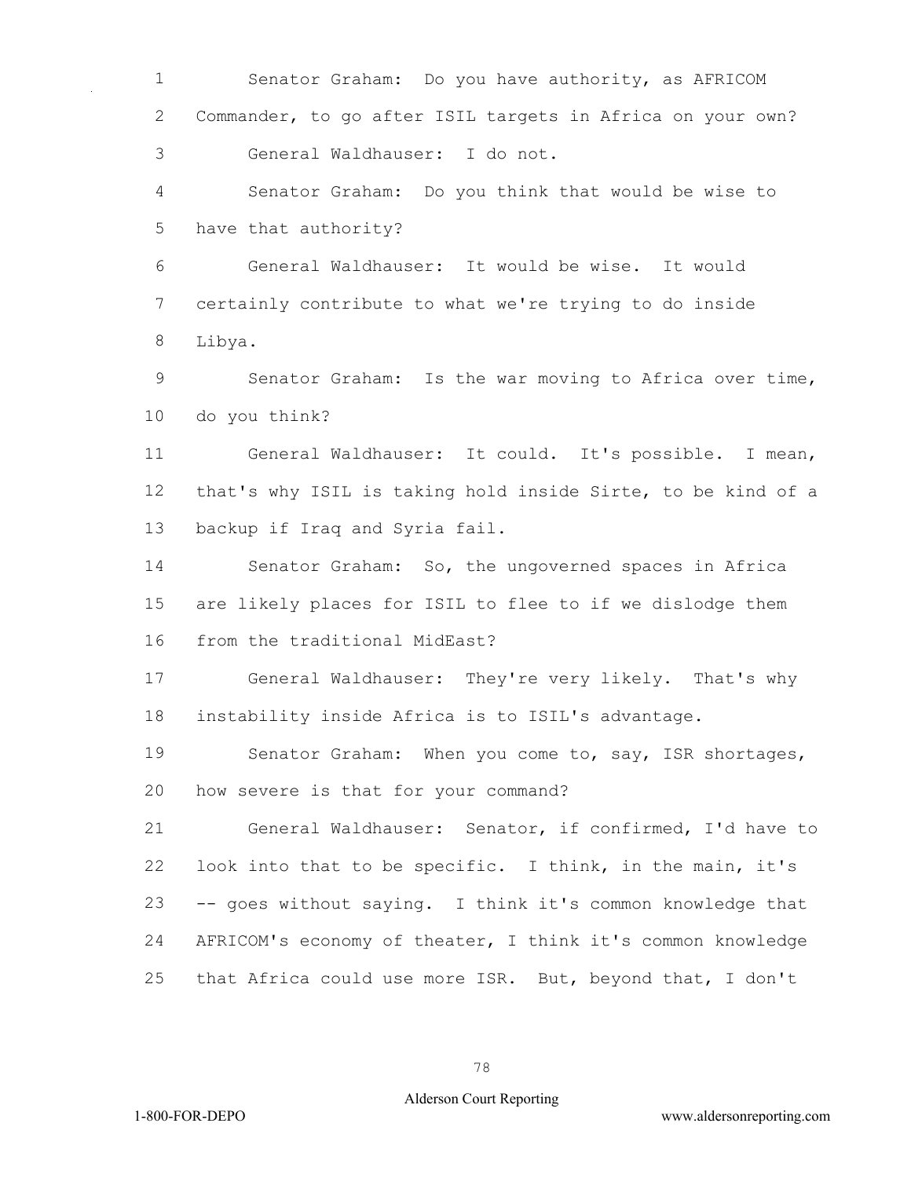Senator Graham: Do you have authority, as AFRICOM Commander, to go after ISIL targets in Africa on your own?

General Waldhauser: I do not.

Senator Graham: Do you think that would be wise to have that authority?

General Waldhauser: It would be wise. It would certainly contribute to what we're trying to do inside Libya.

Senator Graham: Is the war moving to Africa over time, do you think?

General Waldhauser: It could. It's possible. I mean, that's why ISIL is taking hold inside Sirte, to be kind of a backup if Iraq and Syria fail.

Senator Graham: So, the ungoverned spaces in Africa are likely places for ISIL to flee to if we dislodge them from the traditional MidEast?

General Waldhauser: They're very likely. That's why instability inside Africa is to ISIL's advantage.

Senator Graham: When you come to, say, ISR shortages, how severe is that for your command?

General Waldhauser: Senator, if confirmed, I'd have to look into that to be specific. I think, in the main, it's -- goes without saying. I think it's common knowledge that AFRICOM's economy of theater, I think it's common knowledge that Africa could use more ISR. But, beyond that, I don't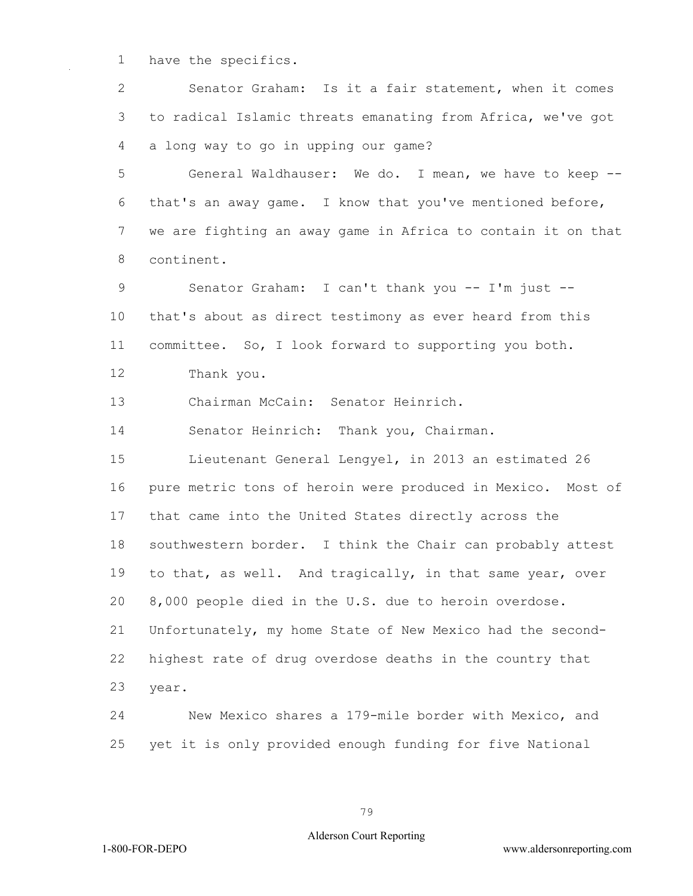have the specifics.

Senator Graham: Is it a fair statement, when it comes to radical Islamic threats emanating from Africa, we've got a long way to go in upping our game?

General Waldhauser: We do. I mean, we have to keep -- that's an away game. I know that you've mentioned before, we are fighting an away game in Africa to contain it on that continent.

Senator Graham: I can't thank you -- I'm just -- that's about as direct testimony as ever heard from this committee. So, I look forward to supporting you both.

Thank you.

Chairman McCain: Senator Heinrich.

Senator Heinrich: Thank you, Chairman.

Lieutenant General Lengyel, in 2013 an estimated 26 pure metric tons of heroin were produced in Mexico. Most of that came into the United States directly across the southwestern border. I think the Chair can probably attest to that, as well. And tragically, in that same year, over 8,000 people died in the U.S. due to heroin overdose. Unfortunately, my home State of New Mexico had the second-highest rate of drug overdose deaths in the country that year.

New Mexico shares a 179-mile border with Mexico, and yet it is only provided enough funding for five National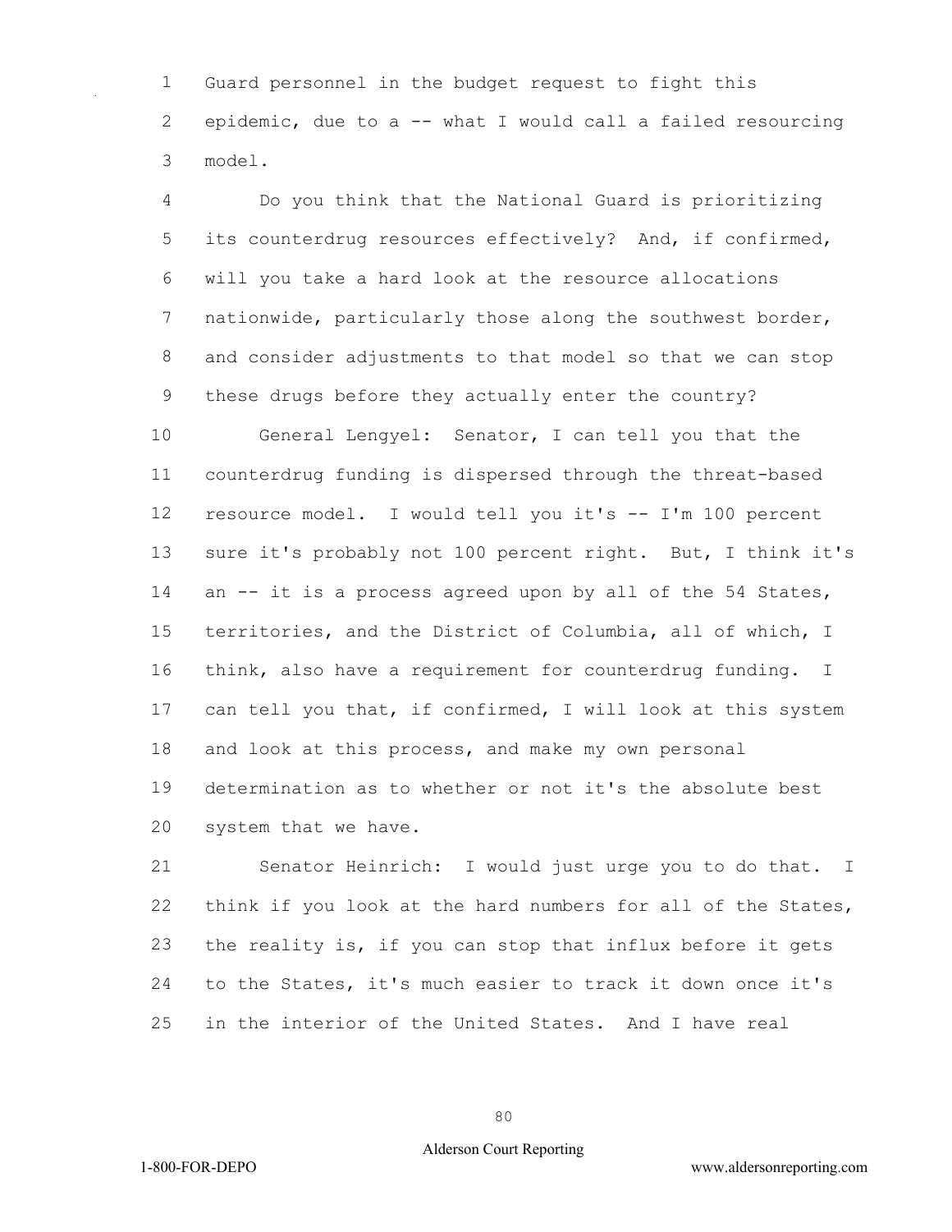Guard personnel in the budget request to fight this epidemic, due to a -- what I would call a failed resourcing model.

Do you think that the National Guard is prioritizing its counterdrug resources effectively? And, if confirmed, will you take a hard look at the resource allocations nationwide, particularly those along the southwest border, and consider adjustments to that model so that we can stop these drugs before they actually enter the country?

General Lengyel: Senator, I can tell you that the counterdrug funding is dispersed through the threat-based resource model. I would tell you it's -- I'm 100 percent sure it's probably not 100 percent right. But, I think it's an -- it is a process agreed upon by all of the 54 States, territories, and the District of Columbia, all of which, I think, also have a requirement for counterdrug funding. I can tell you that, if confirmed, I will look at this system and look at this process, and make my own personal determination as to whether or not it's the absolute best system that we have.

Senator Heinrich: I would just urge you to do that. I think if you look at the hard numbers for all of the States, the reality is, if you can stop that influx before it gets to the States, it's much easier to track it down once it's in the interior of the United States. And I have real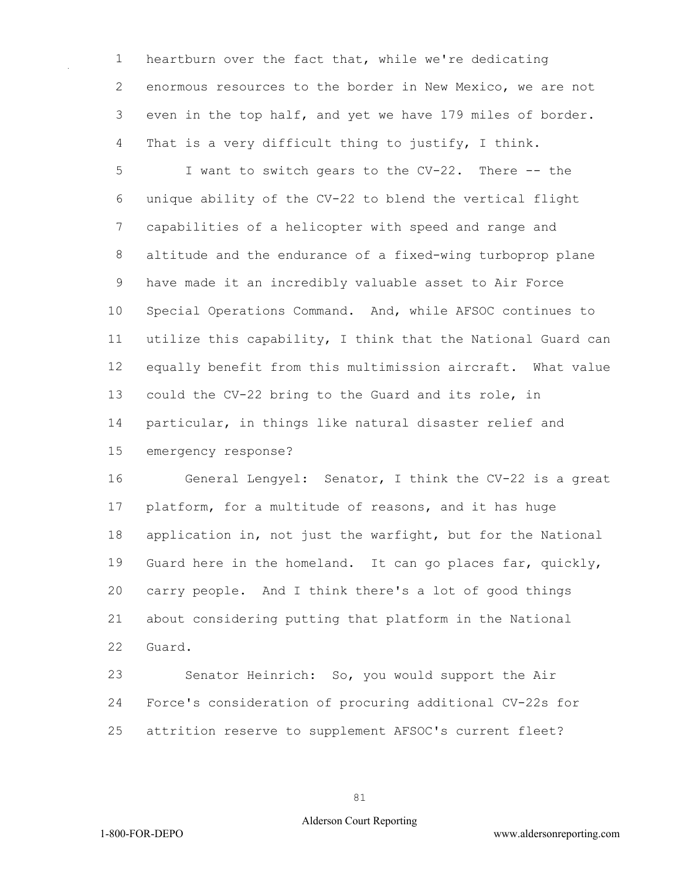heartburn over the fact that, while we're dedicating enormous resources to the border in New Mexico, we are not even in the top half, and yet we have 179 miles of border. That is a very difficult thing to justify, I think.

I want to switch gears to the CV-22. There -- the unique ability of the CV-22 to blend the vertical flight capabilities of a helicopter with speed and range and altitude and the endurance of a fixed-wing turboprop plane have made it an incredibly valuable asset to Air Force Special Operations Command. And, while AFSOC continues to utilize this capability, I think that the National Guard can equally benefit from this multimission aircraft. What value could the CV-22 bring to the Guard and its role, in particular, in things like natural disaster relief and emergency response?

General Lengyel: Senator, I think the CV-22 is a great platform, for a multitude of reasons, and it has huge application in, not just the warfight, but for the National Guard here in the homeland. It can go places far, quickly, carry people. And I think there's a lot of good things about considering putting that platform in the National Guard.

Senator Heinrich: So, you would support the Air Force's consideration of procuring additional CV-22s for attrition reserve to supplement AFSOC's current fleet?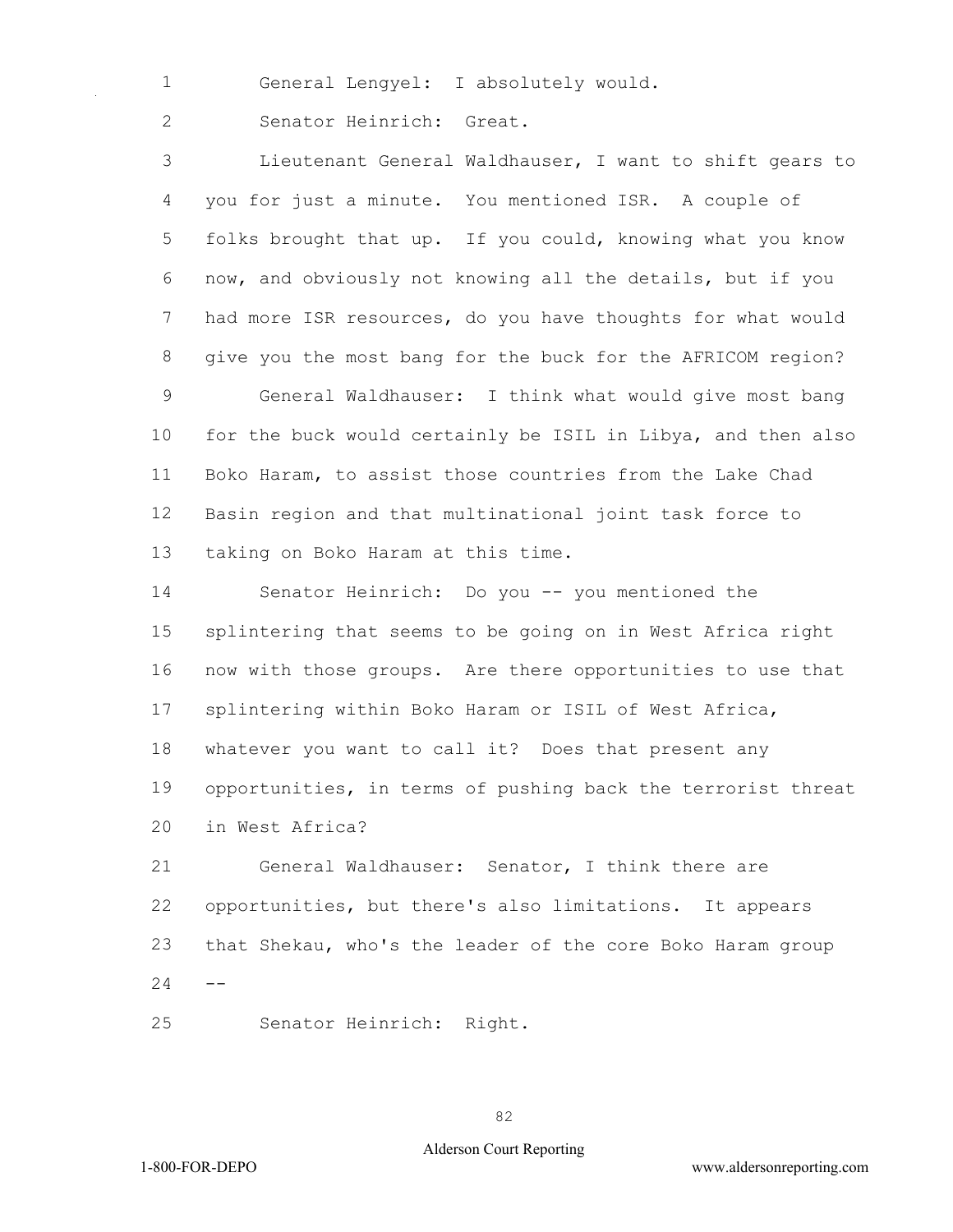General Lengyel: I absolutely would.

Senator Heinrich: Great.

Lieutenant General Waldhauser, I want to shift gears to you for just a minute. You mentioned ISR. A couple of folks brought that up. If you could, knowing what you know now, and obviously not knowing all the details, but if you had more ISR resources, do you have thoughts for what would give you the most bang for the buck for the AFRICOM region?

General Waldhauser: I think what would give most bang for the buck would certainly be ISIL in Libya, and then also Boko Haram, to assist those countries from the Lake Chad Basin region and that multinational joint task force to taking on Boko Haram at this time.

Senator Heinrich: Do you -- you mentioned the splintering that seems to be going on in West Africa right now with those groups. Are there opportunities to use that splintering within Boko Haram or ISIL of West Africa, whatever you want to call it? Does that present any opportunities, in terms of pushing back the terrorist threat in West Africa?

General Waldhauser: Senator, I think there are opportunities, but there's also limitations. It appears that Shekau, who's the leader of the core Boko Haram group --

Senator Heinrich: Right.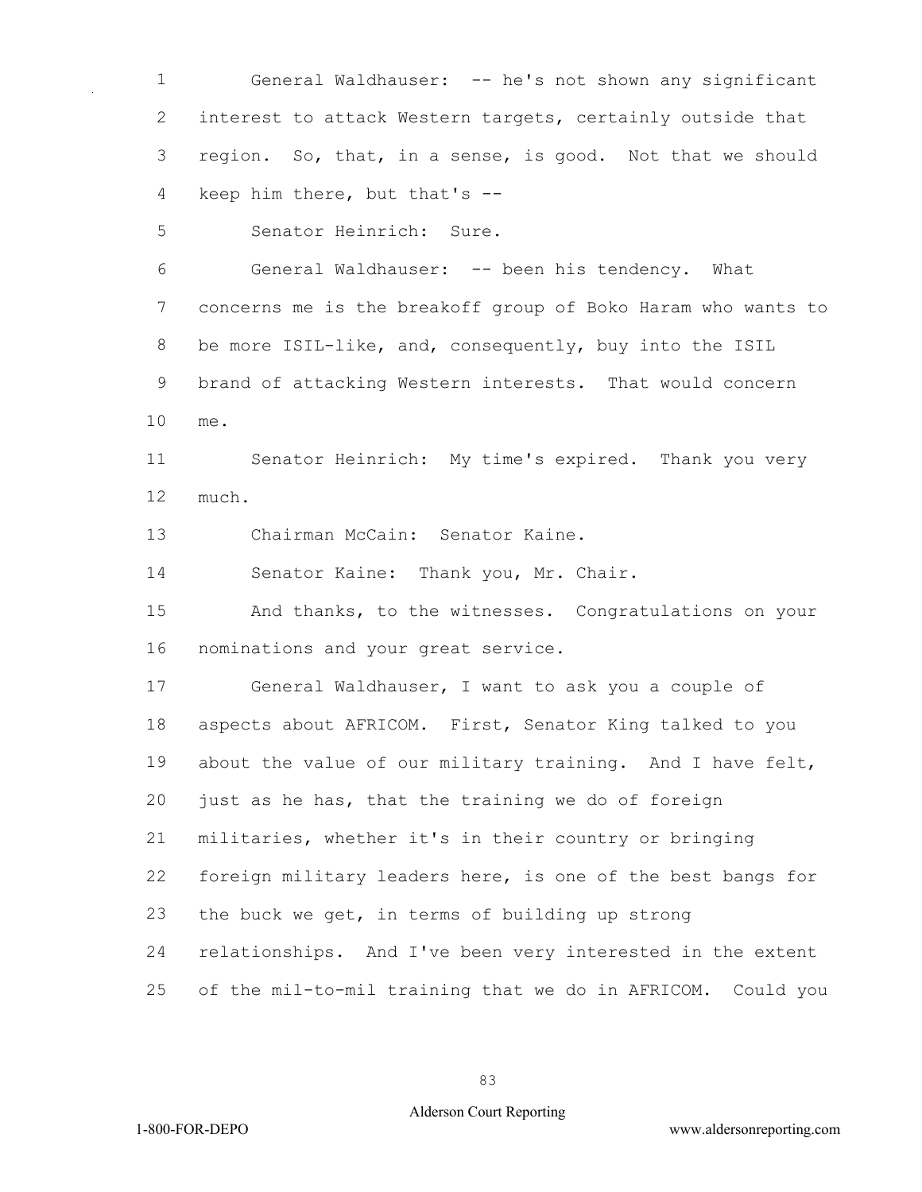General Waldhauser: -- he's not shown any significant interest to attack Western targets, certainly outside that region. So, that, in a sense, is good. Not that we should keep him there, but that's --

Senator Heinrich: Sure.

General Waldhauser: -- been his tendency. What concerns me is the breakoff group of Boko Haram who wants to be more ISIL-like, and, consequently, buy into the ISIL brand of attacking Western interests. That would concern me.

Senator Heinrich: My time's expired. Thank you very much.

Chairman McCain: Senator Kaine.

Senator Kaine: Thank you, Mr. Chair.

And thanks, to the witnesses. Congratulations on your nominations and your great service.

General Waldhauser, I want to ask you a couple of aspects about AFRICOM. First, Senator King talked to you about the value of our military training. And I have felt, just as he has, that the training we do of foreign militaries, whether it's in their country or bringing foreign military leaders here, is one of the best bangs for the buck we get, in terms of building up strong relationships. And I've been very interested in the extent of the mil-to-mil training that we do in AFRICOM. Could you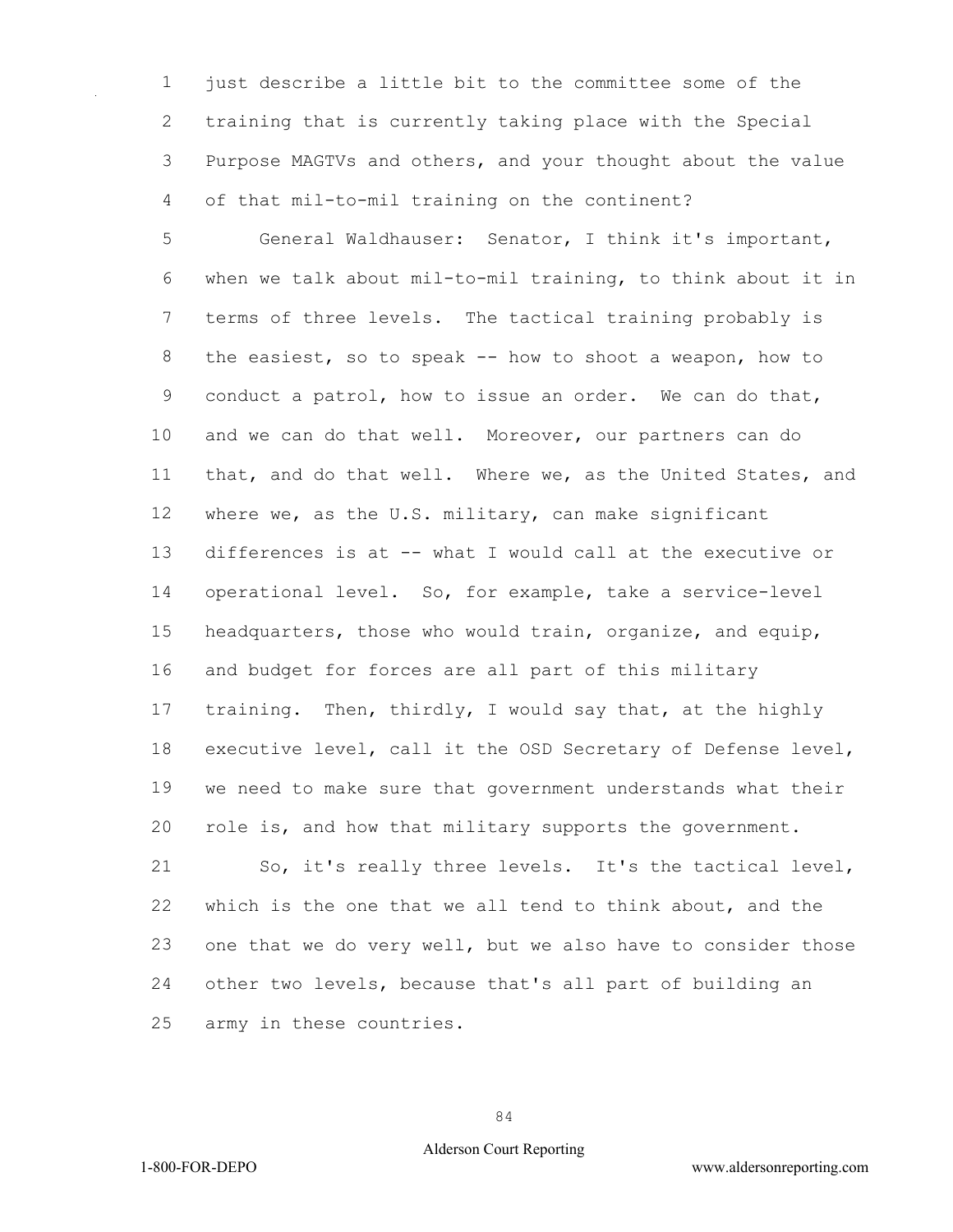just describe a little bit to the committee some of the training that is currently taking place with the Special Purpose MAGTVs and others, and your thought about the value of that mil-to-mil training on the continent?

General Waldhauser: Senator, I think it's important, when we talk about mil-to-mil training, to think about it in terms of three levels. The tactical training probably is the easiest, so to speak -- how to shoot a weapon, how to conduct a patrol, how to issue an order. We can do that, and we can do that well. Moreover, our partners can do that, and do that well. Where we, as the United States, and where we, as the U.S. military, can make significant differences is at -- what I would call at the executive or operational level. So, for example, take a service-level headquarters, those who would train, organize, and equip, and budget for forces are all part of this military training. Then, thirdly, I would say that, at the highly executive level, call it the OSD Secretary of Defense level, we need to make sure that government understands what their role is, and how that military supports the government.

So, it's really three levels. It's the tactical level, which is the one that we all tend to think about, and the one that we do very well, but we also have to consider those other two levels, because that's all part of building an army in these countries.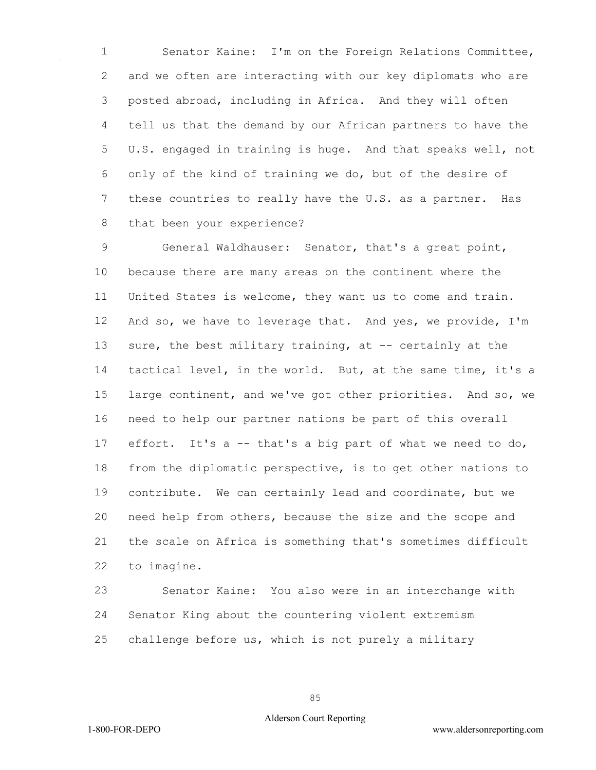Senator Kaine: I'm on the Foreign Relations Committee, and we often are interacting with our key diplomats who are posted abroad, including in Africa. And they will often tell us that the demand by our African partners to have the U.S. engaged in training is huge. And that speaks well, not only of the kind of training we do, but of the desire of these countries to really have the U.S. as a partner. Has that been your experience?

General Waldhauser: Senator, that's a great point, because there are many areas on the continent where the United States is welcome, they want us to come and train. And so, we have to leverage that. And yes, we provide, I'm sure, the best military training, at -- certainly at the tactical level, in the world. But, at the same time, it's a large continent, and we've got other priorities. And so, we need to help our partner nations be part of this overall effort. It's a -- that's a big part of what we need to do, from the diplomatic perspective, is to get other nations to contribute. We can certainly lead and coordinate, but we need help from others, because the size and the scope and the scale on Africa is something that's sometimes difficult to imagine.

Senator Kaine: You also were in an interchange with Senator King about the countering violent extremism challenge before us, which is not purely a military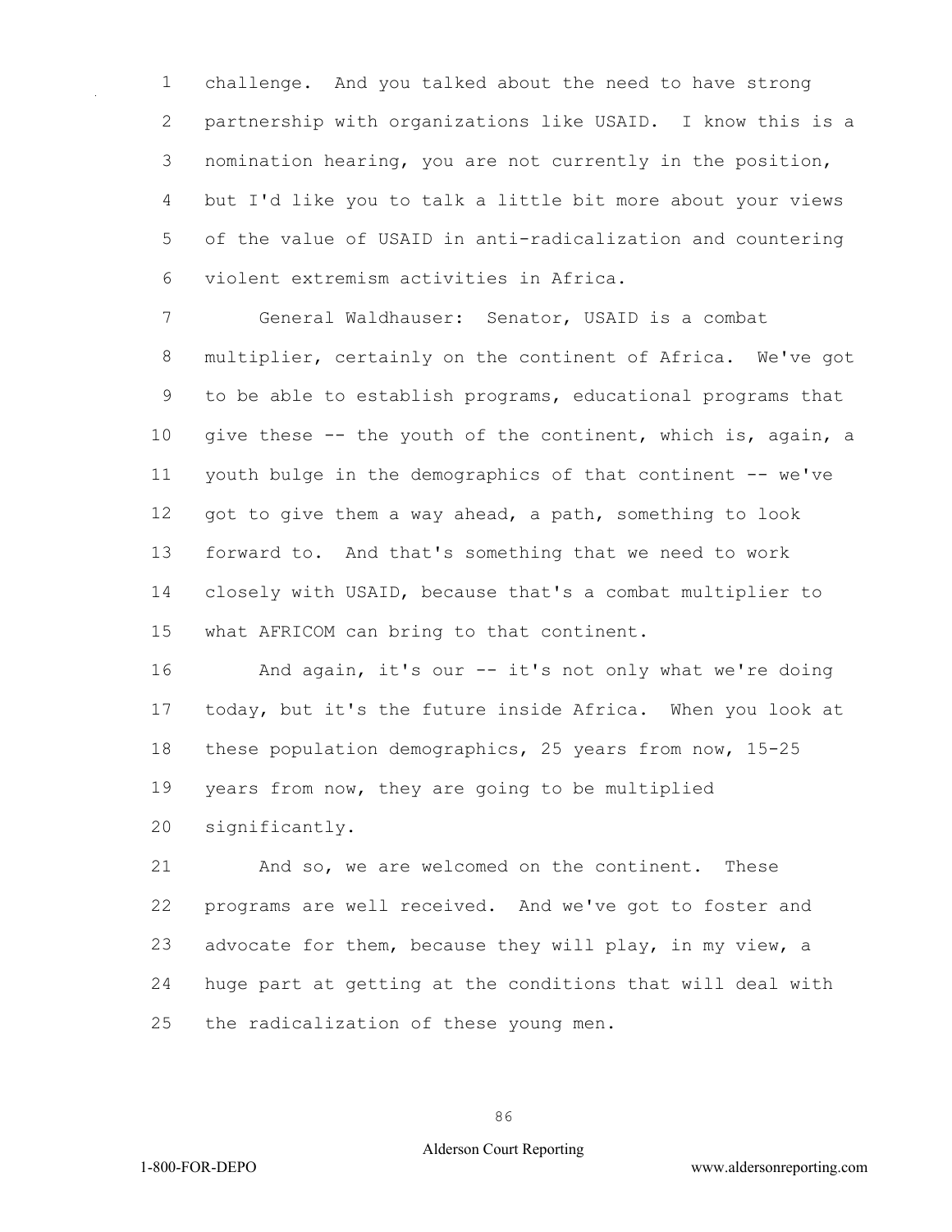challenge. And you talked about the need to have strong partnership with organizations like USAID. I know this is a nomination hearing, you are not currently in the position, but I'd like you to talk a little bit more about your views of the value of USAID in anti-radicalization and countering violent extremism activities in Africa.

General Waldhauser: Senator, USAID is a combat multiplier, certainly on the continent of Africa. We've got to be able to establish programs, educational programs that give these -- the youth of the continent, which is, again, a youth bulge in the demographics of that continent -- we've got to give them a way ahead, a path, something to look forward to. And that's something that we need to work closely with USAID, because that's a combat multiplier to what AFRICOM can bring to that continent.

And again, it's our -- it's not only what we're doing today, but it's the future inside Africa. When you look at these population demographics, 25 years from now, 15-25 years from now, they are going to be multiplied significantly.

And so, we are welcomed on the continent. These programs are well received. And we've got to foster and advocate for them, because they will play, in my view, a huge part at getting at the conditions that will deal with the radicalization of these young men.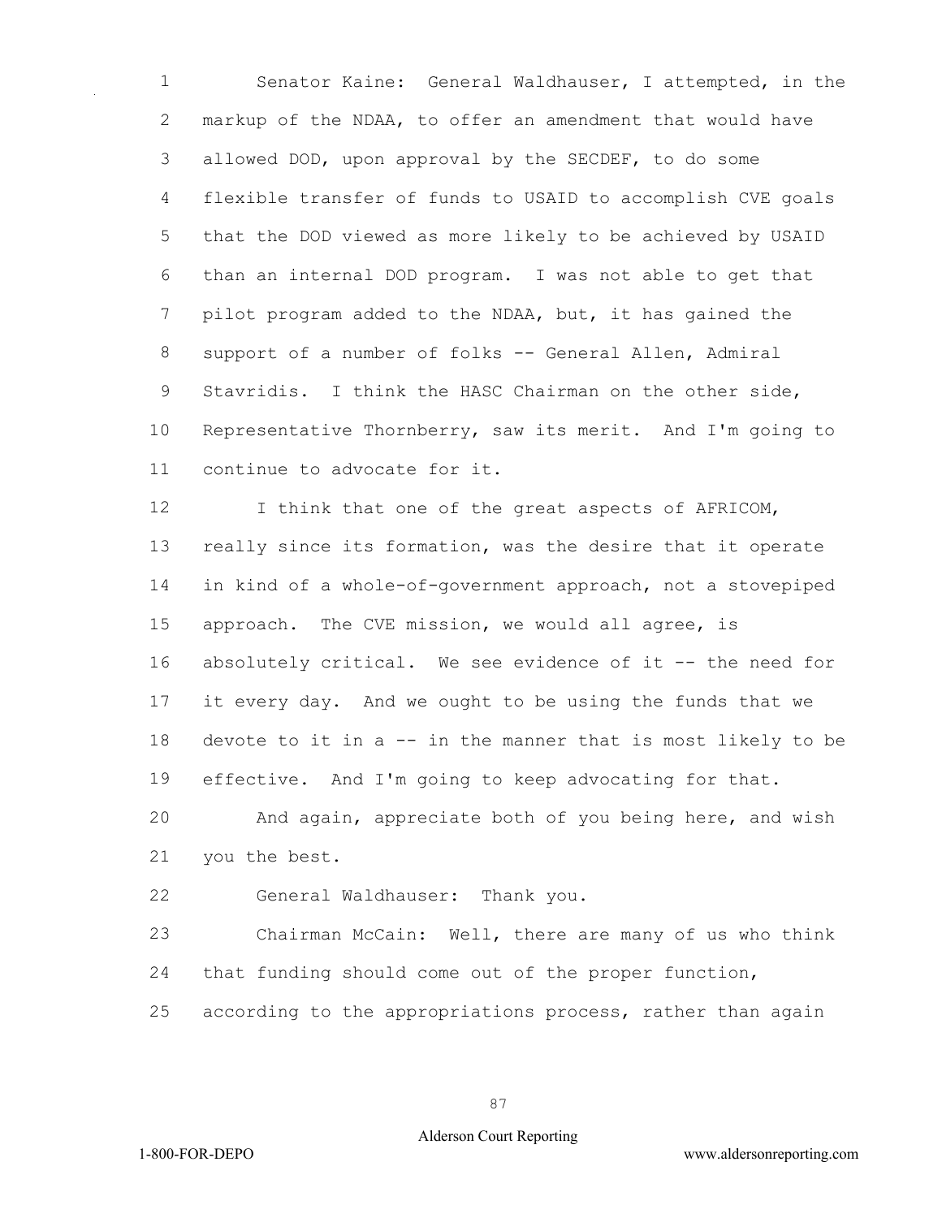Senator Kaine: General Waldhauser, I attempted, in the markup of the NDAA, to offer an amendment that would have allowed DOD, upon approval by the SECDEF, to do some flexible transfer of funds to USAID to accomplish CVE goals that the DOD viewed as more likely to be achieved by USAID than an internal DOD program. I was not able to get that pilot program added to the NDAA, but, it has gained the support of a number of folks -- General Allen, Admiral Stavridis. I think the HASC Chairman on the other side, Representative Thornberry, saw its merit. And I'm going to continue to advocate for it.

I think that one of the great aspects of AFRICOM, really since its formation, was the desire that it operate in kind of a whole-of-government approach, not a stovepiped approach. The CVE mission, we would all agree, is absolutely critical. We see evidence of it -- the need for it every day. And we ought to be using the funds that we devote to it in a -- in the manner that is most likely to be effective. And I'm going to keep advocating for that.

And again, appreciate both of you being here, and wish you the best.

General Waldhauser: Thank you.

Chairman McCain: Well, there are many of us who think that funding should come out of the proper function, according to the appropriations process, rather than again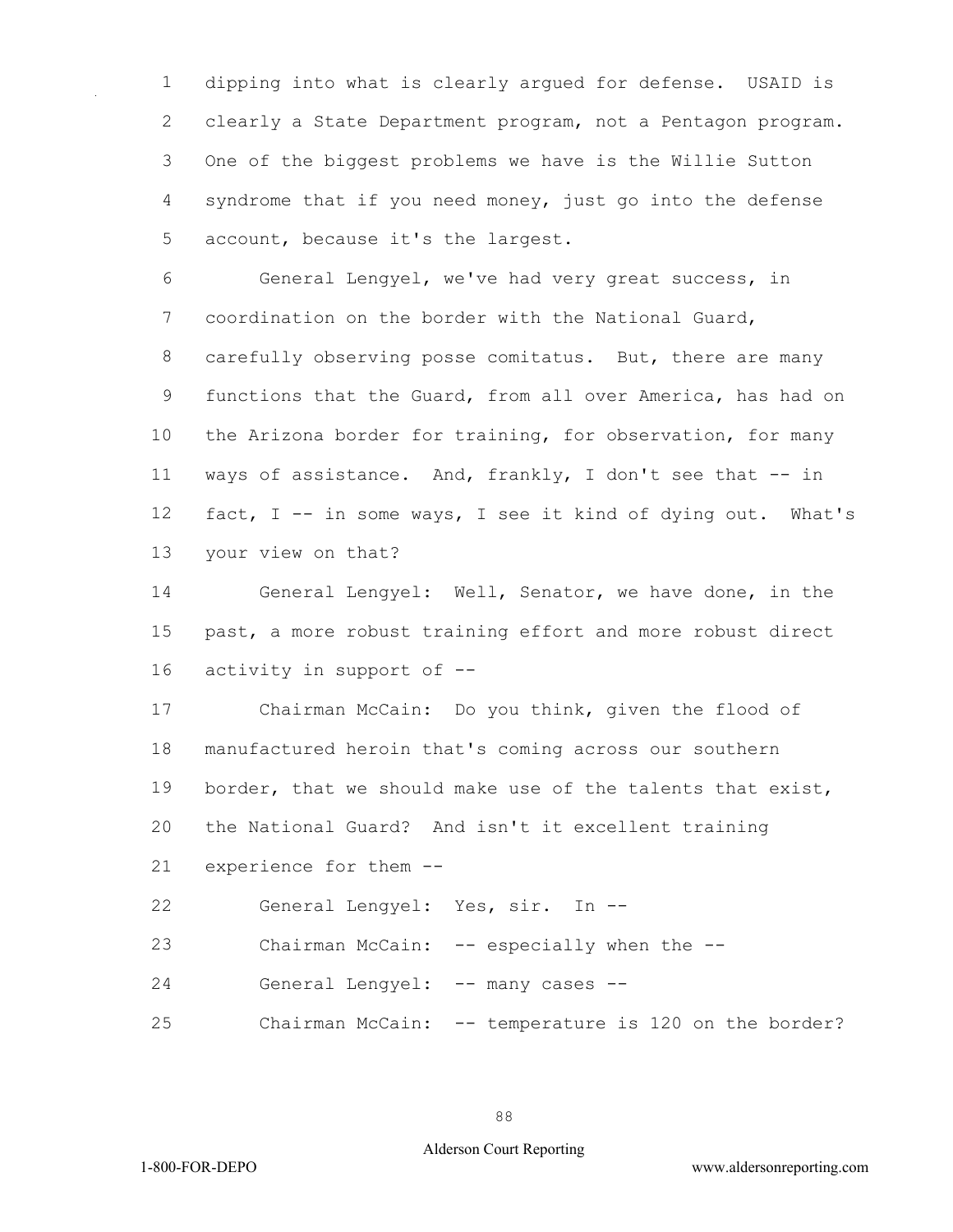dipping into what is clearly argued for defense. USAID is clearly a State Department program, not a Pentagon program. One of the biggest problems we have is the Willie Sutton syndrome that if you need money, just go into the defense account, because it's the largest.

General Lengyel, we've had very great success, in coordination on the border with the National Guard, carefully observing posse comitatus. But, there are many functions that the Guard, from all over America, has had on the Arizona border for training, for observation, for many ways of assistance. And, frankly, I don't see that -- in fact, I -- in some ways, I see it kind of dying out. What's your view on that?

General Lengyel: Well, Senator, we have done, in the past, a more robust training effort and more robust direct activity in support of --

Chairman McCain: Do you think, given the flood of manufactured heroin that's coming across our southern border, that we should make use of the talents that exist, the National Guard? And isn't it excellent training experience for them --

General Lengyel: Yes, sir. In --

Chairman McCain: -- especially when the --

General Lengyel: -- many cases --

Chairman McCain: -- temperature is 120 on the border?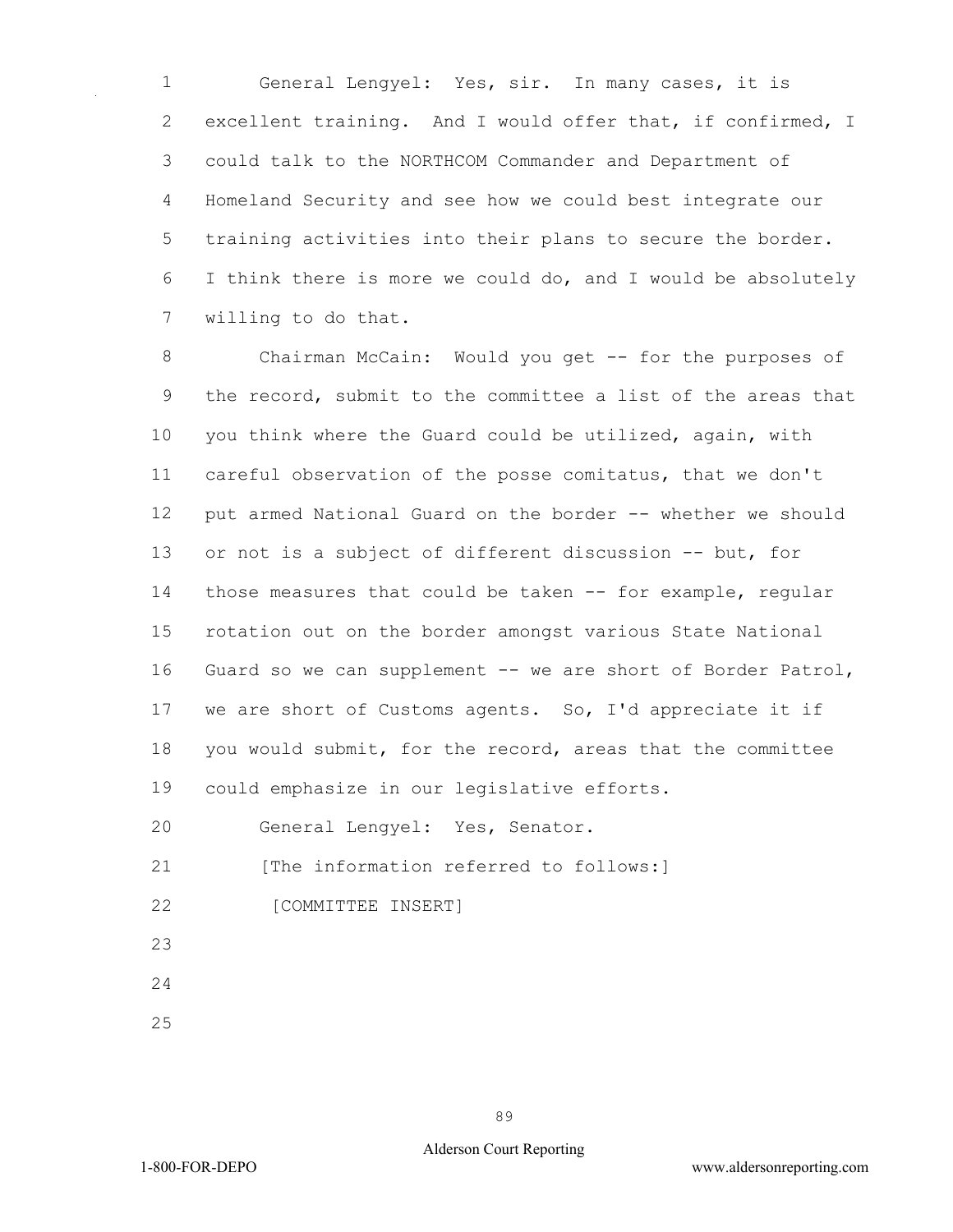General Lengyel: Yes, sir. In many cases, it is excellent training. And I would offer that, if confirmed, I could talk to the NORTHCOM Commander and Department of Homeland Security and see how we could best integrate our training activities into their plans to secure the border. I think there is more we could do, and I would be absolutely willing to do that.

Chairman McCain: Would you get -- for the purposes of the record, submit to the committee a list of the areas that you think where the Guard could be utilized, again, with careful observation of the posse comitatus, that we don't put armed National Guard on the border -- whether we should or not is a subject of different discussion -- but, for those measures that could be taken -- for example, regular rotation out on the border amongst various State National Guard so we can supplement -- we are short of Border Patrol, we are short of Customs agents. So, I'd appreciate it if you would submit, for the record, areas that the committee could emphasize in our legislative efforts.

General Lengyel: Yes, Senator.

[The information referred to follows:]

[COMMITTEE INSERT]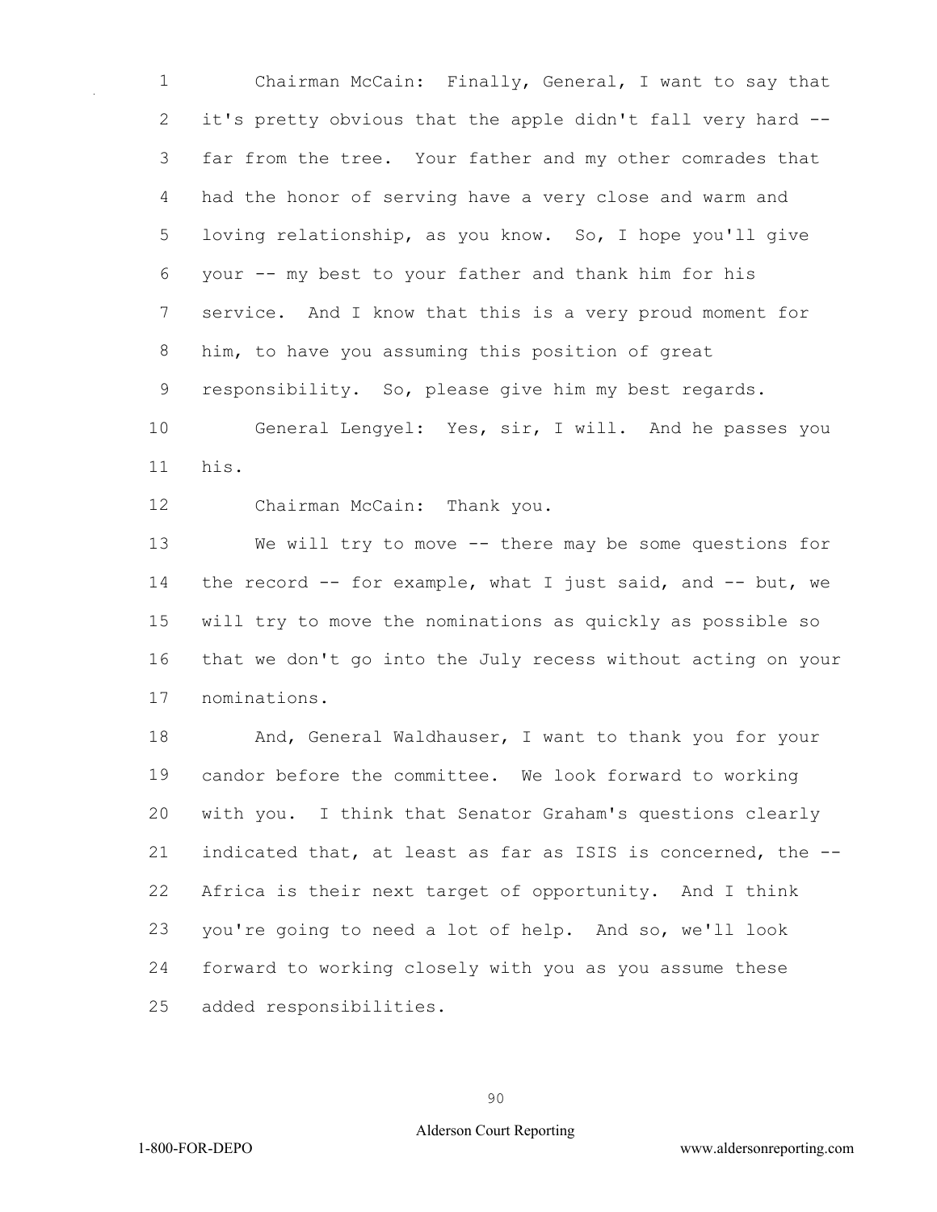Chairman McCain: Finally, General, I want to say that it's pretty obvious that the apple didn't fall very hard -- far from the tree. Your father and my other comrades that had the honor of serving have a very close and warm and loving relationship, as you know. So, I hope you'll give your -- my best to your father and thank him for his service. And I know that this is a very proud moment for him, to have you assuming this position of great responsibility. So, please give him my best regards.

General Lengyel: Yes, sir, I will. And he passes you his.

Chairman McCain: Thank you.

We will try to move -- there may be some questions for the record -- for example, what I just said, and -- but, we will try to move the nominations as quickly as possible so that we don't go into the July recess without acting on your nominations.

And, General Waldhauser, I want to thank you for your candor before the committee. We look forward to working with you. I think that Senator Graham's questions clearly indicated that, at least as far as ISIS is concerned, the -- Africa is their next target of opportunity. And I think you're going to need a lot of help. And so, we'll look forward to working closely with you as you assume these added responsibilities.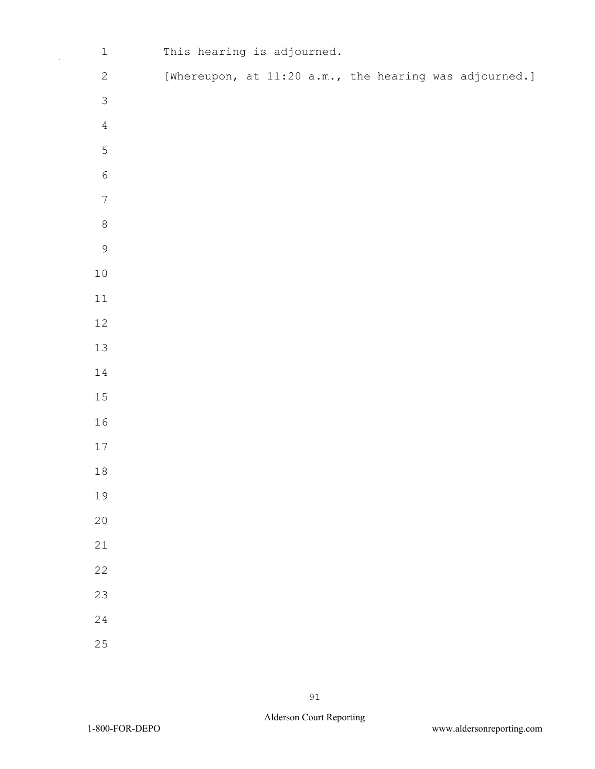This hearing is adjourned.

[Whereupon, at 11:20 a.m., the hearing was adjourned.]